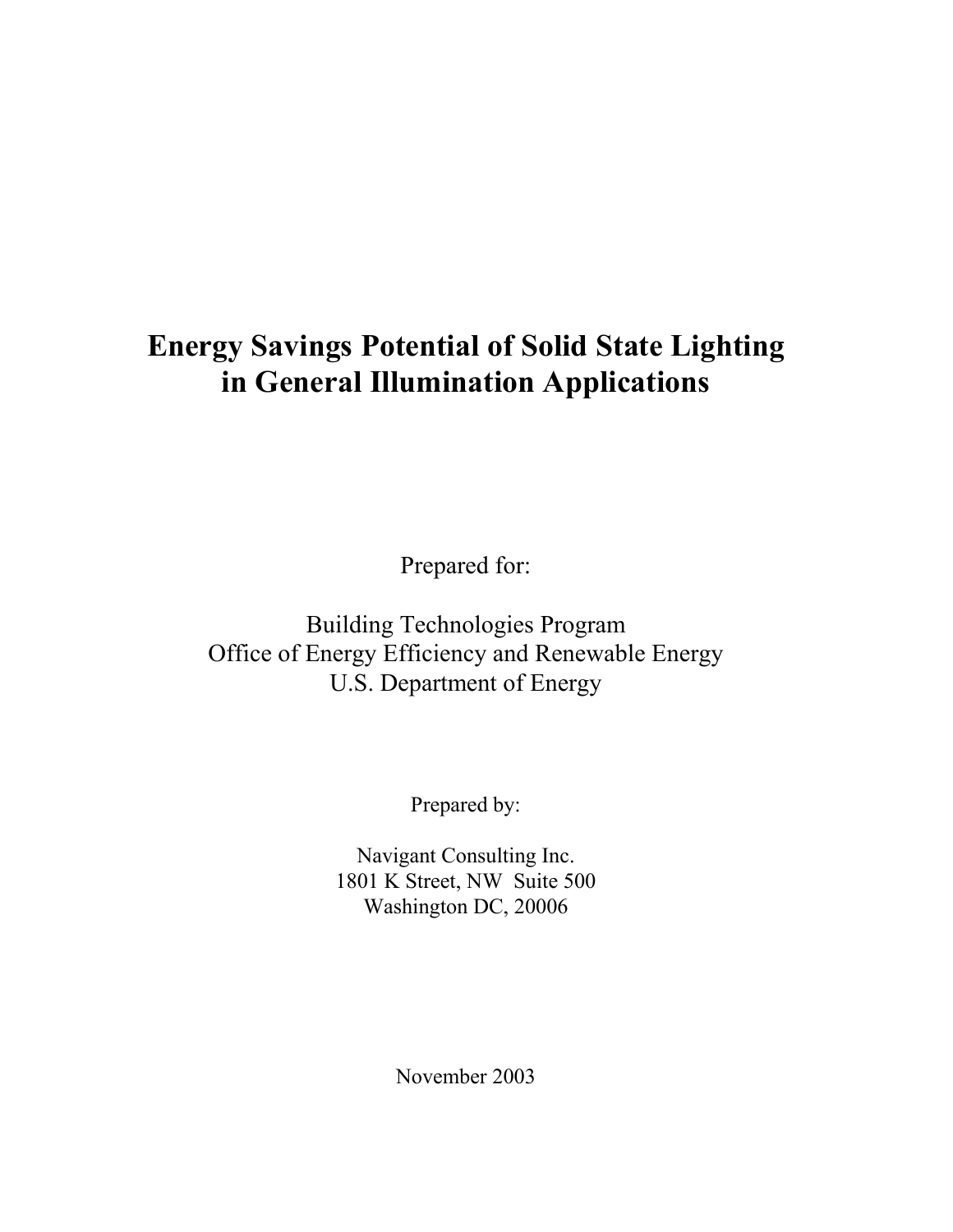# Energy Savings Potential of Solid State Lighting in General Illumination Applications

Prepared for:

Building Technologies Program
Office of Energy Efficiency and Renewable Energy
U.S. Department of Energy

Prepared by:

Navigant Consulting Inc.
1801 K Street, NW Suite 500
Washington DC, 20006

November 2003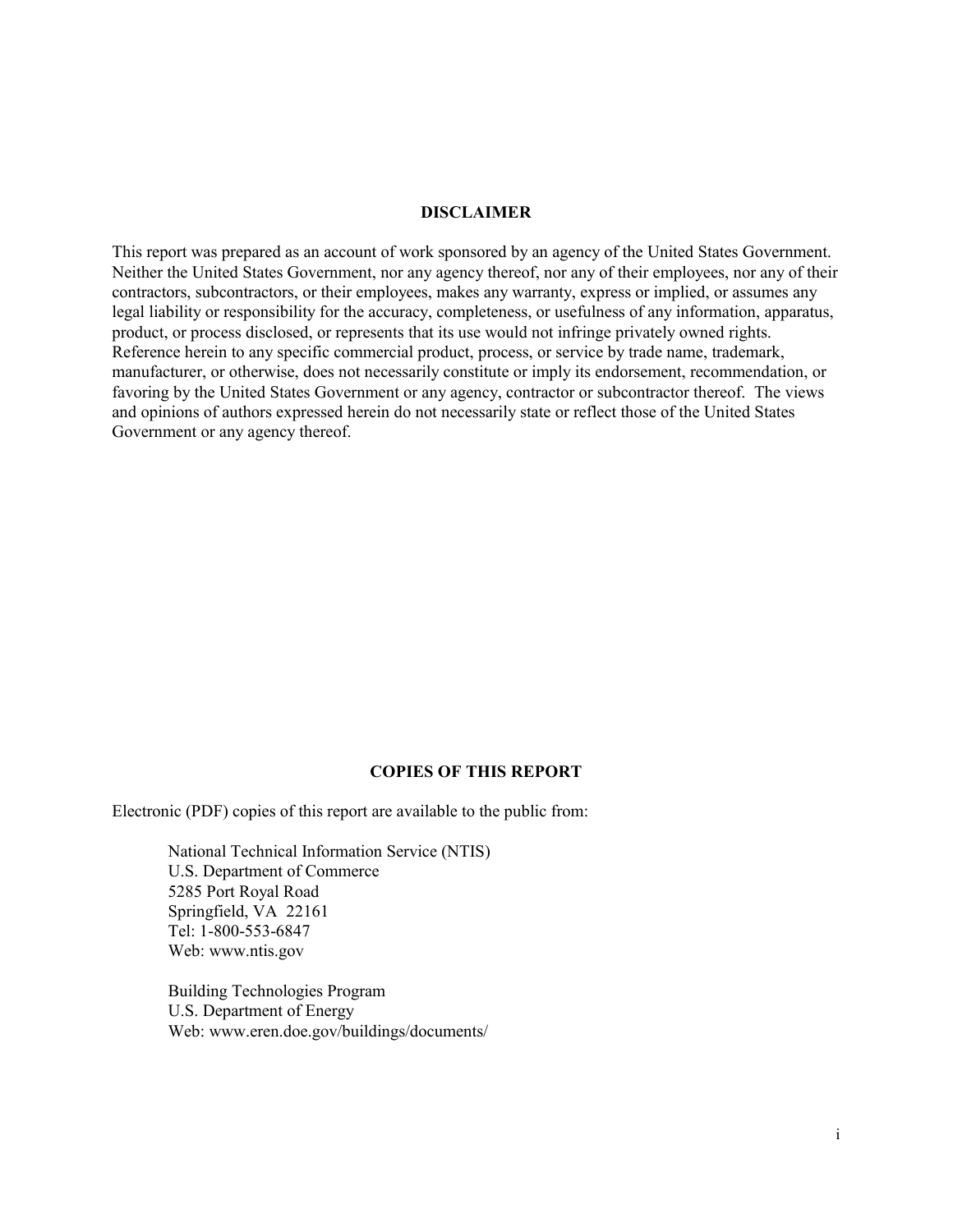## DISCLAIMER

This report was prepared as an account of work sponsored by an agency of the United States Government. Neither the United States Government, nor any agency thereof, nor any of their employees, nor any of their contractors, subcontractors, or their employees, makes any warranty, express or implied, or assumes any legal liability or responsibility for the accuracy, completeness, or usefulness of any information, apparatus, product, or process disclosed, or represents that its use would not infringe privately owned rights. Reference herein to any specific commercial product, process, or service by trade name, trademark, manufacturer, or otherwise, does not necessarily constitute or imply its endorsement, recommendation, or favoring by the United States Government or any agency, contractor or subcontractor thereof. The views and opinions of authors expressed herein do not necessarily state or reflect those of the United States Government or any agency thereof.

## COPIES OF THIS REPORT

Electronic (PDF) copies of this report are available to the public from:

National Technical Information Service (NTIS)
U.S. Department of Commerce
5285 Port Royal Road
Springfield, VA 22161
Tel: 1-800-553-6847
Web: www.ntis.gov

Building Technologies Program
U.S. Department of Energy
Web: www.eren.doe.gov/buildings/documents/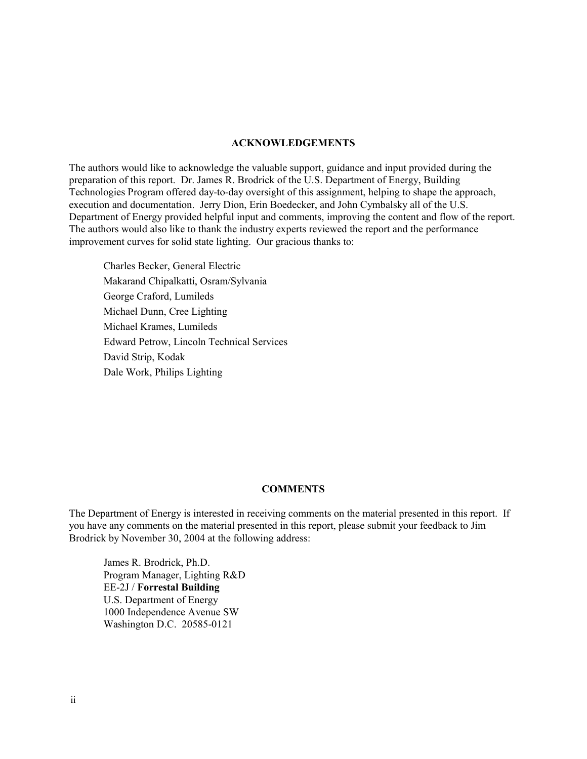## ACKNOWLEDGEMENTS

The authors would like to acknowledge the valuable support, guidance and input provided during the preparation of this report. Dr. James R. Brodrick of the U.S. Department of Energy, Building Technologies Program offered day-to-day oversight of this assignment, helping to shape the approach, execution and documentation. Jerry Dion, Erin Boedecker, and John Cymbalsky all of the U.S. Department of Energy provided helpful input and comments, improving the content and flow of the report. The authors would also like to thank the industry experts reviewed the report and the performance improvement curves for solid state lighting. Our gracious thanks to:

Charles Becker, General Electric
Makarand Chipalkatti, Osram/Sylvania
George Craford, Lumileds
Michael Dunn, Cree Lighting
Michael Krames, Lumileds
Edward Petrow, Lincoln Technical Services
David Strip, Kodak
Dale Work, Philips Lighting

## COMMENTS

The Department of Energy is interested in receiving comments on the material presented in this report. If you have any comments on the material presented in this report, please submit your feedback to Jim Brodrick by November 30, 2004 at the following address:

James R. Brodrick, Ph.D.
Program Manager, Lighting R&D
EE-2J / **Forrestal Building**
U.S. Department of Energy
1000 Independence Avenue SW
Washington D.C. 20585-0121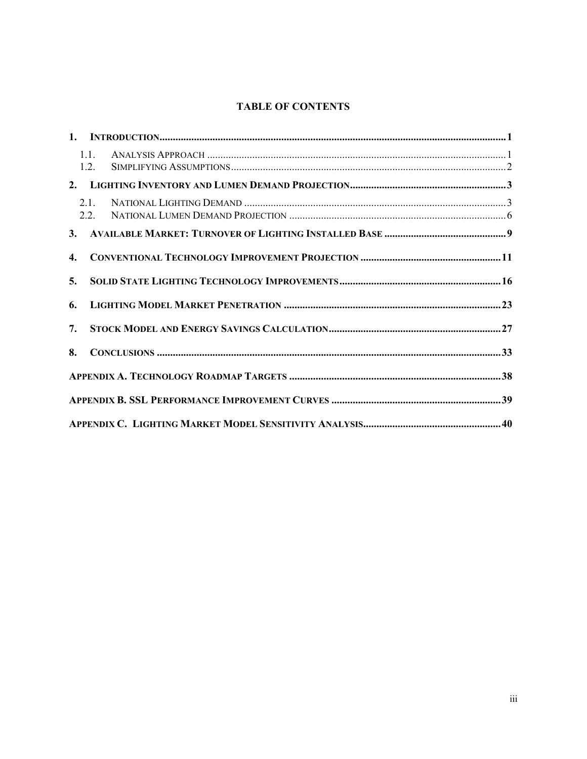## TABLE OF CONTENTS

**1. INTRODUCTION .......... 1**

- 1.1. ANALYSIS APPROACH .......... 1
- 1.2. SIMPLIFYING ASSUMPTIONS .......... 2

**2. LIGHTING INVENTORY AND LUMEN DEMAND PROJECTION .......... 3**

- 2.1. NATIONAL LIGHTING DEMAND .......... 3
- 2.2. NATIONAL LUMEN DEMAND PROJECTION .......... 6

**3. AVAILABLE MARKET: TURNOVER OF LIGHTING INSTALLED BASE .......... 9**

**4. CONVENTIONAL TECHNOLOGY IMPROVEMENT PROJECTION .......... 11**

**5. SOLID STATE LIGHTING TECHNOLOGY IMPROVEMENTS .......... 16**

**6. LIGHTING MODEL MARKET PENETRATION .......... 23**

**7. STOCK MODEL AND ENERGY SAVINGS CALCULATION .......... 27**

**8. CONCLUSIONS .......... 33**

**APPENDIX A. TECHNOLOGY ROADMAP TARGETS .......... 38**

**APPENDIX B. SSL PERFORMANCE IMPROVEMENT CURVES .......... 39**

**APPENDIX C. LIGHTING MARKET MODEL SENSITIVITY ANALYSIS .......... 40**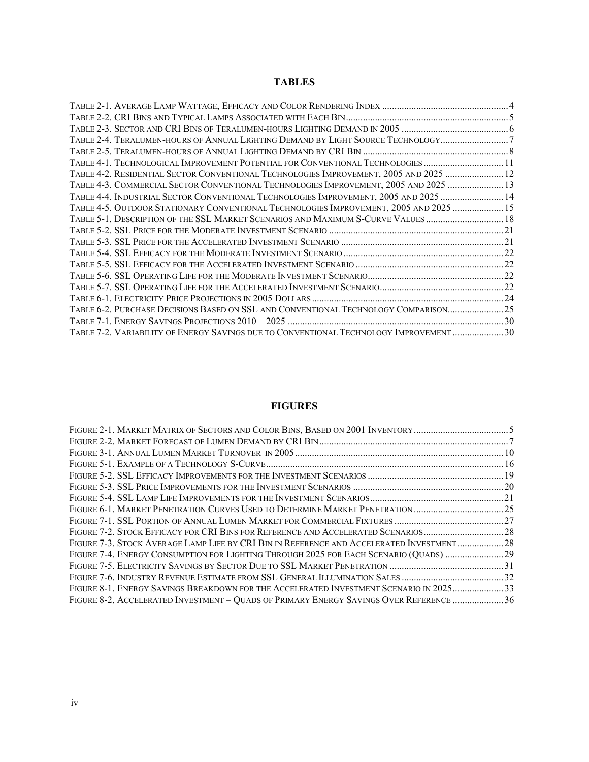## TABLES

Table 2-1. Average Lamp Wattage, Efficacy and Color Rendering Index ....................................................4
Table 2-2. CRI Bins and Typical Lamps Associated with Each Bin...................................................................5
Table 2-3. Sector and CRI Bins of Teralumen-hours Lighting Demand in 2005 ............................................6
Table 2-4. Teralumen-hours of Annual Lighting Demand by Light Source Technology............................7
Table 2-5. Teralumen-hours of Annual Lighting Demand by CRI Bin ............................................................8
Table 4-1. Technological Improvement Potential for Conventional Technologies.................................11
Table 4-2. Residential Sector Conventional Technologies Improvement, 2005 and 2025 ........................12
Table 4-3. Commercial Sector Conventional Technologies Improvement, 2005 and 2025 .......................13
Table 4-4. Industrial Sector Conventional Technologies Improvement, 2005 and 2025 ..........................14
Table 4-5. Outdoor Stationary Conventional Technologies Improvement, 2005 and 2025 .....................15
Table 5-1. Description of the SSL Market Scenarios and Maximum S-Curve Values ................................18
Table 5-2. SSL Price for the Moderate Investment Scenario ........................................................................21
Table 5-3. SSL Price for the Accelerated Investment Scenario ..................................................................21
Table 5-4. SSL Efficacy for the Moderate Investment Scenario ..................................................................22
Table 5-5. SSL Efficacy for the Accelerated Investment Scenario .............................................................22
Table 5-6. SSL Operating Life for the Moderate Investment Scenario........................................................22
Table 5-7. SSL Operating Life for the Accelerated Investment Scenario...................................................22
Table 6-1. Electricity Price Projections in 2005 Dollars...............................................................................24
Table 6-2. Purchase Decisions Based on SSL and Conventional Technology Comparison.......................25
Table 7-1. Energy Savings Projections 2010 – 2025 ........................................................................................30
Table 7-2. Variability of Energy Savings due to Conventional Technology Improvement .....................30

## FIGURES

Figure 2-1. Market Matrix of Sectors and Color Bins, Based on 2001 Inventory.......................................5
Figure 2-2. Market Forecast of Lumen Demand by CRI Bin.............................................................................7
Figure 3-1. Annual Lumen Market Turnover in 2005......................................................................................10
Figure 5-1. Example of a Technology S-Curve.................................................................................................16
Figure 5-2. SSL Efficacy Improvements for the Investment Scenarios ........................................................19
Figure 5-3. SSL Price Improvements for the Investment Scenarios ..............................................................20
Figure 5-4. SSL Lamp Life Improvements for the Investment Scenarios.......................................................21
Figure 6-1. Market Penetration Curves Used to Determine Market Penetration.....................................25
Figure 7-1. SSL Portion of Annual Lumen Market for Commercial Fixtures .............................................27
Figure 7-2. Stock Efficacy for CRI Bins for Reference and Accelerated Scenarios.................................28
Figure 7-3. Stock Average Lamp Life by CRI Bin in Reference and Accelerated Investment...................28
Figure 7-4. Energy Consumption for Lighting Through 2025 for Each Scenario (Quads) ........................29
Figure 7-5. Electricity Savings by Sector Due to SSL Market Penetration ...............................................31
Figure 7-6. Industry Revenue Estimate from SSL General Illumination Sales ..........................................32
Figure 8-1. Energy Savings Breakdown for the Accelerated Investment Scenario in 2025.....................33
Figure 8-2. Accelerated Investment – Quads of Primary Energy Savings Over Reference .....................36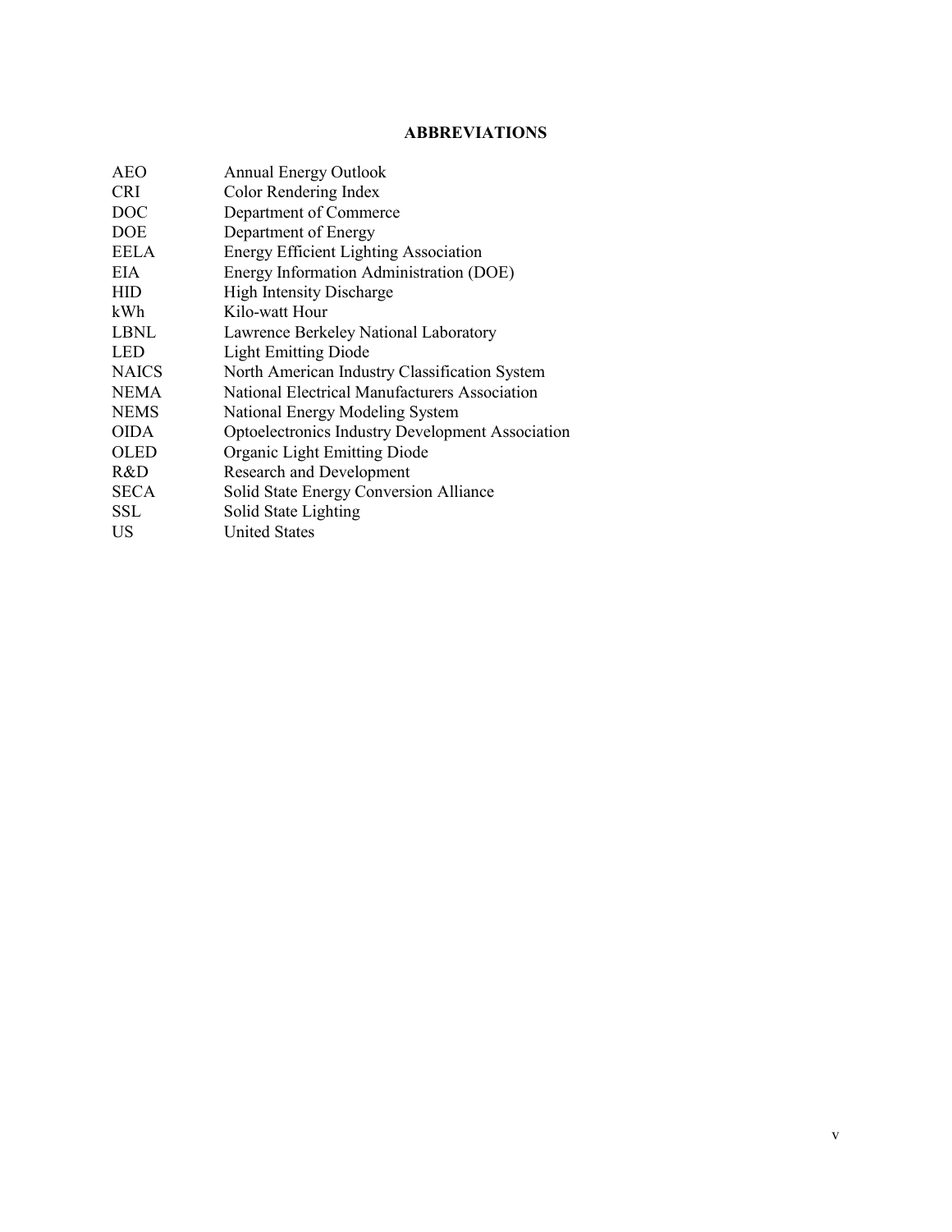# ABBREVIATIONS

| | |
|---|---|
| AEO | Annual Energy Outlook |
| CRI | Color Rendering Index |
| DOC | Department of Commerce |
| DOE | Department of Energy |
| EELA | Energy Efficient Lighting Association |
| EIA | Energy Information Administration (DOE) |
| HID | High Intensity Discharge |
| kWh | Kilo-watt Hour |
| LBNL | Lawrence Berkeley National Laboratory |
| LED | Light Emitting Diode |
| NAICS | North American Industry Classification System |
| NEMA | National Electrical Manufacturers Association |
| NEMS | National Energy Modeling System |
| OIDA | Optoelectronics Industry Development Association |
| OLED | Organic Light Emitting Diode |
| R&D | Research and Development |
| SECA | Solid State Energy Conversion Alliance |
| SSL | Solid State Lighting |
| US | United States |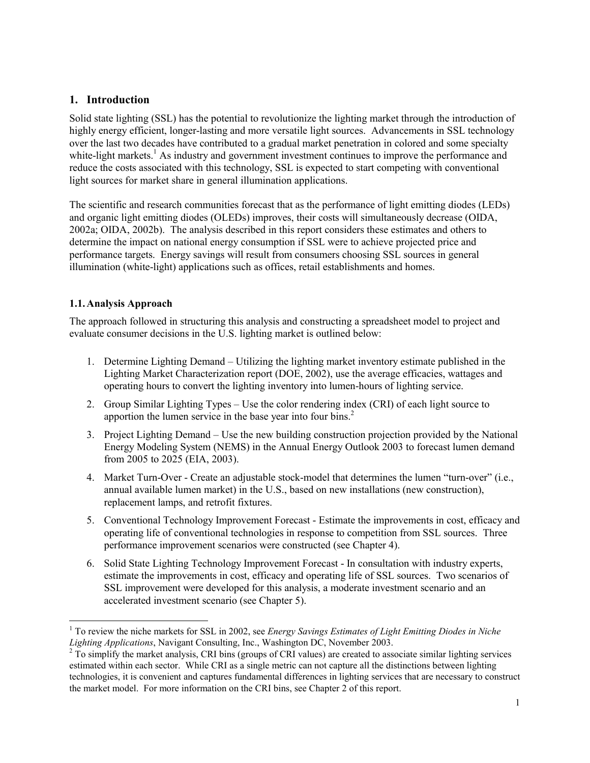# 1. Introduction

Solid state lighting (SSL) has the potential to revolutionize the lighting market through the introduction of highly energy efficient, longer-lasting and more versatile light sources. Advancements in SSL technology over the last two decades have contributed to a gradual market penetration in colored and some specialty white-light markets.[1] As industry and government investment continues to improve the performance and reduce the costs associated with this technology, SSL is expected to start competing with conventional light sources for market share in general illumination applications.

The scientific and research communities forecast that as the performance of light emitting diodes (LEDs) and organic light emitting diodes (OLEDs) improves, their costs will simultaneously decrease (OIDA, 2002a; OIDA, 2002b). The analysis described in this report considers these estimates and others to determine the impact on national energy consumption if SSL were to achieve projected price and performance targets. Energy savings will result from consumers choosing SSL sources in general illumination (white-light) applications such as offices, retail establishments and homes.

## 1.1. Analysis Approach

The approach followed in structuring this analysis and constructing a spreadsheet model to project and evaluate consumer decisions in the U.S. lighting market is outlined below:

1. Determine Lighting Demand – Utilizing the lighting market inventory estimate published in the Lighting Market Characterization report (DOE, 2002), use the average efficacies, wattages and operating hours to convert the lighting inventory into lumen-hours of lighting service.
2. Group Similar Lighting Types – Use the color rendering index (CRI) of each light source to apportion the lumen service in the base year into four bins.[2]
3. Project Lighting Demand – Use the new building construction projection provided by the National Energy Modeling System (NEMS) in the Annual Energy Outlook 2003 to forecast lumen demand from 2005 to 2025 (EIA, 2003).
4. Market Turn-Over - Create an adjustable stock-model that determines the lumen "turn-over" (i.e., annual available lumen market) in the U.S., based on new installations (new construction), replacement lamps, and retrofit fixtures.
5. Conventional Technology Improvement Forecast - Estimate the improvements in cost, efficacy and operating life of conventional technologies in response to competition from SSL sources. Three performance improvement scenarios were constructed (see Chapter 4).
6. Solid State Lighting Technology Improvement Forecast - In consultation with industry experts, estimate the improvements in cost, efficacy and operating life of SSL sources. Two scenarios of SSL improvement were developed for this analysis, a moderate investment scenario and an accelerated investment scenario (see Chapter 5).

---

[1] To review the niche markets for SSL in 2002, see *Energy Savings Estimates of Light Emitting Diodes in Niche Lighting Applications*, Navigant Consulting, Inc., Washington DC, November 2003.

[2] To simplify the market analysis, CRI bins (groups of CRI values) are created to associate similar lighting services estimated within each sector. While CRI as a single metric can not capture all the distinctions between lighting technologies, it is convenient and captures fundamental differences in lighting services that are necessary to construct the market model. For more information on the CRI bins, see Chapter 2 of this report.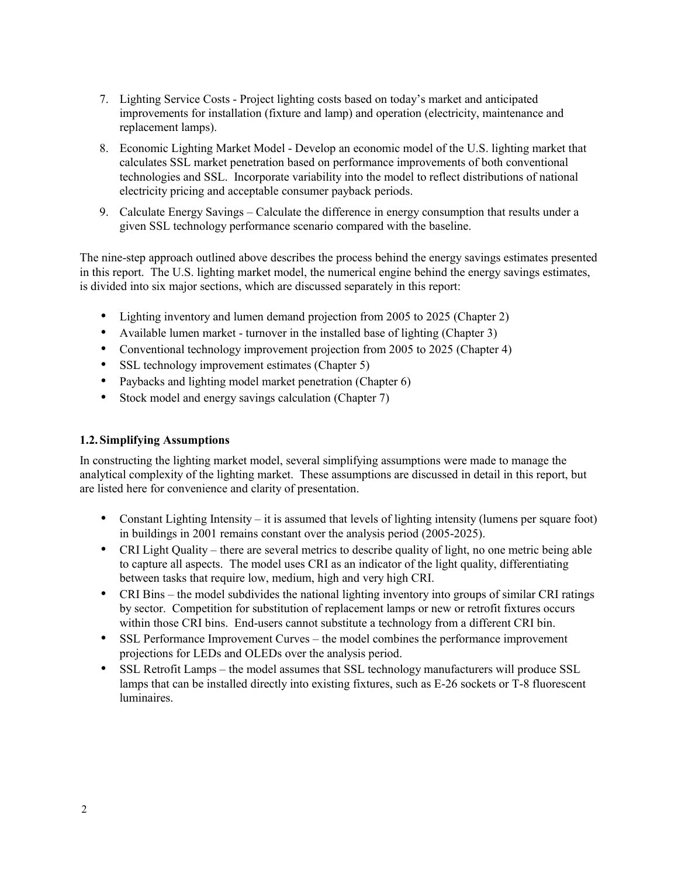7. Lighting Service Costs - Project lighting costs based on today's market and anticipated improvements for installation (fixture and lamp) and operation (electricity, maintenance and replacement lamps).
8. Economic Lighting Market Model - Develop an economic model of the U.S. lighting market that calculates SSL market penetration based on performance improvements of both conventional technologies and SSL. Incorporate variability into the model to reflect distributions of national electricity pricing and acceptable consumer payback periods.
9. Calculate Energy Savings – Calculate the difference in energy consumption that results under a given SSL technology performance scenario compared with the baseline.

The nine-step approach outlined above describes the process behind the energy savings estimates presented in this report. The U.S. lighting market model, the numerical engine behind the energy savings estimates, is divided into six major sections, which are discussed separately in this report:

- Lighting inventory and lumen demand projection from 2005 to 2025 (Chapter 2)
- Available lumen market - turnover in the installed base of lighting (Chapter 3)
- Conventional technology improvement projection from 2005 to 2025 (Chapter 4)
- SSL technology improvement estimates (Chapter 5)
- Paybacks and lighting model market penetration (Chapter 6)
- Stock model and energy savings calculation (Chapter 7)

### 1.2. Simplifying Assumptions

In constructing the lighting market model, several simplifying assumptions were made to manage the analytical complexity of the lighting market. These assumptions are discussed in detail in this report, but are listed here for convenience and clarity of presentation.

- Constant Lighting Intensity – it is assumed that levels of lighting intensity (lumens per square foot) in buildings in 2001 remains constant over the analysis period (2005-2025).
- CRI Light Quality – there are several metrics to describe quality of light, no one metric being able to capture all aspects. The model uses CRI as an indicator of the light quality, differentiating between tasks that require low, medium, high and very high CRI.
- CRI Bins – the model subdivides the national lighting inventory into groups of similar CRI ratings by sector. Competition for substitution of replacement lamps or new or retrofit fixtures occurs within those CRI bins. End-users cannot substitute a technology from a different CRI bin.
- SSL Performance Improvement Curves – the model combines the performance improvement projections for LEDs and OLEDs over the analysis period.
- SSL Retrofit Lamps – the model assumes that SSL technology manufacturers will produce SSL lamps that can be installed directly into existing fixtures, such as E-26 sockets or T-8 fluorescent luminaires.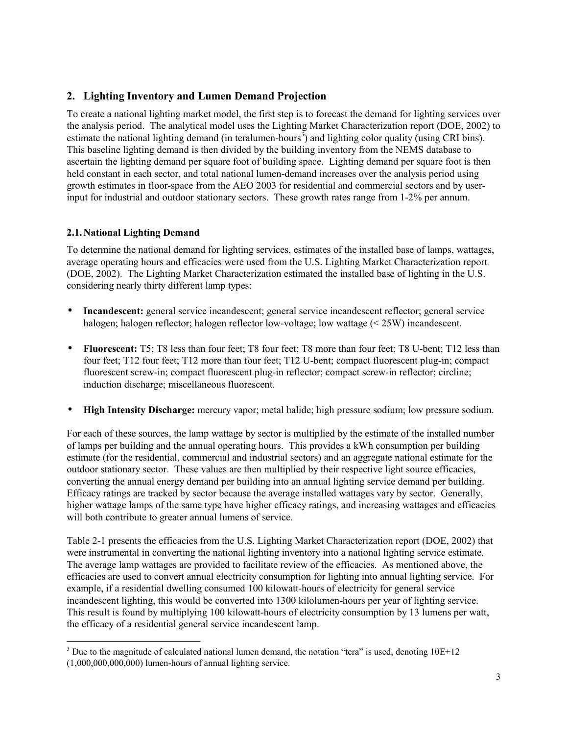## 2. Lighting Inventory and Lumen Demand Projection

To create a national lighting market model, the first step is to forecast the demand for lighting services over the analysis period. The analytical model uses the Lighting Market Characterization report (DOE, 2002) to estimate the national lighting demand (in teralumen-hours[3]) and lighting color quality (using CRI bins). This baseline lighting demand is then divided by the building inventory from the NEMS database to ascertain the lighting demand per square foot of building space. Lighting demand per square foot is then held constant in each sector, and total national lumen-demand increases over the analysis period using growth estimates in floor-space from the AEO 2003 for residential and commercial sectors and by user-input for industrial and outdoor stationary sectors. These growth rates range from 1-2% per annum.

### 2.1. National Lighting Demand

To determine the national demand for lighting services, estimates of the installed base of lamps, wattages, average operating hours and efficacies were used from the U.S. Lighting Market Characterization report (DOE, 2002). The Lighting Market Characterization estimated the installed base of lighting in the U.S. considering nearly thirty different lamp types:

- **Incandescent:** general service incandescent; general service incandescent reflector; general service halogen; halogen reflector; halogen reflector low-voltage; low wattage (< 25W) incandescent.
- **Fluorescent:** T5; T8 less than four feet; T8 four feet; T8 more than four feet; T8 U-bent; T12 less than four feet; T12 four feet; T12 more than four feet; T12 U-bent; compact fluorescent plug-in; compact fluorescent screw-in; compact fluorescent plug-in reflector; compact screw-in reflector; circline; induction discharge; miscellaneous fluorescent.
- **High Intensity Discharge:** mercury vapor; metal halide; high pressure sodium; low pressure sodium.

For each of these sources, the lamp wattage by sector is multiplied by the estimate of the installed number of lamps per building and the annual operating hours. This provides a kWh consumption per building estimate (for the residential, commercial and industrial sectors) and an aggregate national estimate for the outdoor stationary sector. These values are then multiplied by their respective light source efficacies, converting the annual energy demand per building into an annual lighting service demand per building. Efficacy ratings are tracked by sector because the average installed wattages vary by sector. Generally, higher wattage lamps of the same type have higher efficacy ratings, and increasing wattages and efficacies will both contribute to greater annual lumens of service.

Table 2-1 presents the efficacies from the U.S. Lighting Market Characterization report (DOE, 2002) that were instrumental in converting the national lighting inventory into a national lighting service estimate. The average lamp wattages are provided to facilitate review of the efficacies. As mentioned above, the efficacies are used to convert annual electricity consumption for lighting into annual lighting service. For example, if a residential dwelling consumed 100 kilowatt-hours of electricity for general service incandescent lighting, this would be converted into 1300 kilolumen-hours per year of lighting service. This result is found by multiplying 100 kilowatt-hours of electricity consumption by 13 lumens per watt, the efficacy of a residential general service incandescent lamp.

[3] Due to the magnitude of calculated national lumen demand, the notation "tera" is used, denoting 10E+12 (1,000,000,000,000) lumen-hours of annual lighting service.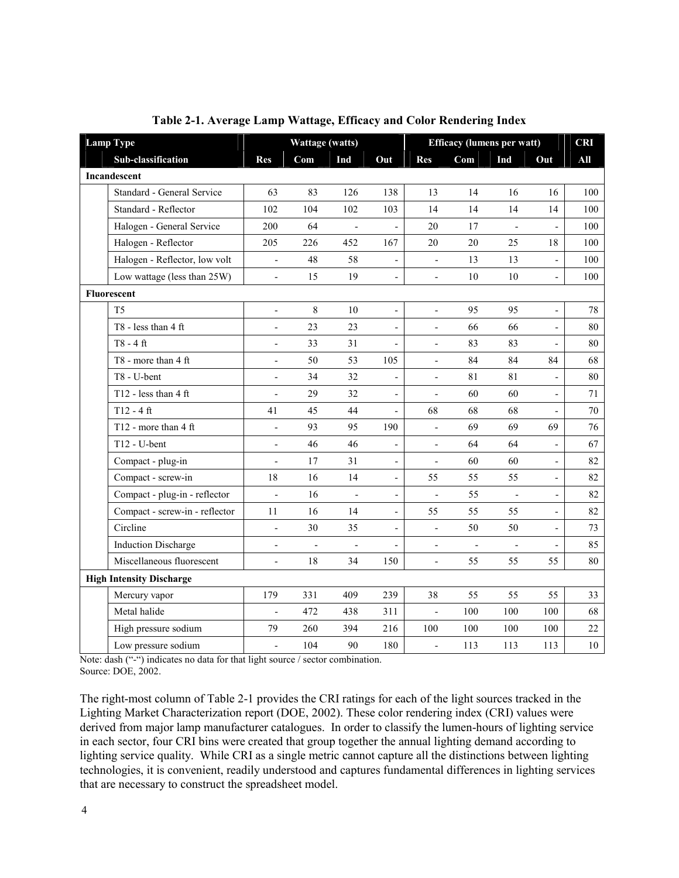**Table 2-1. Average Lamp Wattage, Efficacy and Color Rendering Index**

| Lamp Type | | Wattage (watts) | | | | Efficacy (lumens per watt) | | | | CRI |
|---|---|---|---|---|---|---|---|---|---|---|
| | Sub-classification | Res | Com | Ind | Out | Res | Com | Ind | Out | All |
| **Incandescent** | | | | | | | | | | |
| | Standard - General Service | 63 | 83 | 126 | 138 | 13 | 14 | 16 | 16 | 100 |
| | Standard - Reflector | 102 | 104 | 102 | 103 | 14 | 14 | 14 | 14 | 100 |
| | Halogen - General Service | 200 | 64 | - | - | 20 | 17 | - | - | 100 |
| | Halogen - Reflector | 205 | 226 | 452 | 167 | 20 | 20 | 25 | 18 | 100 |
| | Halogen - Reflector, low volt | - | 48 | 58 | - | - | 13 | 13 | - | 100 |
| | Low wattage (less than 25W) | - | 15 | 19 | - | - | 10 | 10 | - | 100 |
| **Fluorescent** | | | | | | | | | | |
| | T5 | - | 8 | 10 | - | - | 95 | 95 | - | 78 |
| | T8 - less than 4 ft | - | 23 | 23 | - | - | 66 | 66 | - | 80 |
| | T8 - 4 ft | - | 33 | 31 | - | - | 83 | 83 | - | 80 |
| | T8 - more than 4 ft | - | 50 | 53 | 105 | - | 84 | 84 | 84 | 68 |
| | T8 - U-bent | - | 34 | 32 | - | - | 81 | 81 | - | 80 |
| | T12 - less than 4 ft | - | 29 | 32 | - | - | 60 | 60 | - | 71 |
| | T12 - 4 ft | 41 | 45 | 44 | - | 68 | 68 | 68 | - | 70 |
| | T12 - more than 4 ft | - | 93 | 95 | 190 | - | 69 | 69 | 69 | 76 |
| | T12 - U-bent | - | 46 | 46 | - | - | 64 | 64 | - | 67 |
| | Compact - plug-in | - | 17 | 31 | - | - | 60 | 60 | - | 82 |
| | Compact - screw-in | 18 | 16 | 14 | - | 55 | 55 | 55 | - | 82 |
| | Compact - plug-in - reflector | - | 16 | - | - | - | 55 | - | - | 82 |
| | Compact - screw-in - reflector | 11 | 16 | 14 | - | 55 | 55 | 55 | - | 82 |
| | Circline | - | 30 | 35 | - | - | 50 | 50 | - | 73 |
| | Induction Discharge | - | - | - | - | - | - | - | - | 85 |
| | Miscellaneous fluorescent | - | 18 | 34 | 150 | - | 55 | 55 | 55 | 80 |
| **High Intensity Discharge** | | | | | | | | | | |
| | Mercury vapor | 179 | 331 | 409 | 239 | 38 | 55 | 55 | 55 | 33 |
| | Metal halide | - | 472 | 438 | 311 | - | 100 | 100 | 100 | 68 |
| | High pressure sodium | 79 | 260 | 394 | 216 | 100 | 100 | 100 | 100 | 22 |
| | Low pressure sodium | - | 104 | 90 | 180 | - | 113 | 113 | 113 | 10 |

Note: dash ("-") indicates no data for that light source / sector combination.
Source: DOE, 2002.

The right-most column of Table 2-1 provides the CRI ratings for each of the light sources tracked in the Lighting Market Characterization report (DOE, 2002). These color rendering index (CRI) values were derived from major lamp manufacturer catalogues. In order to classify the lumen-hours of lighting service in each sector, four CRI bins were created that group together the annual lighting demand according to lighting service quality. While CRI as a single metric cannot capture all the distinctions between lighting technologies, it is convenient, readily understood and captures fundamental differences in lighting services that are necessary to construct the spreadsheet model.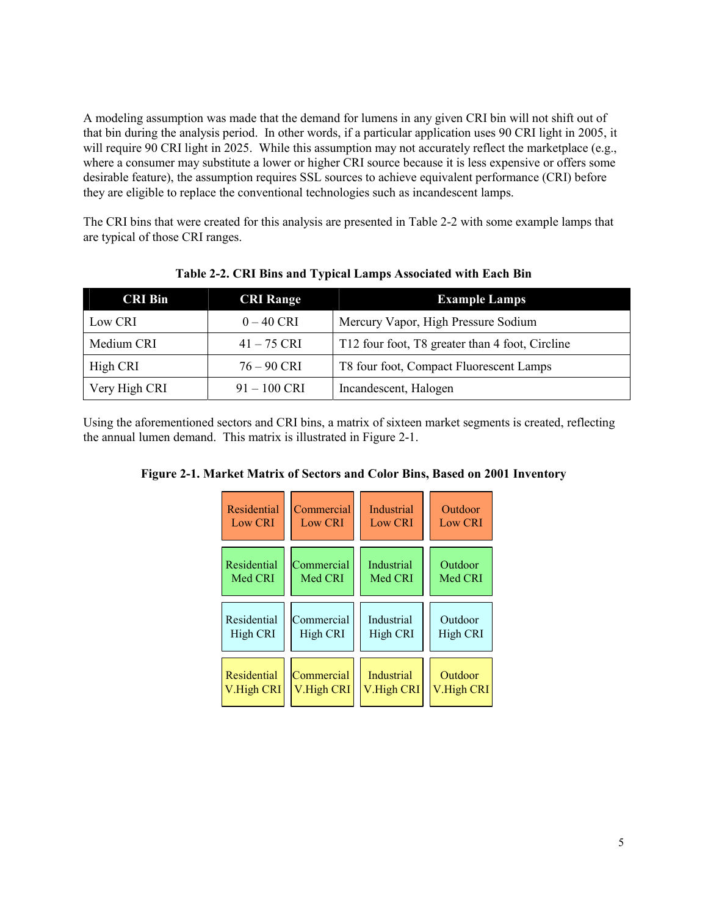A modeling assumption was made that the demand for lumens in any given CRI bin will not shift out of that bin during the analysis period. In other words, if a particular application uses 90 CRI light in 2005, it will require 90 CRI light in 2025. While this assumption may not accurately reflect the marketplace (e.g., where a consumer may substitute a lower or higher CRI source because it is less expensive or offers some desirable feature), the assumption requires SSL sources to achieve equivalent performance (CRI) before they are eligible to replace the conventional technologies such as incandescent lamps.

The CRI bins that were created for this analysis are presented in Table 2-2 with some example lamps that are typical of those CRI ranges.

**Table 2-2. CRI Bins and Typical Lamps Associated with Each Bin**

| CRI Bin | CRI Range | Example Lamps |
|---|---|---|
| Low CRI | 0 – 40 CRI | Mercury Vapor, High Pressure Sodium |
| Medium CRI | 41 – 75 CRI | T12 four foot, T8 greater than 4 foot, Circline |
| High CRI | 76 – 90 CRI | T8 four foot, Compact Fluorescent Lamps |
| Very High CRI | 91 – 100 CRI | Incandescent, Halogen |

Using the aforementioned sectors and CRI bins, a matrix of sixteen market segments is created, reflecting the annual lumen demand. This matrix is illustrated in Figure 2-1.

**Figure 2-1. Market Matrix of Sectors and Color Bins, Based on 2001 Inventory**

| | | | |
|---|---|---|---|
| Residential Low CRI | Commercial Low CRI | Industrial Low CRI | Outdoor Low CRI |
| Residential Med CRI | Commercial Med CRI | Industrial Med CRI | Outdoor Med CRI |
| Residential High CRI | Commercial High CRI | Industrial High CRI | Outdoor High CRI |
| Residential V.High CRI | Commercial V.High CRI | Industrial V.High CRI | Outdoor V.High CRI |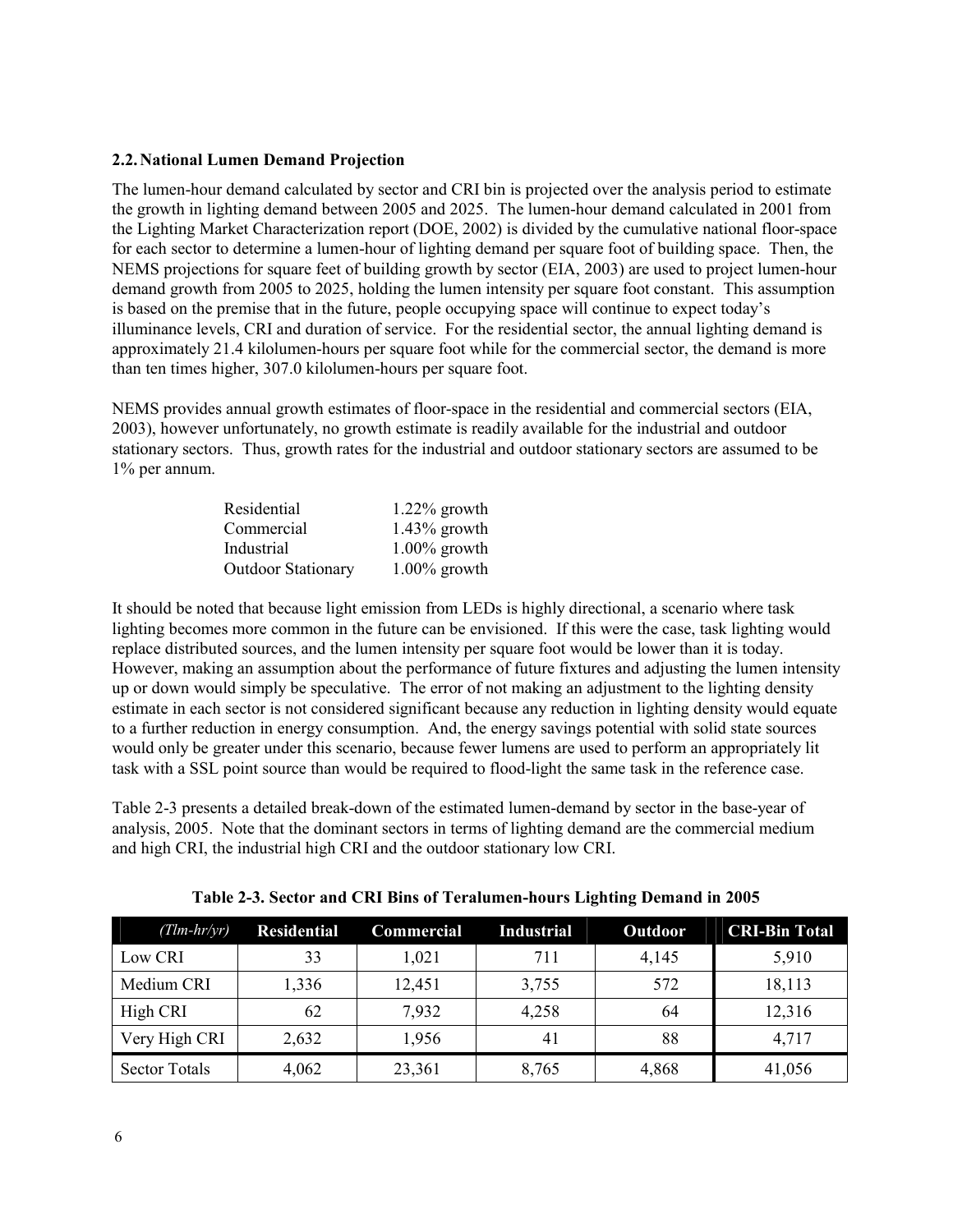## 2.2. National Lumen Demand Projection

The lumen-hour demand calculated by sector and CRI bin is projected over the analysis period to estimate the growth in lighting demand between 2005 and 2025. The lumen-hour demand calculated in 2001 from the Lighting Market Characterization report (DOE, 2002) is divided by the cumulative national floor-space for each sector to determine a lumen-hour of lighting demand per square foot of building space. Then, the NEMS projections for square feet of building growth by sector (EIA, 2003) are used to project lumen-hour demand growth from 2005 to 2025, holding the lumen intensity per square foot constant. This assumption is based on the premise that in the future, people occupying space will continue to expect today's illuminance levels, CRI and duration of service. For the residential sector, the annual lighting demand is approximately 21.4 kilolumen-hours per square foot while for the commercial sector, the demand is more than ten times higher, 307.0 kilolumen-hours per square foot.

NEMS provides annual growth estimates of floor-space in the residential and commercial sectors (EIA, 2003), however unfortunately, no growth estimate is readily available for the industrial and outdoor stationary sectors. Thus, growth rates for the industrial and outdoor stationary sectors are assumed to be 1% per annum.

| | |
|---|---|
| Residential | 1.22% growth |
| Commercial | 1.43% growth |
| Industrial | 1.00% growth |
| Outdoor Stationary | 1.00% growth |

It should be noted that because light emission from LEDs is highly directional, a scenario where task lighting becomes more common in the future can be envisioned. If this were the case, task lighting would replace distributed sources, and the lumen intensity per square foot would be lower than it is today. However, making an assumption about the performance of future fixtures and adjusting the lumen intensity up or down would simply be speculative. The error of not making an adjustment to the lighting density estimate in each sector is not considered significant because any reduction in lighting density would equate to a further reduction in energy consumption. And, the energy savings potential with solid state sources would only be greater under this scenario, because fewer lumens are used to perform an appropriately lit task with a SSL point source than would be required to flood-light the same task in the reference case.

Table 2-3 presents a detailed break-down of the estimated lumen-demand by sector in the base-year of analysis, 2005. Note that the dominant sectors in terms of lighting demand are the commercial medium and high CRI, the industrial high CRI and the outdoor stationary low CRI.

**Table 2-3. Sector and CRI Bins of Teralumen-hours Lighting Demand in 2005**

| *(Tlm-hr/yr)* | Residential | Commercial | Industrial | Outdoor | CRI-Bin Total |
|---|---|---|---|---|---|
| Low CRI | 33 | 1,021 | 711 | 4,145 | 5,910 |
| Medium CRI | 1,336 | 12,451 | 3,755 | 572 | 18,113 |
| High CRI | 62 | 7,932 | 4,258 | 64 | 12,316 |
| Very High CRI | 2,632 | 1,956 | 41 | 88 | 4,717 |
| Sector Totals | 4,062 | 23,361 | 8,765 | 4,868 | 41,056 |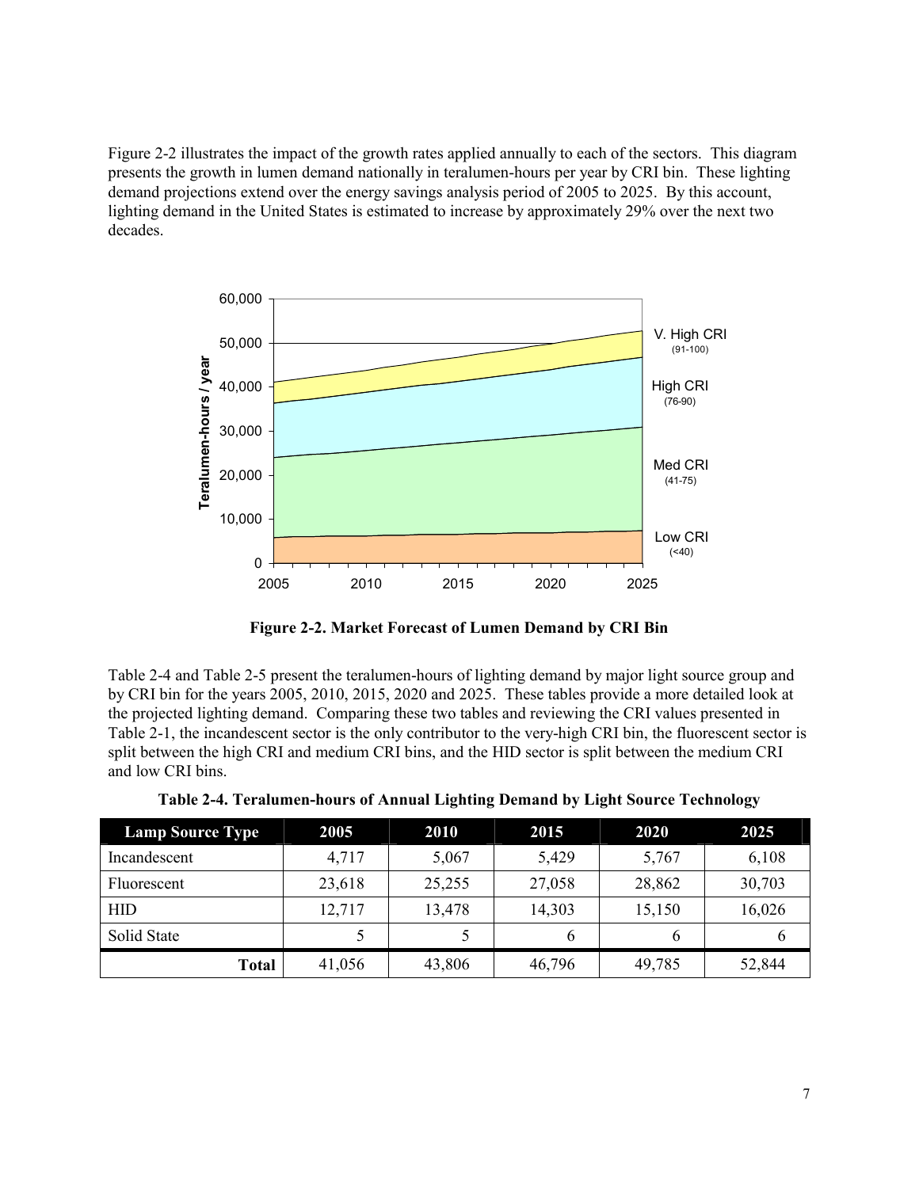Figure 2-2 illustrates the impact of the growth rates applied annually to each of the sectors. This diagram presents the growth in lumen demand nationally in teralumen-hours per year by CRI bin. These lighting demand projections extend over the energy savings analysis period of 2005 to 2025. By this account, lighting demand in the United States is estimated to increase by approximately 29% over the next two decades.

**Figure 2-2. Market Forecast of Lumen Demand by CRI Bin**

Table 2-4 and Table 2-5 present the teralumen-hours of lighting demand by major light source group and by CRI bin for the years 2005, 2010, 2015, 2020 and 2025. These tables provide a more detailed look at the projected lighting demand. Comparing these two tables and reviewing the CRI values presented in Table 2-1, the incandescent sector is the only contributor to the very-high CRI bin, the fluorescent sector is split between the high CRI and medium CRI bins, and the HID sector is split between the medium CRI and low CRI bins.

**Table 2-4. Teralumen-hours of Annual Lighting Demand by Light Source Technology**

| Lamp Source Type | 2005 | 2010 | 2015 | 2020 | 2025 |
|---|---|---|---|---|---|
| Incandescent | 4,717 | 5,067 | 5,429 | 5,767 | 6,108 |
| Fluorescent | 23,618 | 25,255 | 27,058 | 28,862 | 30,703 |
| HID | 12,717 | 13,478 | 14,303 | 15,150 | 16,026 |
| Solid State | 5 | 5 | 6 | 6 | 6 |
| **Total** | 41,056 | 43,806 | 46,796 | 49,785 | 52,844 |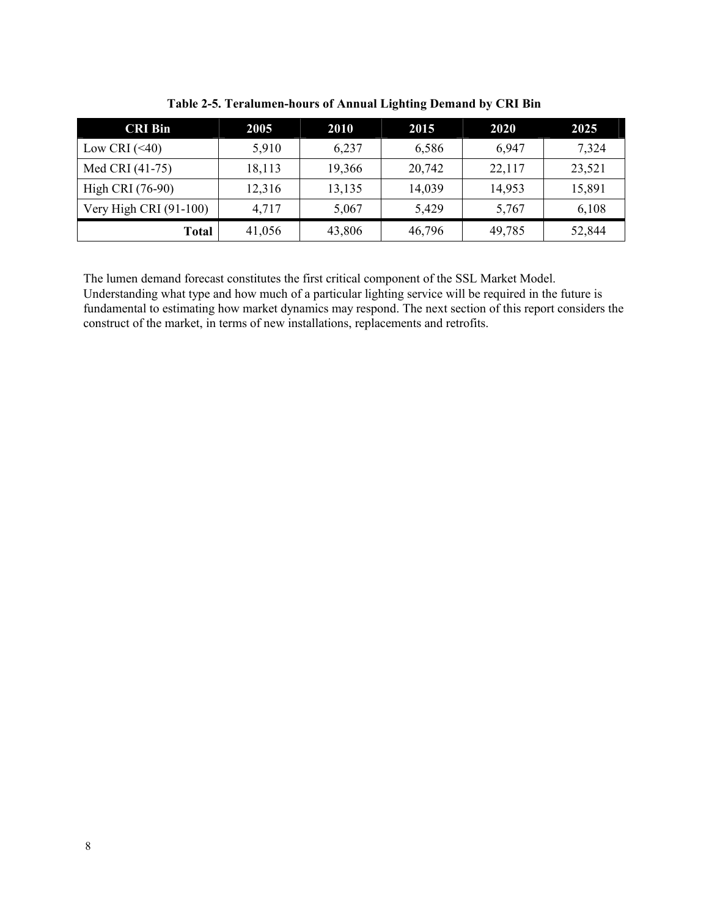**Table 2-5. Teralumen-hours of Annual Lighting Demand by CRI Bin**

| CRI Bin | 2005 | 2010 | 2015 | 2020 | 2025 |
|---|---|---|---|---|---|
| Low CRI (<40) | 5,910 | 6,237 | 6,586 | 6,947 | 7,324 |
| Med CRI (41-75) | 18,113 | 19,366 | 20,742 | 22,117 | 23,521 |
| High CRI (76-90) | 12,316 | 13,135 | 14,039 | 14,953 | 15,891 |
| Very High CRI (91-100) | 4,717 | 5,067 | 5,429 | 5,767 | 6,108 |
| **Total** | 41,056 | 43,806 | 46,796 | 49,785 | 52,844 |

The lumen demand forecast constitutes the first critical component of the SSL Market Model. Understanding what type and how much of a particular lighting service will be required in the future is fundamental to estimating how market dynamics may respond. The next section of this report considers the construct of the market, in terms of new installations, replacements and retrofits.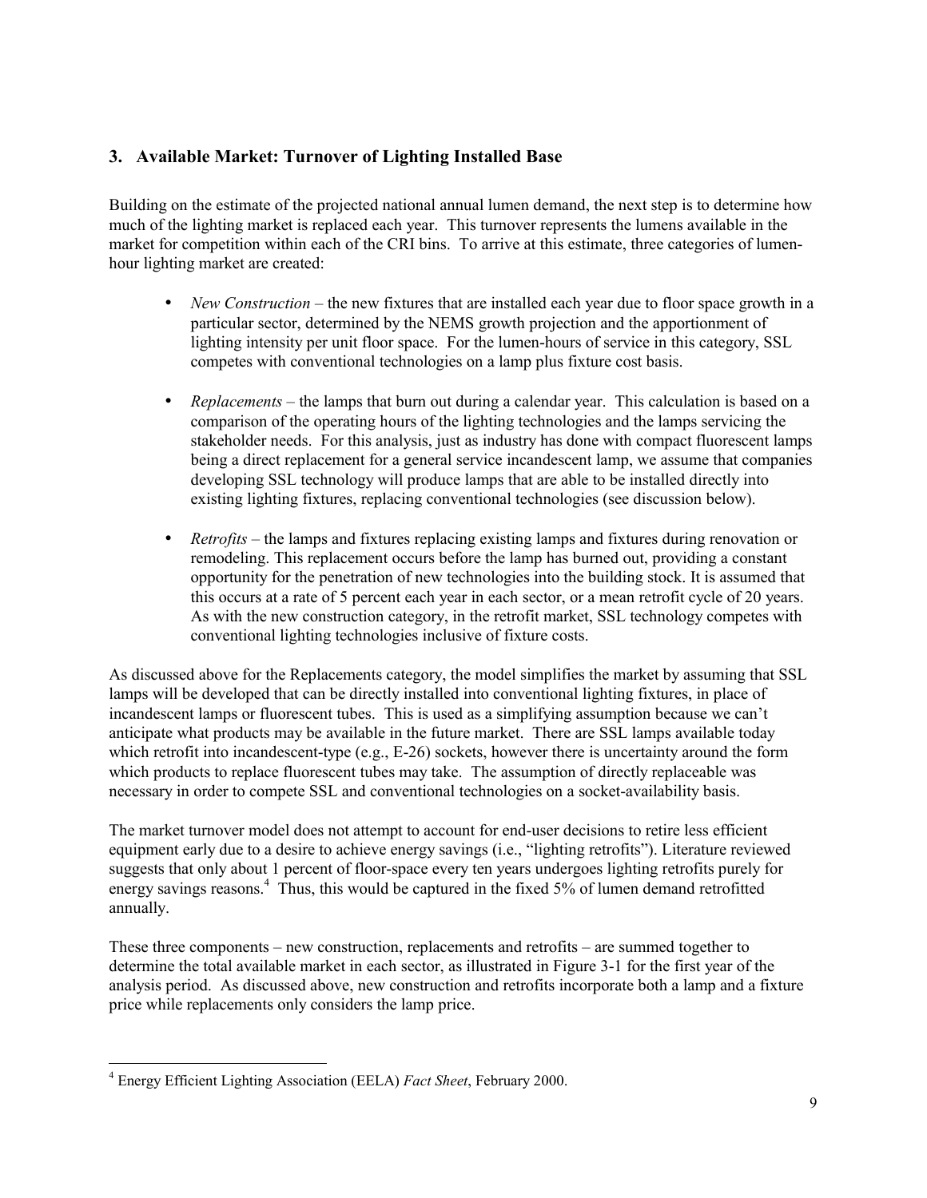## 3. Available Market: Turnover of Lighting Installed Base

Building on the estimate of the projected national annual lumen demand, the next step is to determine how much of the lighting market is replaced each year. This turnover represents the lumens available in the market for competition within each of the CRI bins. To arrive at this estimate, three categories of lumen-hour lighting market are created:

- *New Construction* – the new fixtures that are installed each year due to floor space growth in a particular sector, determined by the NEMS growth projection and the apportionment of lighting intensity per unit floor space. For the lumen-hours of service in this category, SSL competes with conventional technologies on a lamp plus fixture cost basis.
- *Replacements* – the lamps that burn out during a calendar year. This calculation is based on a comparison of the operating hours of the lighting technologies and the lamps servicing the stakeholder needs. For this analysis, just as industry has done with compact fluorescent lamps being a direct replacement for a general service incandescent lamp, we assume that companies developing SSL technology will produce lamps that are able to be installed directly into existing lighting fixtures, replacing conventional technologies (see discussion below).
- *Retrofits* – the lamps and fixtures replacing existing lamps and fixtures during renovation or remodeling. This replacement occurs before the lamp has burned out, providing a constant opportunity for the penetration of new technologies into the building stock. It is assumed that this occurs at a rate of 5 percent each year in each sector, or a mean retrofit cycle of 20 years. As with the new construction category, in the retrofit market, SSL technology competes with conventional lighting technologies inclusive of fixture costs.

As discussed above for the Replacements category, the model simplifies the market by assuming that SSL lamps will be developed that can be directly installed into conventional lighting fixtures, in place of incandescent lamps or fluorescent tubes. This is used as a simplifying assumption because we can't anticipate what products may be available in the future market. There are SSL lamps available today which retrofit into incandescent-type (e.g., E-26) sockets, however there is uncertainty around the form which products to replace fluorescent tubes may take. The assumption of directly replaceable was necessary in order to compete SSL and conventional technologies on a socket-availability basis.

The market turnover model does not attempt to account for end-user decisions to retire less efficient equipment early due to a desire to achieve energy savings (i.e., "lighting retrofits"). Literature reviewed suggests that only about 1 percent of floor-space every ten years undergoes lighting retrofits purely for energy savings reasons.[4] Thus, this would be captured in the fixed 5% of lumen demand retrofitted annually.

These three components – new construction, replacements and retrofits – are summed together to determine the total available market in each sector, as illustrated in Figure 3-1 for the first year of the analysis period. As discussed above, new construction and retrofits incorporate both a lamp and a fixture price while replacements only considers the lamp price.

[4] Energy Efficient Lighting Association (EELA) *Fact Sheet*, February 2000.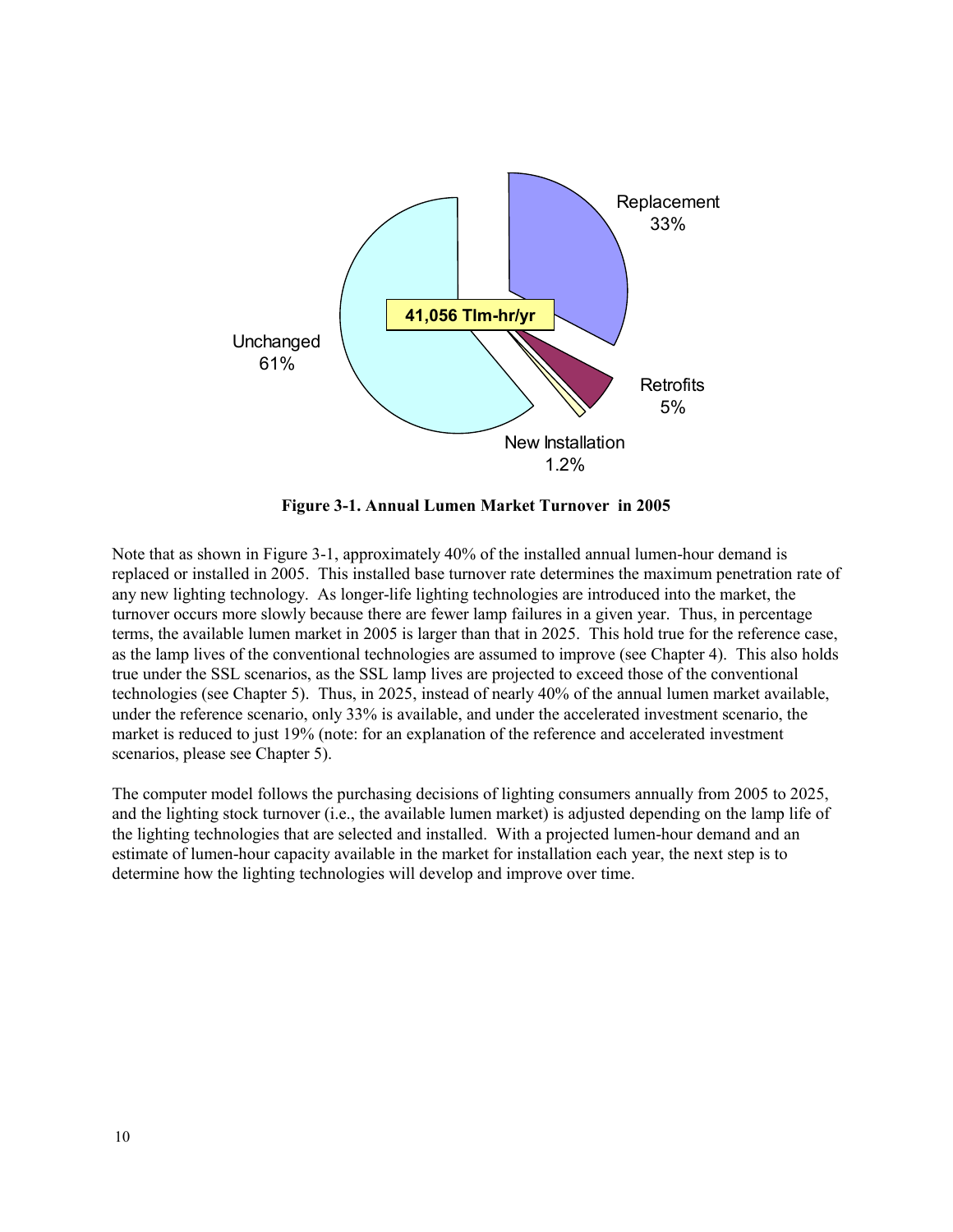**Figure 3-1. Annual Lumen Market Turnover in 2005**

Note that as shown in Figure 3-1, approximately 40% of the installed annual lumen-hour demand is replaced or installed in 2005. This installed base turnover rate determines the maximum penetration rate of any new lighting technology. As longer-life lighting technologies are introduced into the market, the turnover occurs more slowly because there are fewer lamp failures in a given year. Thus, in percentage terms, the available lumen market in 2005 is larger than that in 2025. This hold true for the reference case, as the lamp lives of the conventional technologies are assumed to improve (see Chapter 4). This also holds true under the SSL scenarios, as the SSL lamp lives are projected to exceed those of the conventional technologies (see Chapter 5). Thus, in 2025, instead of nearly 40% of the annual lumen market available, under the reference scenario, only 33% is available, and under the accelerated investment scenario, the market is reduced to just 19% (note: for an explanation of the reference and accelerated investment scenarios, please see Chapter 5).

The computer model follows the purchasing decisions of lighting consumers annually from 2005 to 2025, and the lighting stock turnover (i.e., the available lumen market) is adjusted depending on the lamp life of the lighting technologies that are selected and installed. With a projected lumen-hour demand and an estimate of lumen-hour capacity available in the market for installation each year, the next step is to determine how the lighting technologies will develop and improve over time.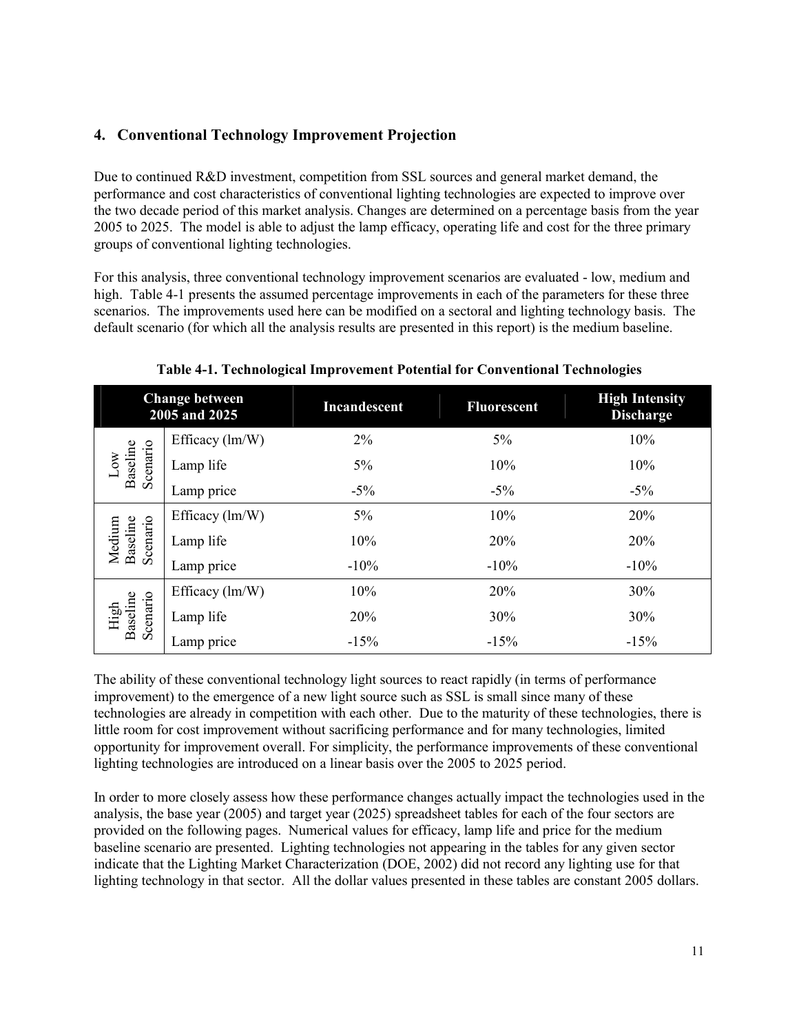## 4. Conventional Technology Improvement Projection

Due to continued R&D investment, competition from SSL sources and general market demand, the performance and cost characteristics of conventional lighting technologies are expected to improve over the two decade period of this market analysis. Changes are determined on a percentage basis from the year 2005 to 2025. The model is able to adjust the lamp efficacy, operating life and cost for the three primary groups of conventional lighting technologies.

For this analysis, three conventional technology improvement scenarios are evaluated - low, medium and high. Table 4-1 presents the assumed percentage improvements in each of the parameters for these three scenarios. The improvements used here can be modified on a sectoral and lighting technology basis. The default scenario (for which all the analysis results are presented in this report) is the medium baseline.

**Table 4-1. Technological Improvement Potential for Conventional Technologies**

| Change between 2005 and 2025 | | Incandescent | Fluorescent | High Intensity Discharge |
|---|---|---|---|---|
| Low Baseline Scenario | Efficacy (lm/W) | 2% | 5% | 10% |
| | Lamp life | 5% | 10% | 10% |
| | Lamp price | -5% | -5% | -5% |
| Medium Baseline Scenario | Efficacy (lm/W) | 5% | 10% | 20% |
| | Lamp life | 10% | 20% | 20% |
| | Lamp price | -10% | -10% | -10% |
| High Baseline Scenario | Efficacy (lm/W) | 10% | 20% | 30% |
| | Lamp life | 20% | 30% | 30% |
| | Lamp price | -15% | -15% | -15% |

The ability of these conventional technology light sources to react rapidly (in terms of performance improvement) to the emergence of a new light source such as SSL is small since many of these technologies are already in competition with each other. Due to the maturity of these technologies, there is little room for cost improvement without sacrificing performance and for many technologies, limited opportunity for improvement overall. For simplicity, the performance improvements of these conventional lighting technologies are introduced on a linear basis over the 2005 to 2025 period.

In order to more closely assess how these performance changes actually impact the technologies used in the analysis, the base year (2005) and target year (2025) spreadsheet tables for each of the four sectors are provided on the following pages. Numerical values for efficacy, lamp life and price for the medium baseline scenario are presented. Lighting technologies not appearing in the tables for any given sector indicate that the Lighting Market Characterization (DOE, 2002) did not record any lighting use for that lighting technology in that sector. All the dollar values presented in these tables are constant 2005 dollars.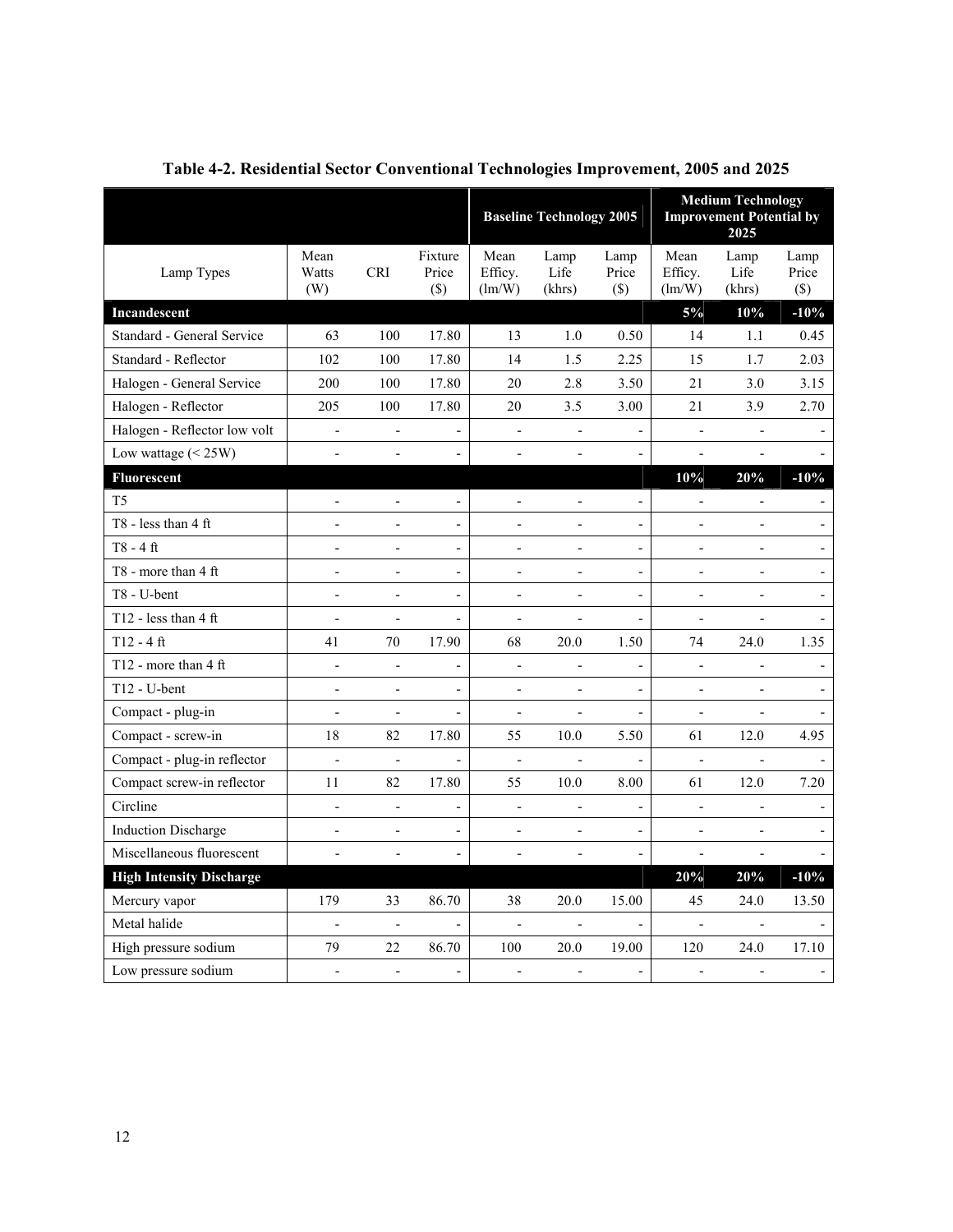**Table 4-2. Residential Sector Conventional Technologies Improvement, 2005 and 2025**

| | | | | Baseline Technology 2005 | | | Medium Technology Improvement Potential by 2025 | | |
|---|---|---|---|---|---|---|---|---|---|
| Lamp Types | Mean Watts (W) | CRI | Fixture Price ($) | Mean Efficy. (lm/W) | Lamp Life (khrs) | Lamp Price ($) | Mean Efficy. (lm/W) | Lamp Life (khrs) | Lamp Price ($) |
| **Incandescent** | | | | | | | **5%** | **10%** | **-10%** |
| Standard - General Service | 63 | 100 | 17.80 | 13 | 1.0 | 0.50 | 14 | 1.1 | 0.45 |
| Standard - Reflector | 102 | 100 | 17.80 | 14 | 1.5 | 2.25 | 15 | 1.7 | 2.03 |
| Halogen - General Service | 200 | 100 | 17.80 | 20 | 2.8 | 3.50 | 21 | 3.0 | 3.15 |
| Halogen - Reflector | 205 | 100 | 17.80 | 20 | 3.5 | 3.00 | 21 | 3.9 | 2.70 |
| Halogen - Reflector low volt | - | - | - | - | - | - | - | - | - |
| Low wattage (< 25W) | - | - | - | - | - | - | - | - | - |
| **Fluorescent** | | | | | | | **10%** | **20%** | **-10%** |
| T5 | - | - | - | - | - | - | - | - | - |
| T8 - less than 4 ft | - | - | - | - | - | - | - | - | - |
| T8 - 4 ft | - | - | - | - | - | - | - | - | - |
| T8 - more than 4 ft | - | - | - | - | - | - | - | - | - |
| T8 - U-bent | - | - | - | - | - | - | - | - | - |
| T12 - less than 4 ft | - | - | - | - | - | - | - | - | - |
| T12 - 4 ft | 41 | 70 | 17.90 | 68 | 20.0 | 1.50 | 74 | 24.0 | 1.35 |
| T12 - more than 4 ft | - | - | - | - | - | - | - | - | - |
| T12 - U-bent | - | - | - | - | - | - | - | - | - |
| Compact - plug-in | - | - | - | - | - | - | - | - | - |
| Compact - screw-in | 18 | 82 | 17.80 | 55 | 10.0 | 5.50 | 61 | 12.0 | 4.95 |
| Compact - plug-in reflector | - | - | - | - | - | - | - | - | - |
| Compact screw-in reflector | 11 | 82 | 17.80 | 55 | 10.0 | 8.00 | 61 | 12.0 | 7.20 |
| Circline | - | - | - | - | - | - | - | - | - |
| Induction Discharge | - | - | - | - | - | - | - | - | - |
| Miscellaneous fluorescent | - | - | - | - | - | - | - | - | - |
| **High Intensity Discharge** | | | | | | | **20%** | **20%** | **-10%** |
| Mercury vapor | 179 | 33 | 86.70 | 38 | 20.0 | 15.00 | 45 | 24.0 | 13.50 |
| Metal halide | - | - | - | - | - | - | - | - | - |
| High pressure sodium | 79 | 22 | 86.70 | 100 | 20.0 | 19.00 | 120 | 24.0 | 17.10 |
| Low pressure sodium | - | - | - | - | - | - | - | - | - |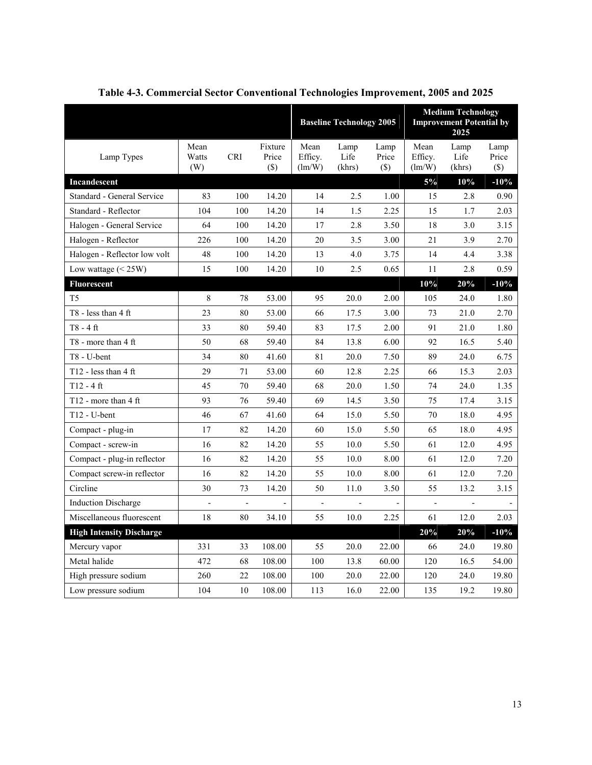**Table 4-3. Commercial Sector Conventional Technologies Improvement, 2005 and 2025**

| | | | | Baseline Technology 2005 | | | Medium Technology Improvement Potential by 2025 | | |
|---|---|---|---|---|---|---|---|---|---|
| Lamp Types | Mean Watts (W) | CRI | Fixture Price ($) | Mean Efficy. (lm/W) | Lamp Life (khrs) | Lamp Price ($) | Mean Efficy. (lm/W) | Lamp Life (khrs) | Lamp Price ($) |
| **Incandescent** | | | | | | | **5%** | **10%** | **-10%** |
| Standard - General Service | 83 | 100 | 14.20 | 14 | 2.5 | 1.00 | 15 | 2.8 | 0.90 |
| Standard - Reflector | 104 | 100 | 14.20 | 14 | 1.5 | 2.25 | 15 | 1.7 | 2.03 |
| Halogen - General Service | 64 | 100 | 14.20 | 17 | 2.8 | 3.50 | 18 | 3.0 | 3.15 |
| Halogen - Reflector | 226 | 100 | 14.20 | 20 | 3.5 | 3.00 | 21 | 3.9 | 2.70 |
| Halogen - Reflector low volt | 48 | 100 | 14.20 | 13 | 4.0 | 3.75 | 14 | 4.4 | 3.38 |
| Low wattage (< 25W) | 15 | 100 | 14.20 | 10 | 2.5 | 0.65 | 11 | 2.8 | 0.59 |
| **Fluorescent** | | | | | | | **10%** | **20%** | **-10%** |
| T5 | 8 | 78 | 53.00 | 95 | 20.0 | 2.00 | 105 | 24.0 | 1.80 |
| T8 - less than 4 ft | 23 | 80 | 53.00 | 66 | 17.5 | 3.00 | 73 | 21.0 | 2.70 |
| T8 - 4 ft | 33 | 80 | 59.40 | 83 | 17.5 | 2.00 | 91 | 21.0 | 1.80 |
| T8 - more than 4 ft | 50 | 68 | 59.40 | 84 | 13.8 | 6.00 | 92 | 16.5 | 5.40 |
| T8 - U-bent | 34 | 80 | 41.60 | 81 | 20.0 | 7.50 | 89 | 24.0 | 6.75 |
| T12 - less than 4 ft | 29 | 71 | 53.00 | 60 | 12.8 | 2.25 | 66 | 15.3 | 2.03 |
| T12 - 4 ft | 45 | 70 | 59.40 | 68 | 20.0 | 1.50 | 74 | 24.0 | 1.35 |
| T12 - more than 4 ft | 93 | 76 | 59.40 | 69 | 14.5 | 3.50 | 75 | 17.4 | 3.15 |
| T12 - U-bent | 46 | 67 | 41.60 | 64 | 15.0 | 5.50 | 70 | 18.0 | 4.95 |
| Compact - plug-in | 17 | 82 | 14.20 | 60 | 15.0 | 5.50 | 65 | 18.0 | 4.95 |
| Compact - screw-in | 16 | 82 | 14.20 | 55 | 10.0 | 5.50 | 61 | 12.0 | 4.95 |
| Compact - plug-in reflector | 16 | 82 | 14.20 | 55 | 10.0 | 8.00 | 61 | 12.0 | 7.20 |
| Compact screw-in reflector | 16 | 82 | 14.20 | 55 | 10.0 | 8.00 | 61 | 12.0 | 7.20 |
| Circline | 30 | 73 | 14.20 | 50 | 11.0 | 3.50 | 55 | 13.2 | 3.15 |
| Induction Discharge | - | - | - | - | - | - | - | - | - |
| Miscellaneous fluorescent | 18 | 80 | 34.10 | 55 | 10.0 | 2.25 | 61 | 12.0 | 2.03 |
| **High Intensity Discharge** | | | | | | | **20%** | **20%** | **-10%** |
| Mercury vapor | 331 | 33 | 108.00 | 55 | 20.0 | 22.00 | 66 | 24.0 | 19.80 |
| Metal halide | 472 | 68 | 108.00 | 100 | 13.8 | 60.00 | 120 | 16.5 | 54.00 |
| High pressure sodium | 260 | 22 | 108.00 | 100 | 20.0 | 22.00 | 120 | 24.0 | 19.80 |
| Low pressure sodium | 104 | 10 | 108.00 | 113 | 16.0 | 22.00 | 135 | 19.2 | 19.80 |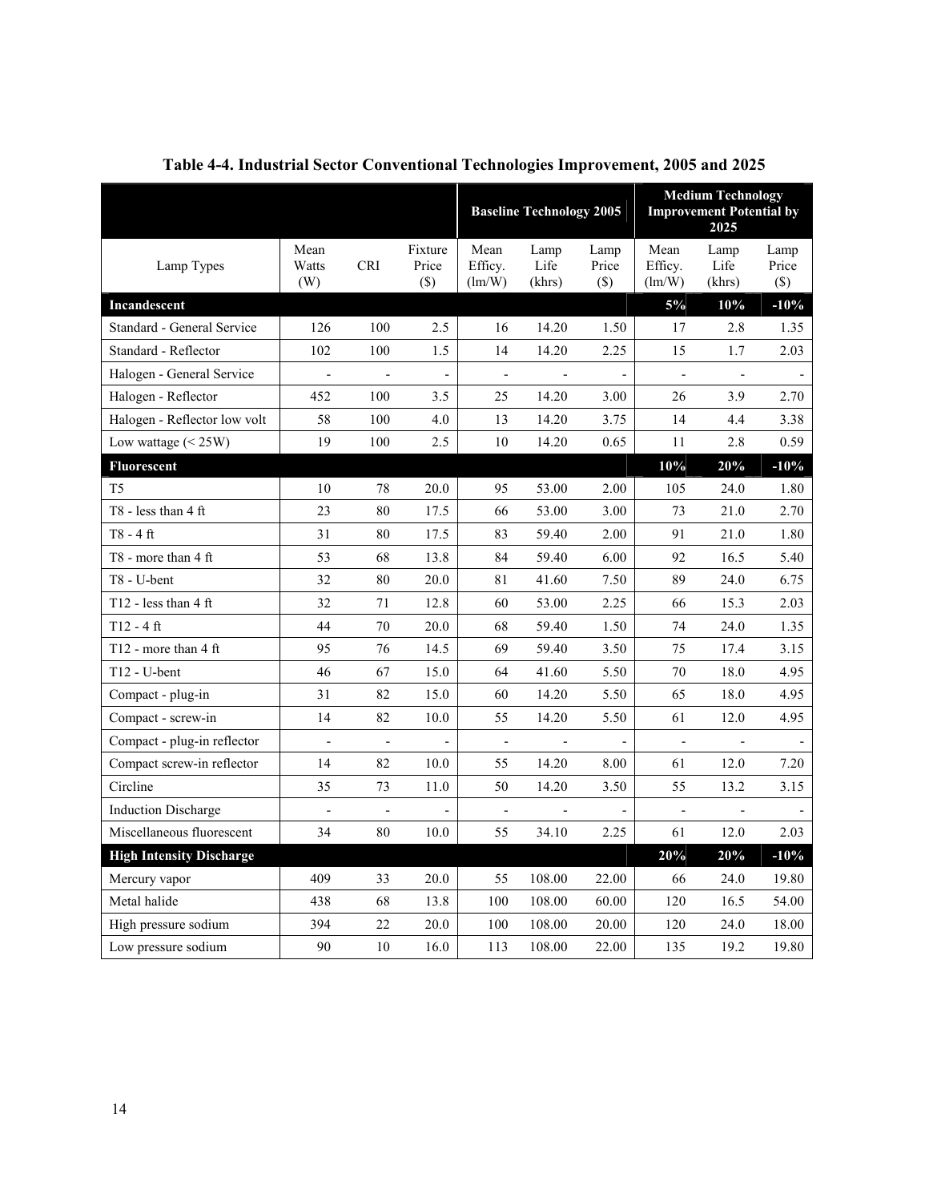**Table 4-4. Industrial Sector Conventional Technologies Improvement, 2005 and 2025**

| | | | | Baseline Technology 2005 | | | Medium Technology Improvement Potential by 2025 | | |
|---|---|---|---|---|---|---|---|---|---|
| Lamp Types | Mean Watts (W) | CRI | Fixture Price ($) | Mean Efficy. (lm/W) | Lamp Life (khrs) | Lamp Price ($) | Mean Efficy. (lm/W) | Lamp Life (khrs) | Lamp Price ($) |
| **Incandescent** | | | | | | | **5%** | **10%** | **-10%** |
| Standard - General Service | 126 | 100 | 2.5 | 16 | 14.20 | 1.50 | 17 | 2.8 | 1.35 |
| Standard - Reflector | 102 | 100 | 1.5 | 14 | 14.20 | 2.25 | 15 | 1.7 | 2.03 |
| Halogen - General Service | - | - | - | - | - | - | - | - | - |
| Halogen - Reflector | 452 | 100 | 3.5 | 25 | 14.20 | 3.00 | 26 | 3.9 | 2.70 |
| Halogen - Reflector low volt | 58 | 100 | 4.0 | 13 | 14.20 | 3.75 | 14 | 4.4 | 3.38 |
| Low wattage (< 25W) | 19 | 100 | 2.5 | 10 | 14.20 | 0.65 | 11 | 2.8 | 0.59 |
| **Fluorescent** | | | | | | | **10%** | **20%** | **-10%** |
| T5 | 10 | 78 | 20.0 | 95 | 53.00 | 2.00 | 105 | 24.0 | 1.80 |
| T8 - less than 4 ft | 23 | 80 | 17.5 | 66 | 53.00 | 3.00 | 73 | 21.0 | 2.70 |
| T8 - 4 ft | 31 | 80 | 17.5 | 83 | 59.40 | 2.00 | 91 | 21.0 | 1.80 |
| T8 - more than 4 ft | 53 | 68 | 13.8 | 84 | 59.40 | 6.00 | 92 | 16.5 | 5.40 |
| T8 - U-bent | 32 | 80 | 20.0 | 81 | 41.60 | 7.50 | 89 | 24.0 | 6.75 |
| T12 - less than 4 ft | 32 | 71 | 12.8 | 60 | 53.00 | 2.25 | 66 | 15.3 | 2.03 |
| T12 - 4 ft | 44 | 70 | 20.0 | 68 | 59.40 | 1.50 | 74 | 24.0 | 1.35 |
| T12 - more than 4 ft | 95 | 76 | 14.5 | 69 | 59.40 | 3.50 | 75 | 17.4 | 3.15 |
| T12 - U-bent | 46 | 67 | 15.0 | 64 | 41.60 | 5.50 | 70 | 18.0 | 4.95 |
| Compact - plug-in | 31 | 82 | 15.0 | 60 | 14.20 | 5.50 | 65 | 18.0 | 4.95 |
| Compact - screw-in | 14 | 82 | 10.0 | 55 | 14.20 | 5.50 | 61 | 12.0 | 4.95 |
| Compact - plug-in reflector | - | - | - | - | - | - | - | - | - |
| Compact screw-in reflector | 14 | 82 | 10.0 | 55 | 14.20 | 8.00 | 61 | 12.0 | 7.20 |
| Circline | 35 | 73 | 11.0 | 50 | 14.20 | 3.50 | 55 | 13.2 | 3.15 |
| Induction Discharge | - | - | - | - | - | - | - | - | - |
| Miscellaneous fluorescent | 34 | 80 | 10.0 | 55 | 34.10 | 2.25 | 61 | 12.0 | 2.03 |
| **High Intensity Discharge** | | | | | | | **20%** | **20%** | **-10%** |
| Mercury vapor | 409 | 33 | 20.0 | 55 | 108.00 | 22.00 | 66 | 24.0 | 19.80 |
| Metal halide | 438 | 68 | 13.8 | 100 | 108.00 | 60.00 | 120 | 16.5 | 54.00 |
| High pressure sodium | 394 | 22 | 20.0 | 100 | 108.00 | 20.00 | 120 | 24.0 | 18.00 |
| Low pressure sodium | 90 | 10 | 16.0 | 113 | 108.00 | 22.00 | 135 | 19.2 | 19.80 |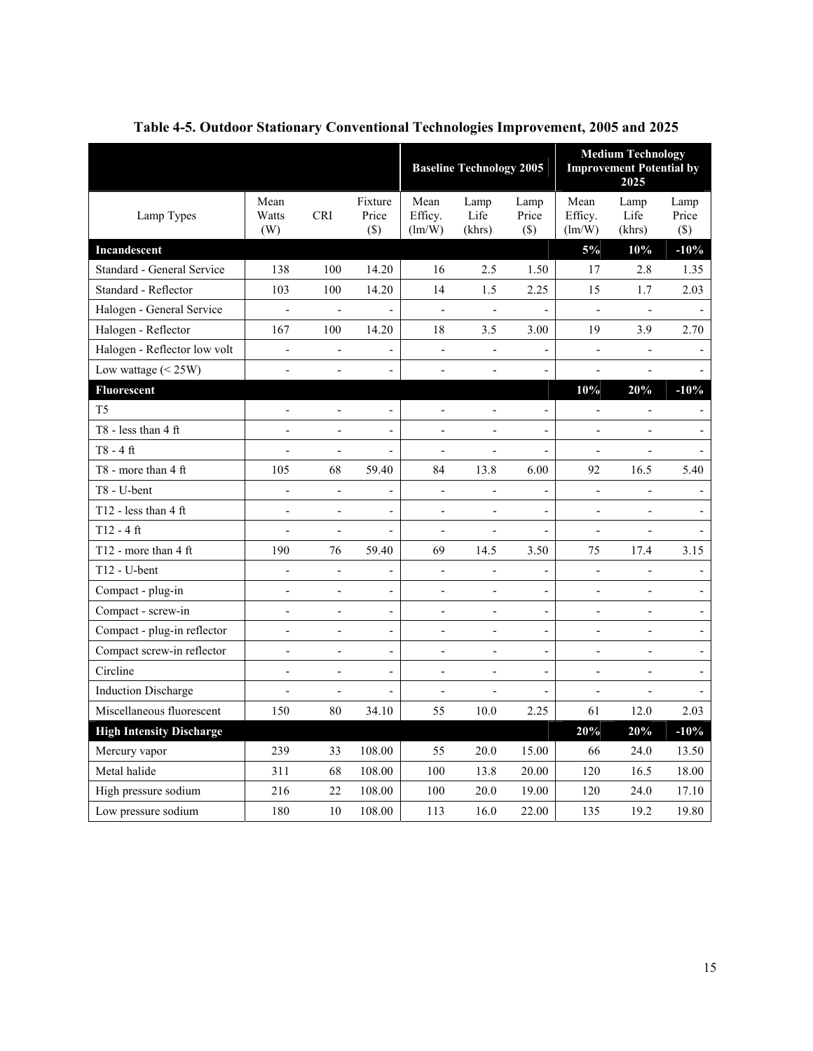**Table 4-5. Outdoor Stationary Conventional Technologies Improvement, 2005 and 2025**

| | | | | Baseline Technology 2005 | | | Medium Technology Improvement Potential by 2025 | | |
|---|---|---|---|---|---|---|---|---|---|
| Lamp Types | Mean Watts (W) | CRI | Fixture Price ($) | Mean Efficy. (lm/W) | Lamp Life (khrs) | Lamp Price ($) | Mean Efficy. (lm/W) | Lamp Life (khrs) | Lamp Price ($) |
| **Incandescent** | | | | | | | **5%** | **10%** | **-10%** |
| Standard - General Service | 138 | 100 | 14.20 | 16 | 2.5 | 1.50 | 17 | 2.8 | 1.35 |
| Standard - Reflector | 103 | 100 | 14.20 | 14 | 1.5 | 2.25 | 15 | 1.7 | 2.03 |
| Halogen - General Service | - | - | - | - | - | - | - | - | - |
| Halogen - Reflector | 167 | 100 | 14.20 | 18 | 3.5 | 3.00 | 19 | 3.9 | 2.70 |
| Halogen - Reflector low volt | - | - | - | - | - | - | - | - | - |
| Low wattage (< 25W) | - | - | - | - | - | - | - | - | - |
| **Fluorescent** | | | | | | | **10%** | **20%** | **-10%** |
| T5 | - | - | - | - | - | - | - | - | - |
| T8 - less than 4 ft | - | - | - | - | - | - | - | - | - |
| T8 - 4 ft | - | - | - | - | - | - | - | - | - |
| T8 - more than 4 ft | 105 | 68 | 59.40 | 84 | 13.8 | 6.00 | 92 | 16.5 | 5.40 |
| T8 - U-bent | - | - | - | - | - | - | - | - | - |
| T12 - less than 4 ft | - | - | - | - | - | - | - | - | - |
| T12 - 4 ft | - | - | - | - | - | - | - | - | - |
| T12 - more than 4 ft | 190 | 76 | 59.40 | 69 | 14.5 | 3.50 | 75 | 17.4 | 3.15 |
| T12 - U-bent | - | - | - | - | - | - | - | - | - |
| Compact - plug-in | - | - | - | - | - | - | - | - | - |
| Compact - screw-in | - | - | - | - | - | - | - | - | - |
| Compact - plug-in reflector | - | - | - | - | - | - | - | - | - |
| Compact screw-in reflector | - | - | - | - | - | - | - | - | - |
| Circline | - | - | - | - | - | - | - | - | - |
| Induction Discharge | - | - | - | - | - | - | - | - | - |
| Miscellaneous fluorescent | 150 | 80 | 34.10 | 55 | 10.0 | 2.25 | 61 | 12.0 | 2.03 |
| **High Intensity Discharge** | | | | | | | **20%** | **20%** | **-10%** |
| Mercury vapor | 239 | 33 | 108.00 | 55 | 20.0 | 15.00 | 66 | 24.0 | 13.50 |
| Metal halide | 311 | 68 | 108.00 | 100 | 13.8 | 20.00 | 120 | 16.5 | 18.00 |
| High pressure sodium | 216 | 22 | 108.00 | 100 | 20.0 | 19.00 | 120 | 24.0 | 17.10 |
| Low pressure sodium | 180 | 10 | 108.00 | 113 | 16.0 | 22.00 | 135 | 19.2 | 19.80 |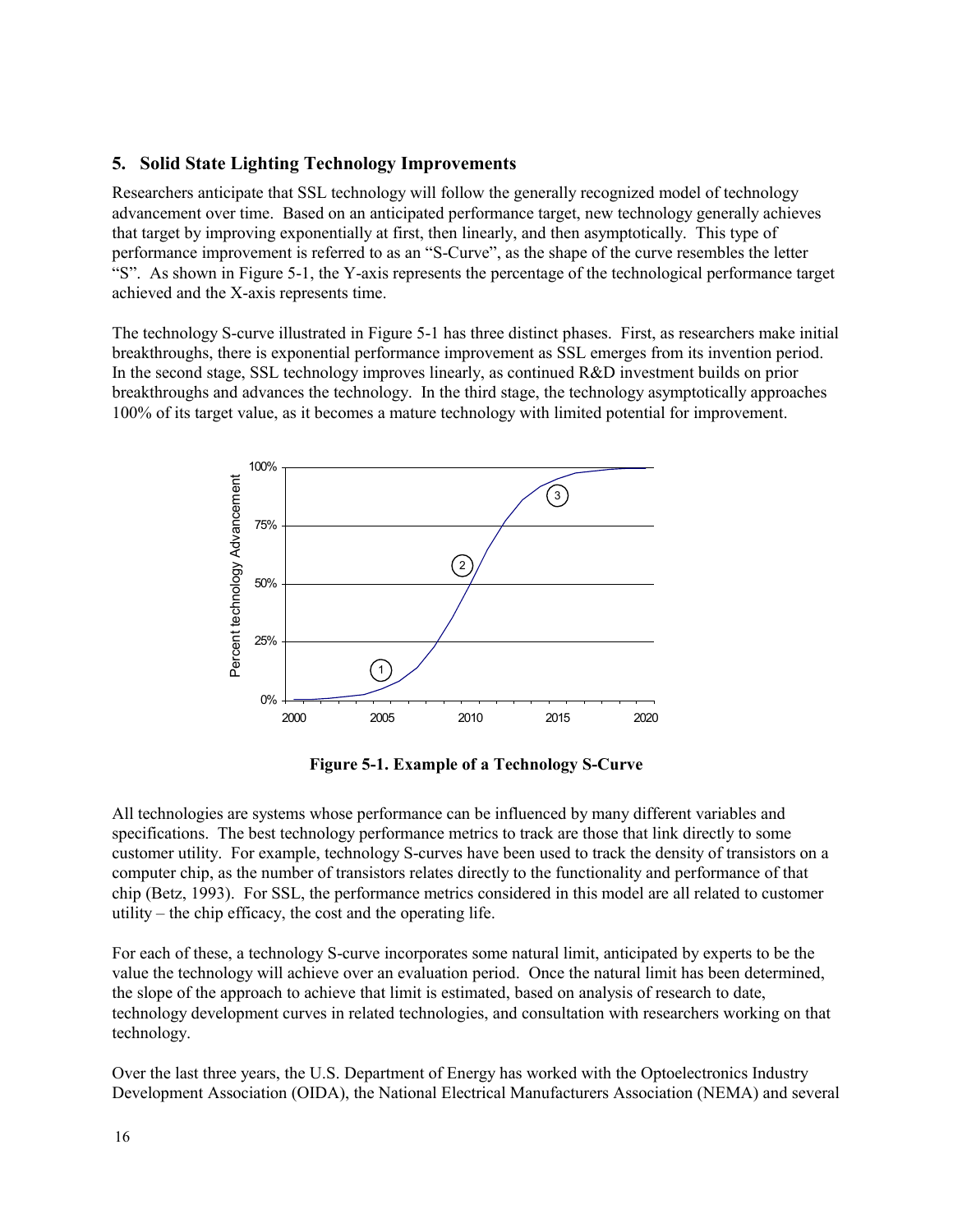## 5. Solid State Lighting Technology Improvements

Researchers anticipate that SSL technology will follow the generally recognized model of technology advancement over time. Based on an anticipated performance target, new technology generally achieves that target by improving exponentially at first, then linearly, and then asymptotically. This type of performance improvement is referred to as an "S-Curve", as the shape of the curve resembles the letter "S". As shown in Figure 5-1, the Y-axis represents the percentage of the technological performance target achieved and the X-axis represents time.

The technology S-curve illustrated in Figure 5-1 has three distinct phases. First, as researchers make initial breakthroughs, there is exponential performance improvement as SSL emerges from its invention period. In the second stage, SSL technology improves linearly, as continued R&D investment builds on prior breakthroughs and advances the technology. In the third stage, the technology asymptotically approaches 100% of its target value, as it becomes a mature technology with limited potential for improvement.

**Figure 5-1. Example of a Technology S-Curve**

All technologies are systems whose performance can be influenced by many different variables and specifications. The best technology performance metrics to track are those that link directly to some customer utility. For example, technology S-curves have been used to track the density of transistors on a computer chip, as the number of transistors relates directly to the functionality and performance of that chip (Betz, 1993). For SSL, the performance metrics considered in this model are all related to customer utility – the chip efficacy, the cost and the operating life.

For each of these, a technology S-curve incorporates some natural limit, anticipated by experts to be the value the technology will achieve over an evaluation period. Once the natural limit has been determined, the slope of the approach to achieve that limit is estimated, based on analysis of research to date, technology development curves in related technologies, and consultation with researchers working on that technology.

Over the last three years, the U.S. Department of Energy has worked with the Optoelectronics Industry Development Association (OIDA), the National Electrical Manufacturers Association (NEMA) and several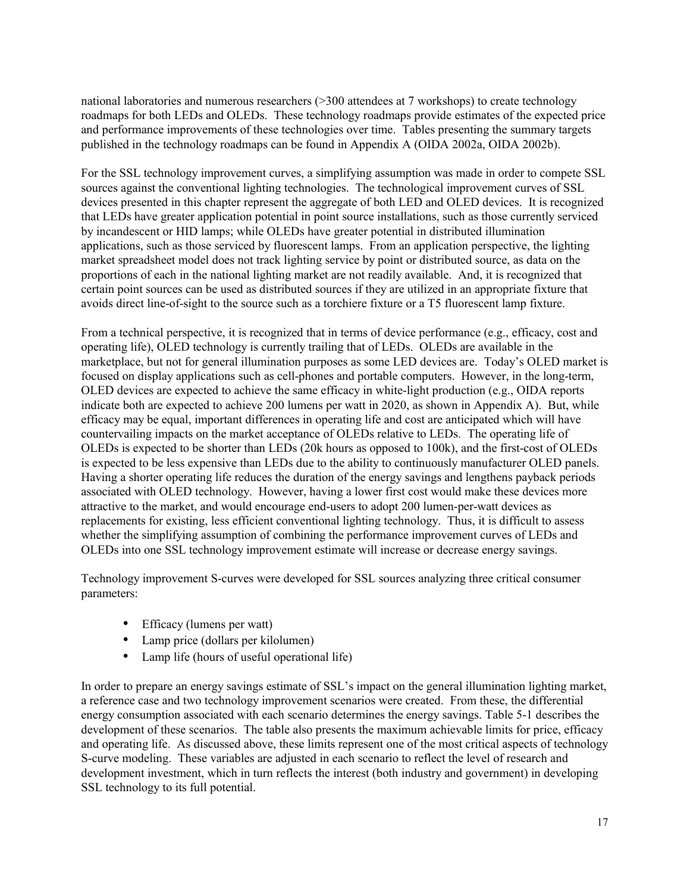national laboratories and numerous researchers (>300 attendees at 7 workshops) to create technology roadmaps for both LEDs and OLEDs. These technology roadmaps provide estimates of the expected price and performance improvements of these technologies over time. Tables presenting the summary targets published in the technology roadmaps can be found in Appendix A (OIDA 2002a, OIDA 2002b).

For the SSL technology improvement curves, a simplifying assumption was made in order to compete SSL sources against the conventional lighting technologies. The technological improvement curves of SSL devices presented in this chapter represent the aggregate of both LED and OLED devices. It is recognized that LEDs have greater application potential in point source installations, such as those currently serviced by incandescent or HID lamps; while OLEDs have greater potential in distributed illumination applications, such as those serviced by fluorescent lamps. From an application perspective, the lighting market spreadsheet model does not track lighting service by point or distributed source, as data on the proportions of each in the national lighting market are not readily available. And, it is recognized that certain point sources can be used as distributed sources if they are utilized in an appropriate fixture that avoids direct line-of-sight to the source such as a torchiere fixture or a T5 fluorescent lamp fixture.

From a technical perspective, it is recognized that in terms of device performance (e.g., efficacy, cost and operating life), OLED technology is currently trailing that of LEDs. OLEDs are available in the marketplace, but not for general illumination purposes as some LED devices are. Today's OLED market is focused on display applications such as cell-phones and portable computers. However, in the long-term, OLED devices are expected to achieve the same efficacy in white-light production (e.g., OIDA reports indicate both are expected to achieve 200 lumens per watt in 2020, as shown in Appendix A). But, while efficacy may be equal, important differences in operating life and cost are anticipated which will have countervailing impacts on the market acceptance of OLEDs relative to LEDs. The operating life of OLEDs is expected to be shorter than LEDs (20k hours as opposed to 100k), and the first-cost of OLEDs is expected to be less expensive than LEDs due to the ability to continuously manufacturer OLED panels. Having a shorter operating life reduces the duration of the energy savings and lengthens payback periods associated with OLED technology. However, having a lower first cost would make these devices more attractive to the market, and would encourage end-users to adopt 200 lumen-per-watt devices as replacements for existing, less efficient conventional lighting technology. Thus, it is difficult to assess whether the simplifying assumption of combining the performance improvement curves of LEDs and OLEDs into one SSL technology improvement estimate will increase or decrease energy savings.

Technology improvement S-curves were developed for SSL sources analyzing three critical consumer parameters:

- Efficacy (lumens per watt)
- Lamp price (dollars per kilolumen)
- Lamp life (hours of useful operational life)

In order to prepare an energy savings estimate of SSL's impact on the general illumination lighting market, a reference case and two technology improvement scenarios were created. From these, the differential energy consumption associated with each scenario determines the energy savings. Table 5-1 describes the development of these scenarios. The table also presents the maximum achievable limits for price, efficacy and operating life. As discussed above, these limits represent one of the most critical aspects of technology S-curve modeling. These variables are adjusted in each scenario to reflect the level of research and development investment, which in turn reflects the interest (both industry and government) in developing SSL technology to its full potential.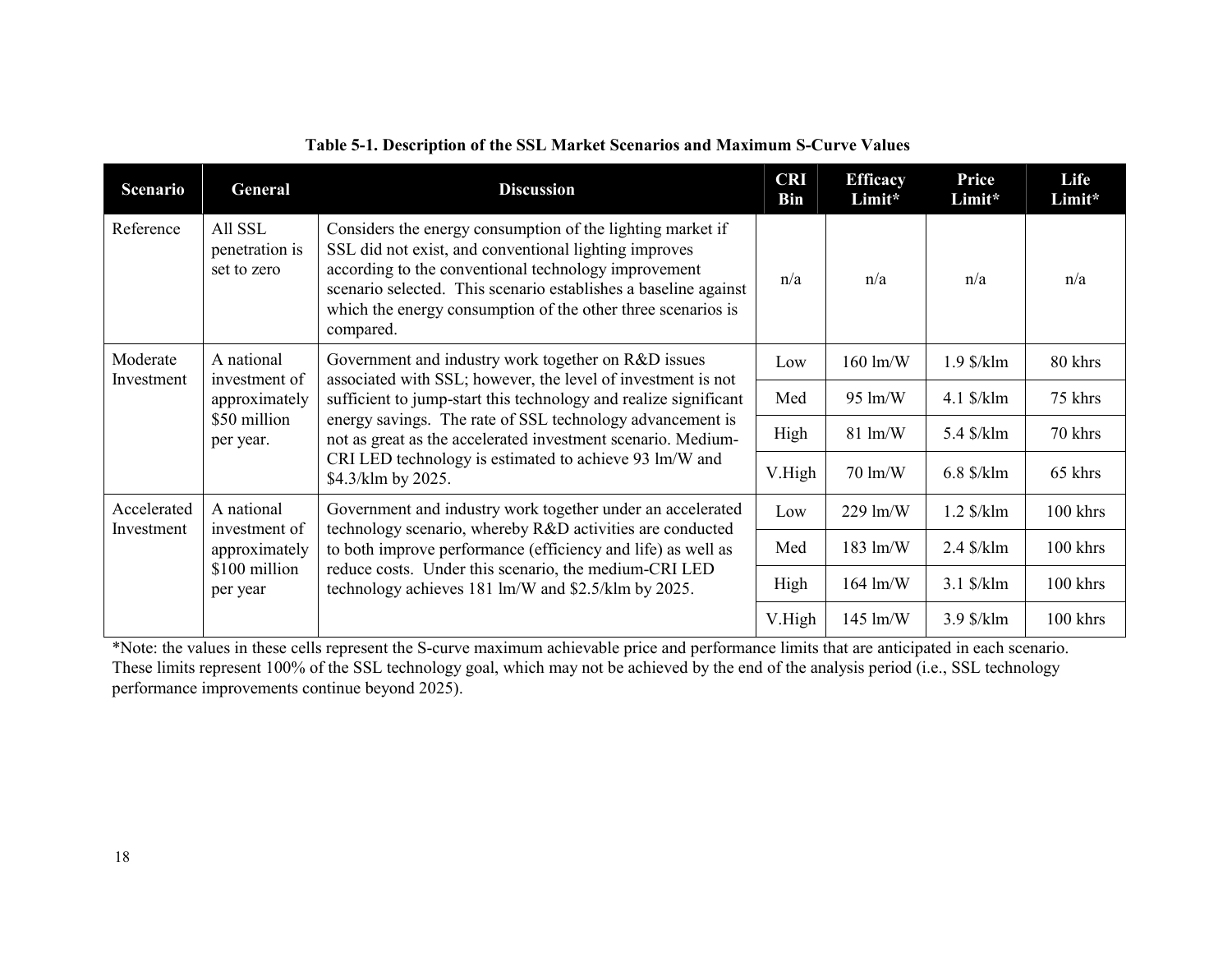**Table 5-1. Description of the SSL Market Scenarios and Maximum S-Curve Values**

| Scenario | General | Discussion | CRI Bin | Efficacy Limit* | Price Limit* | Life Limit* |
|---|---|---|---|---|---|---|
| Reference | All SSL penetration is set to zero | Considers the energy consumption of the lighting market if SSL did not exist, and conventional lighting improves according to the conventional technology improvement scenario selected. This scenario establishes a baseline against which the energy consumption of the other three scenarios is compared. | n/a | n/a | n/a | n/a |
| Moderate Investment | A national investment of approximately $50 million per year. | Government and industry work together on R&D issues associated with SSL; however, the level of investment is not sufficient to jump-start this technology and realize significant energy savings. The rate of SSL technology advancement is not as great as the accelerated investment scenario. Medium-CRI LED technology is estimated to achieve 93 lm/W and $4.3/klm by 2025. | Low | 160 lm/W | 1.9 $/klm | 80 khrs |
| | | | Med | 95 lm/W | 4.1 $/klm | 75 khrs |
| | | | High | 81 lm/W | 5.4 $/klm | 70 khrs |
| | | | V.High | 70 lm/W | 6.8 $/klm | 65 khrs |
| Accelerated Investment | A national investment of approximately $100 million per year | Government and industry work together under an accelerated technology scenario, whereby R&D activities are conducted to both improve performance (efficiency and life) as well as reduce costs. Under this scenario, the medium-CRI LED technology achieves 181 lm/W and $2.5/klm by 2025. | Low | 229 lm/W | 1.2 $/klm | 100 khrs |
| | | | Med | 183 lm/W | 2.4 $/klm | 100 khrs |
| | | | High | 164 lm/W | 3.1 $/klm | 100 khrs |
| | | | V.High | 145 lm/W | 3.9 $/klm | 100 khrs |

*Note: the values in these cells represent the S-curve maximum achievable price and performance limits that are anticipated in each scenario. These limits represent 100% of the SSL technology goal, which may not be achieved by the end of the analysis period (i.e., SSL technology performance improvements continue beyond 2025).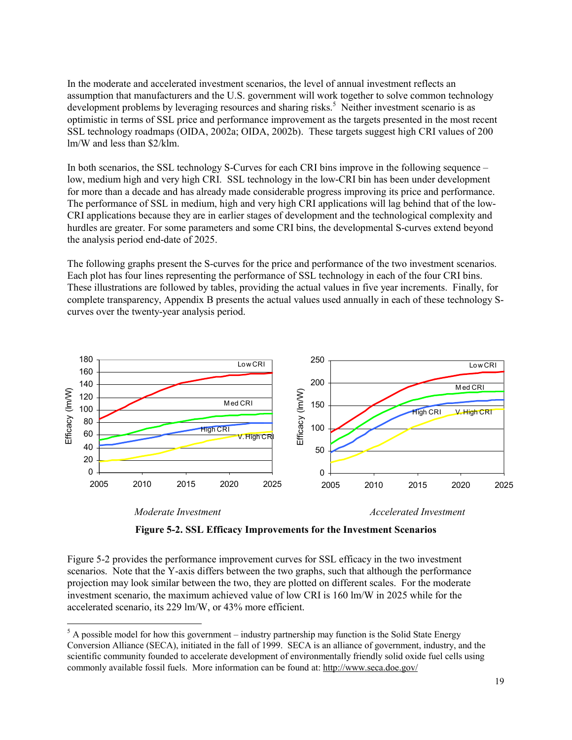In the moderate and accelerated investment scenarios, the level of annual investment reflects an assumption that manufacturers and the U.S. government will work together to solve common technology development problems by leveraging resources and sharing risks.[5] Neither investment scenario is as optimistic in terms of SSL price and performance improvement as the targets presented in the most recent SSL technology roadmaps (OIDA, 2002a; OIDA, 2002b). These targets suggest high CRI values of 200 lm/W and less than $2/klm.

In both scenarios, the SSL technology S-Curves for each CRI bins improve in the following sequence – low, medium high and very high CRI. SSL technology in the low-CRI bin has been under development for more than a decade and has already made considerable progress improving its price and performance. The performance of SSL in medium, high and very high CRI applications will lag behind that of the low-CRI applications because they are in earlier stages of development and the technological complexity and hurdles are greater. For some parameters and some CRI bins, the developmental S-curves extend beyond the analysis period end-date of 2025.

The following graphs present the S-curves for the price and performance of the two investment scenarios. Each plot has four lines representing the performance of SSL technology in each of the four CRI bins. These illustrations are followed by tables, providing the actual values in five year increments. Finally, for complete transparency, Appendix B presents the actual values used annually in each of these technology S-curves over the twenty-year analysis period.

*Moderate Investment* *Accelerated Investment*

**Figure 5-2. SSL Efficacy Improvements for the Investment Scenarios**

Figure 5-2 provides the performance improvement curves for SSL efficacy in the two investment scenarios. Note that the Y-axis differs between the two graphs, such that although the performance projection may look similar between the two, they are plotted on different scales. For the moderate investment scenario, the maximum achieved value of low CRI is 160 lm/W in 2025 while for the accelerated scenario, its 229 lm/W, or 43% more efficient.

[5] A possible model for how this government – industry partnership may function is the Solid State Energy Conversion Alliance (SECA), initiated in the fall of 1999. SECA is an alliance of government, industry, and the scientific community founded to accelerate development of environmentally friendly solid oxide fuel cells using commonly available fossil fuels. More information can be found at: http://www.seca.doe.gov/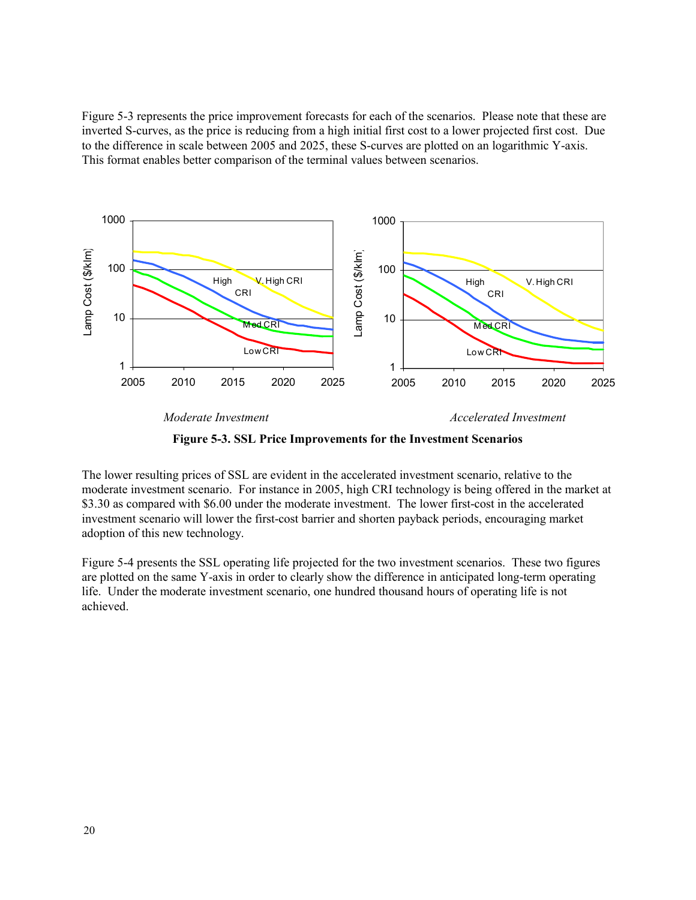Figure 5-3 represents the price improvement forecasts for each of the scenarios. Please note that these are inverted S-curves, as the price is reducing from a high initial first cost to a lower projected first cost. Due to the difference in scale between 2005 and 2025, these S-curves are plotted on an logarithmic Y-axis. This format enables better comparison of the terminal values between scenarios.

*Moderate Investment* *Accelerated Investment*

**Figure 5-3. SSL Price Improvements for the Investment Scenarios**

The lower resulting prices of SSL are evident in the accelerated investment scenario, relative to the moderate investment scenario. For instance in 2005, high CRI technology is being offered in the market at \$3.30 as compared with \$6.00 under the moderate investment. The lower first-cost in the accelerated investment scenario will lower the first-cost barrier and shorten payback periods, encouraging market adoption of this new technology.

Figure 5-4 presents the SSL operating life projected for the two investment scenarios. These two figures are plotted on the same Y-axis in order to clearly show the difference in anticipated long-term operating life. Under the moderate investment scenario, one hundred thousand hours of operating life is not achieved.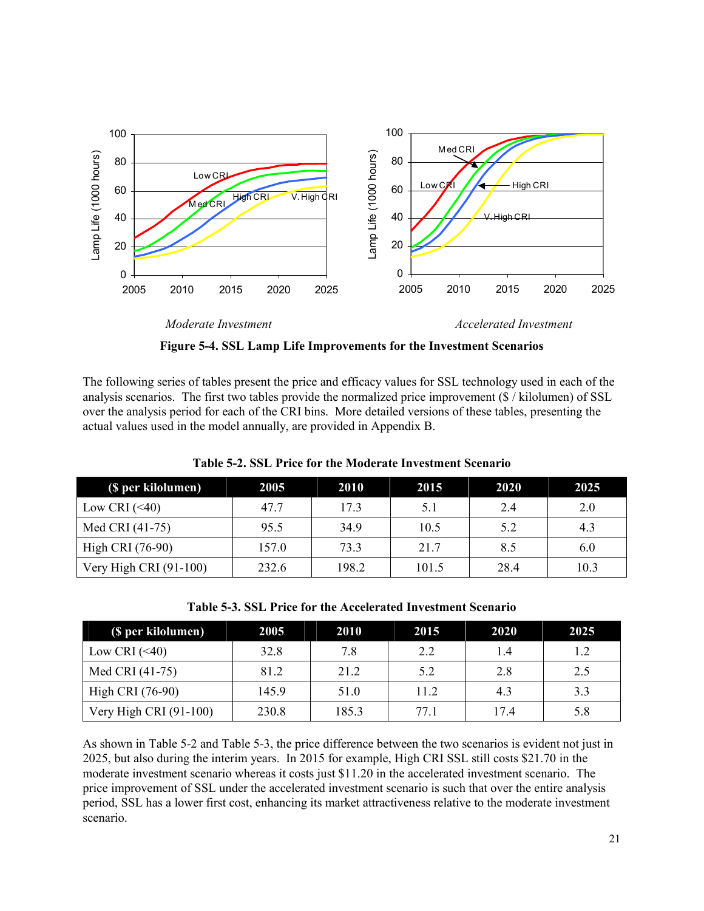*Moderate Investment* *Accelerated Investment*

**Figure 5-4. SSL Lamp Life Improvements for the Investment Scenarios**

The following series of tables present the price and efficacy values for SSL technology used in each of the analysis scenarios. The first two tables provide the normalized price improvement ($ / kilolumen) of SSL over the analysis period for each of the CRI bins. More detailed versions of these tables, presenting the actual values used in the model annually, are provided in Appendix B.

**Table 5-2. SSL Price for the Moderate Investment Scenario**

| ($ per kilolumen) | 2005 | 2010 | 2015 | 2020 | 2025 |
|---|---|---|---|---|---|
| Low CRI (<40) | 47.7 | 17.3 | 5.1 | 2.4 | 2.0 |
| Med CRI (41-75) | 95.5 | 34.9 | 10.5 | 5.2 | 4.3 |
| High CRI (76-90) | 157.0 | 73.3 | 21.7 | 8.5 | 6.0 |
| Very High CRI (91-100) | 232.6 | 198.2 | 101.5 | 28.4 | 10.3 |

**Table 5-3. SSL Price for the Accelerated Investment Scenario**

| ($ per kilolumen) | 2005 | 2010 | 2015 | 2020 | 2025 |
|---|---|---|---|---|---|
| Low CRI (<40) | 32.8 | 7.8 | 2.2 | 1.4 | 1.2 |
| Med CRI (41-75) | 81.2 | 21.2 | 5.2 | 2.8 | 2.5 |
| High CRI (76-90) | 145.9 | 51.0 | 11.2 | 4.3 | 3.3 |
| Very High CRI (91-100) | 230.8 | 185.3 | 77.1 | 17.4 | 5.8 |

As shown in Table 5-2 and Table 5-3, the price difference between the two scenarios is evident not just in 2025, but also during the interim years. In 2015 for example, High CRI SSL still costs $21.70 in the moderate investment scenario whereas it costs just $11.20 in the accelerated investment scenario. The price improvement of SSL under the accelerated investment scenario is such that over the entire analysis period, SSL has a lower first cost, enhancing its market attractiveness relative to the moderate investment scenario.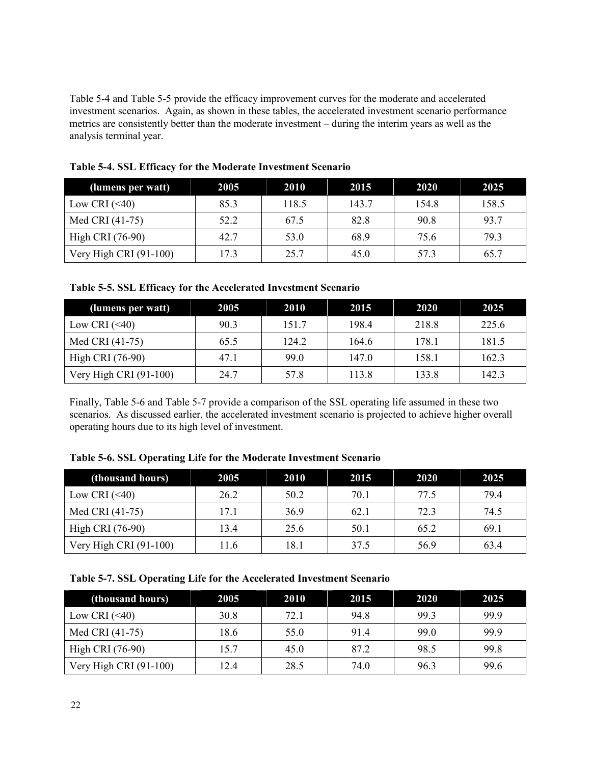Table 5-4 and Table 5-5 provide the efficacy improvement curves for the moderate and accelerated investment scenarios. Again, as shown in these tables, the accelerated investment scenario performance metrics are consistently better than the moderate investment – during the interim years as well as the analysis terminal year.

**Table 5-4. SSL Efficacy for the Moderate Investment Scenario**

| (lumens per watt) | 2005 | 2010 | 2015 | 2020 | 2025 |
|---|---|---|---|---|---|
| Low CRI (<40) | 85.3 | 118.5 | 143.7 | 154.8 | 158.5 |
| Med CRI (41-75) | 52.2 | 67.5 | 82.8 | 90.8 | 93.7 |
| High CRI (76-90) | 42.7 | 53.0 | 68.9 | 75.6 | 79.3 |
| Very High CRI (91-100) | 17.3 | 25.7 | 45.0 | 57.3 | 65.7 |

**Table 5-5. SSL Efficacy for the Accelerated Investment Scenario**

| (lumens per watt) | 2005 | 2010 | 2015 | 2020 | 2025 |
|---|---|---|---|---|---|
| Low CRI (<40) | 90.3 | 151.7 | 198.4 | 218.8 | 225.6 |
| Med CRI (41-75) | 65.5 | 124.2 | 164.6 | 178.1 | 181.5 |
| High CRI (76-90) | 47.1 | 99.0 | 147.0 | 158.1 | 162.3 |
| Very High CRI (91-100) | 24.7 | 57.8 | 113.8 | 133.8 | 142.3 |

Finally, Table 5-6 and Table 5-7 provide a comparison of the SSL operating life assumed in these two scenarios. As discussed earlier, the accelerated investment scenario is projected to achieve higher overall operating hours due to its high level of investment.

**Table 5-6. SSL Operating Life for the Moderate Investment Scenario**

| (thousand hours) | 2005 | 2010 | 2015 | 2020 | 2025 |
|---|---|---|---|---|---|
| Low CRI (<40) | 26.2 | 50.2 | 70.1 | 77.5 | 79.4 |
| Med CRI (41-75) | 17.1 | 36.9 | 62.1 | 72.3 | 74.5 |
| High CRI (76-90) | 13.4 | 25.6 | 50.1 | 65.2 | 69.1 |
| Very High CRI (91-100) | 11.6 | 18.1 | 37.5 | 56.9 | 63.4 |

**Table 5-7. SSL Operating Life for the Accelerated Investment Scenario**

| (thousand hours) | 2005 | 2010 | 2015 | 2020 | 2025 |
|---|---|---|---|---|---|
| Low CRI (<40) | 30.8 | 72.1 | 94.8 | 99.3 | 99.9 |
| Med CRI (41-75) | 18.6 | 55.0 | 91.4 | 99.0 | 99.9 |
| High CRI (76-90) | 15.7 | 45.0 | 87.2 | 98.5 | 99.8 |
| Very High CRI (91-100) | 12.4 | 28.5 | 74.0 | 96.3 | 99.6 |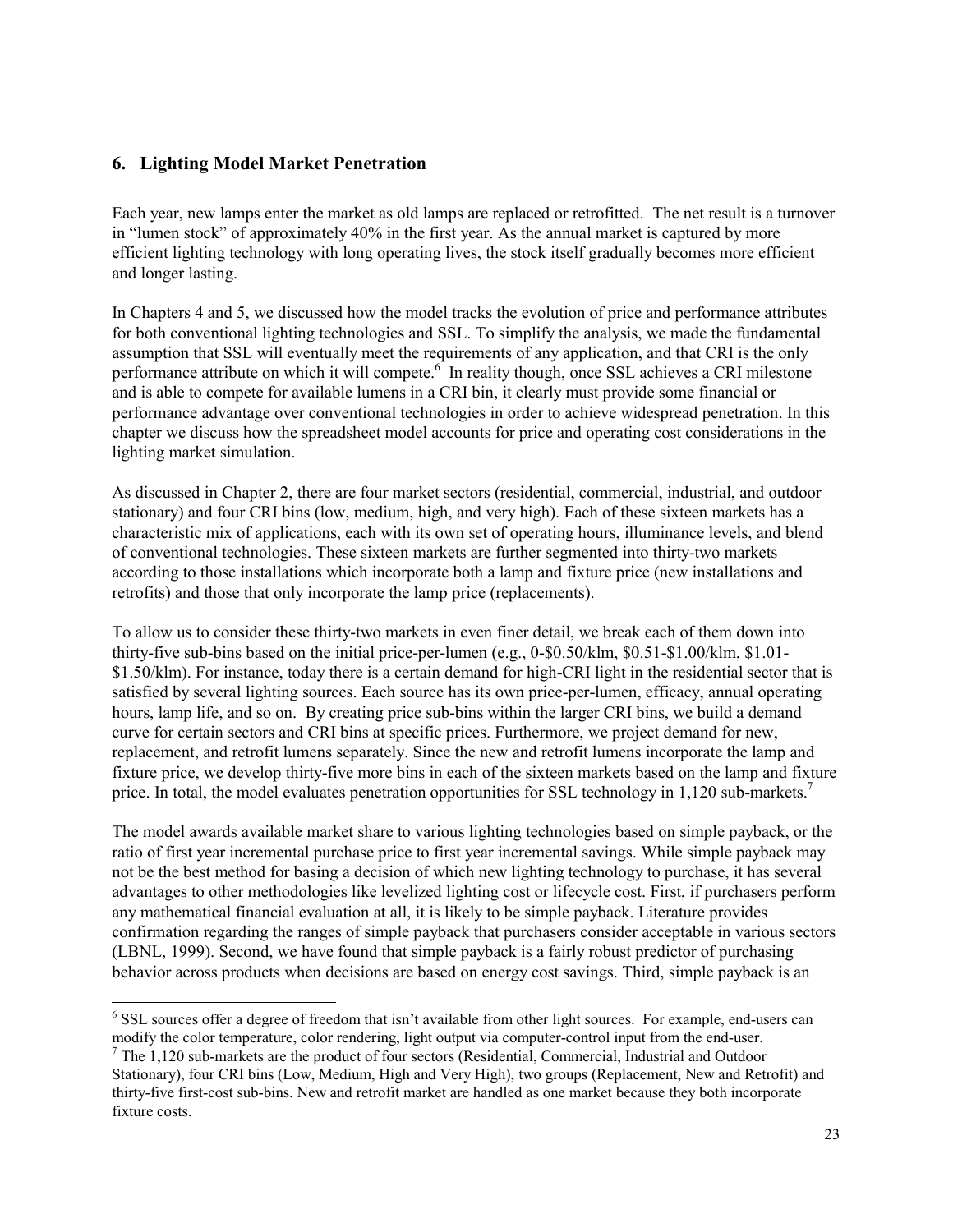## 6. Lighting Model Market Penetration

Each year, new lamps enter the market as old lamps are replaced or retrofitted. The net result is a turnover in "lumen stock" of approximately 40% in the first year. As the annual market is captured by more efficient lighting technology with long operating lives, the stock itself gradually becomes more efficient and longer lasting.

In Chapters 4 and 5, we discussed how the model tracks the evolution of price and performance attributes for both conventional lighting technologies and SSL. To simplify the analysis, we made the fundamental assumption that SSL will eventually meet the requirements of any application, and that CRI is the only performance attribute on which it will compete.[6] In reality though, once SSL achieves a CRI milestone and is able to compete for available lumens in a CRI bin, it clearly must provide some financial or performance advantage over conventional technologies in order to achieve widespread penetration. In this chapter we discuss how the spreadsheet model accounts for price and operating cost considerations in the lighting market simulation.

As discussed in Chapter 2, there are four market sectors (residential, commercial, industrial, and outdoor stationary) and four CRI bins (low, medium, high, and very high). Each of these sixteen markets has a characteristic mix of applications, each with its own set of operating hours, illuminance levels, and blend of conventional technologies. These sixteen markets are further segmented into thirty-two markets according to those installations which incorporate both a lamp and fixture price (new installations and retrofits) and those that only incorporate the lamp price (replacements).

To allow us to consider these thirty-two markets in even finer detail, we break each of them down into thirty-five sub-bins based on the initial price-per-lumen (e.g., 0-$0.50/klm, $0.51-$1.00/klm, $1.01-$1.50/klm). For instance, today there is a certain demand for high-CRI light in the residential sector that is satisfied by several lighting sources. Each source has its own price-per-lumen, efficacy, annual operating hours, lamp life, and so on. By creating price sub-bins within the larger CRI bins, we build a demand curve for certain sectors and CRI bins at specific prices. Furthermore, we project demand for new, replacement, and retrofit lumens separately. Since the new and retrofit lumens incorporate the lamp and fixture price, we develop thirty-five more bins in each of the sixteen markets based on the lamp and fixture price. In total, the model evaluates penetration opportunities for SSL technology in 1,120 sub-markets.[7]

The model awards available market share to various lighting technologies based on simple payback, or the ratio of first year incremental purchase price to first year incremental savings. While simple payback may not be the best method for basing a decision of which new lighting technology to purchase, it has several advantages to other methodologies like levelized lighting cost or lifecycle cost. First, if purchasers perform any mathematical financial evaluation at all, it is likely to be simple payback. Literature provides confirmation regarding the ranges of simple payback that purchasers consider acceptable in various sectors (LBNL, 1999). Second, we have found that simple payback is a fairly robust predictor of purchasing behavior across products when decisions are based on energy cost savings. Third, simple payback is an

---

[6] SSL sources offer a degree of freedom that isn't available from other light sources. For example, end-users can modify the color temperature, color rendering, light output via computer-control input from the end-user.

[7] The 1,120 sub-markets are the product of four sectors (Residential, Commercial, Industrial and Outdoor Stationary), four CRI bins (Low, Medium, High and Very High), two groups (Replacement, New and Retrofit) and thirty-five first-cost sub-bins. New and retrofit market are handled as one market because they both incorporate fixture costs.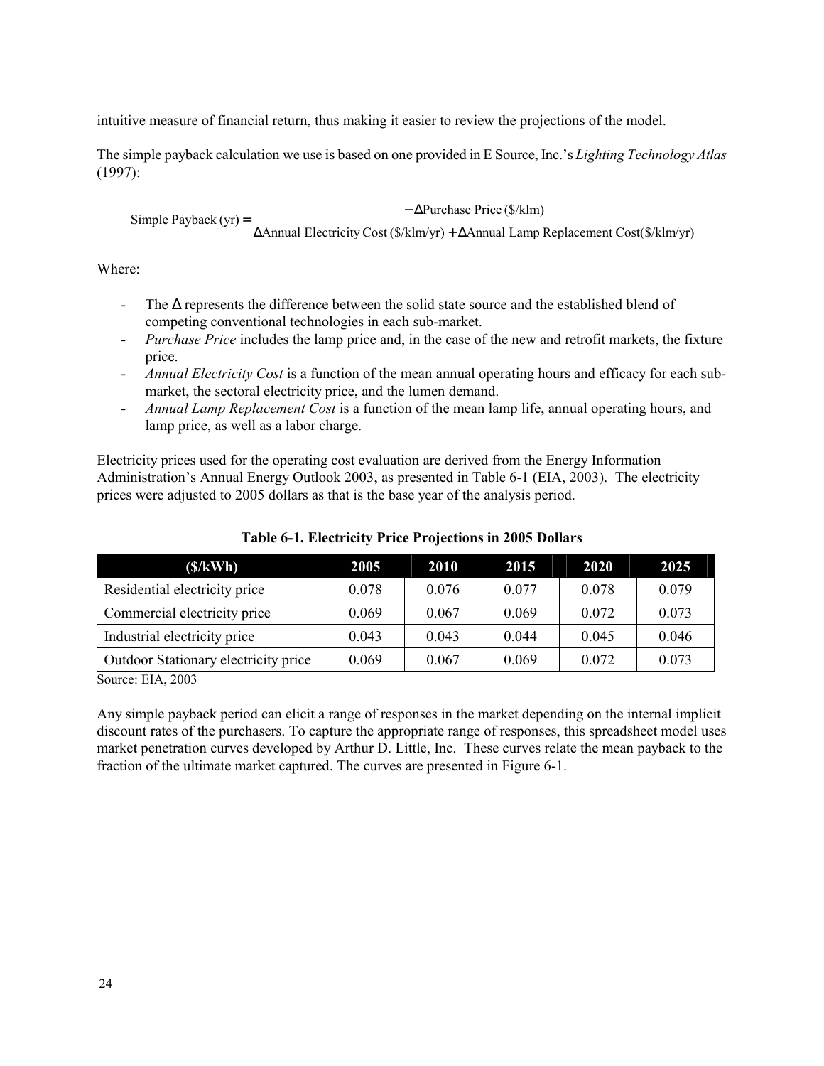intuitive measure of financial return, thus making it easier to review the projections of the model.

The simple payback calculation we use is based on one provided in E Source, Inc.'s *Lighting Technology Atlas* (1997):

$$\text{Simple Payback (yr)} = \frac{-\Delta\text{Purchase Price (\$/klm)}}{\Delta\text{Annual Electricity Cost (\$/klm/yr)} + \Delta\text{Annual Lamp Replacement Cost(\$/klm/yr)}}$$

Where:

- The Δ represents the difference between the solid state source and the established blend of competing conventional technologies in each sub-market.
- *Purchase Price* includes the lamp price and, in the case of the new and retrofit markets, the fixture price.
- *Annual Electricity Cost* is a function of the mean annual operating hours and efficacy for each sub-market, the sectoral electricity price, and the lumen demand.
- *Annual Lamp Replacement Cost* is a function of the mean lamp life, annual operating hours, and lamp price, as well as a labor charge.

Electricity prices used for the operating cost evaluation are derived from the Energy Information Administration's Annual Energy Outlook 2003, as presented in Table 6-1 (EIA, 2003). The electricity prices were adjusted to 2005 dollars as that is the base year of the analysis period.

**Table 6-1. Electricity Price Projections in 2005 Dollars**

| ($/kWh) | 2005 | 2010 | 2015 | 2020 | 2025 |
|---|---|---|---|---|---|
| Residential electricity price | 0.078 | 0.076 | 0.077 | 0.078 | 0.079 |
| Commercial electricity price | 0.069 | 0.067 | 0.069 | 0.072 | 0.073 |
| Industrial electricity price | 0.043 | 0.043 | 0.044 | 0.045 | 0.046 |
| Outdoor Stationary electricity price | 0.069 | 0.067 | 0.069 | 0.072 | 0.073 |

Source: EIA, 2003

Any simple payback period can elicit a range of responses in the market depending on the internal implicit discount rates of the purchasers. To capture the appropriate range of responses, this spreadsheet model uses market penetration curves developed by Arthur D. Little, Inc. These curves relate the mean payback to the fraction of the ultimate market captured. The curves are presented in Figure 6-1.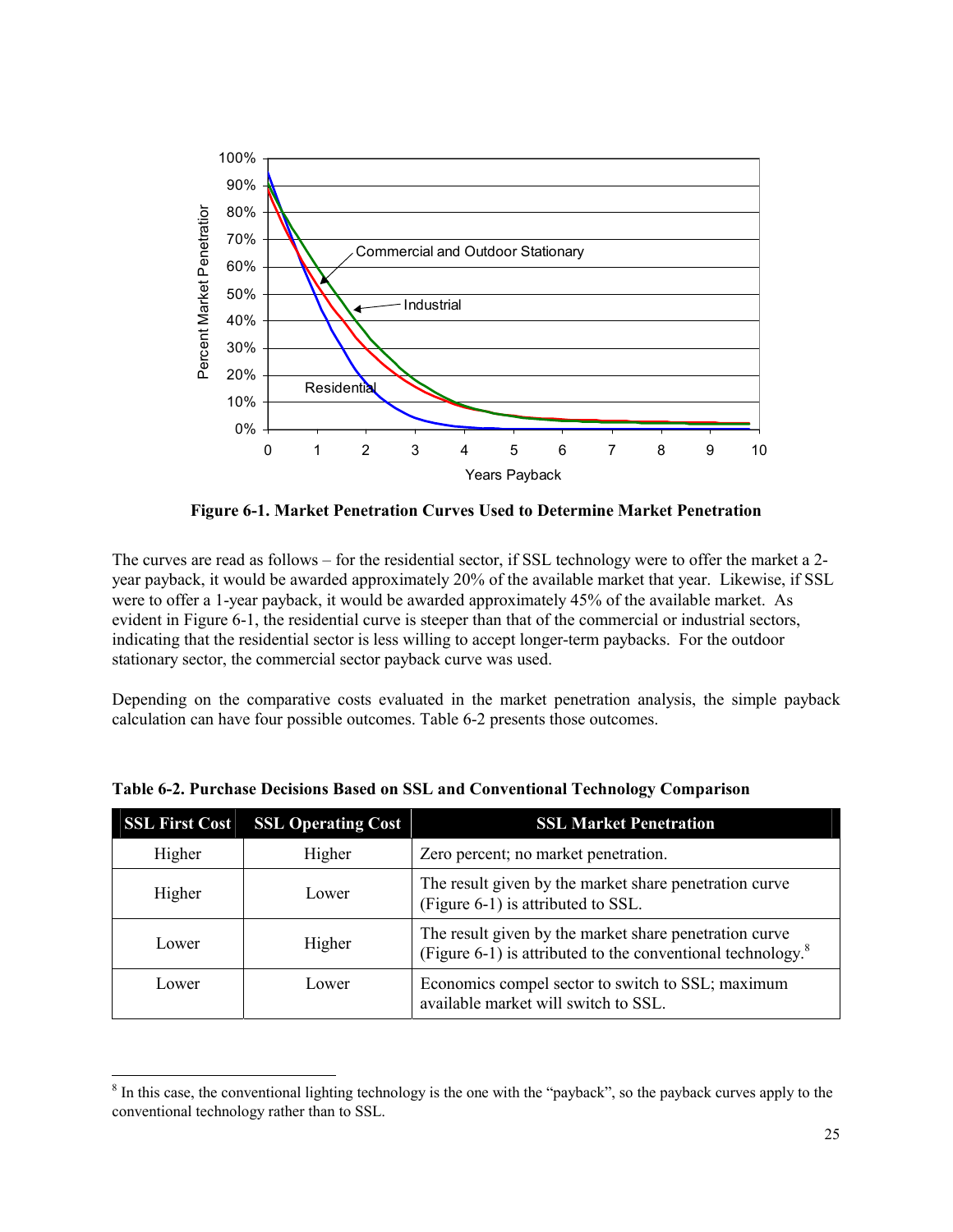**Figure 6-1. Market Penetration Curves Used to Determine Market Penetration**

The curves are read as follows – for the residential sector, if SSL technology were to offer the market a 2-year payback, it would be awarded approximately 20% of the available market that year. Likewise, if SSL were to offer a 1-year payback, it would be awarded approximately 45% of the available market. As evident in Figure 6-1, the residential curve is steeper than that of the commercial or industrial sectors, indicating that the residential sector is less willing to accept longer-term paybacks. For the outdoor stationary sector, the commercial sector payback curve was used.

Depending on the comparative costs evaluated in the market penetration analysis, the simple payback calculation can have four possible outcomes. Table 6-2 presents those outcomes.

**Table 6-2. Purchase Decisions Based on SSL and Conventional Technology Comparison**

| SSL First Cost | SSL Operating Cost | SSL Market Penetration |
|---|---|---|
| Higher | Higher | Zero percent; no market penetration. |
| Higher | Lower | The result given by the market share penetration curve (Figure 6-1) is attributed to SSL. |
| Lower | Higher | The result given by the market share penetration curve (Figure 6-1) is attributed to the conventional technology.[8] |
| Lower | Lower | Economics compel sector to switch to SSL; maximum available market will switch to SSL. |

[8] In this case, the conventional lighting technology is the one with the "payback", so the payback curves apply to the conventional technology rather than to SSL.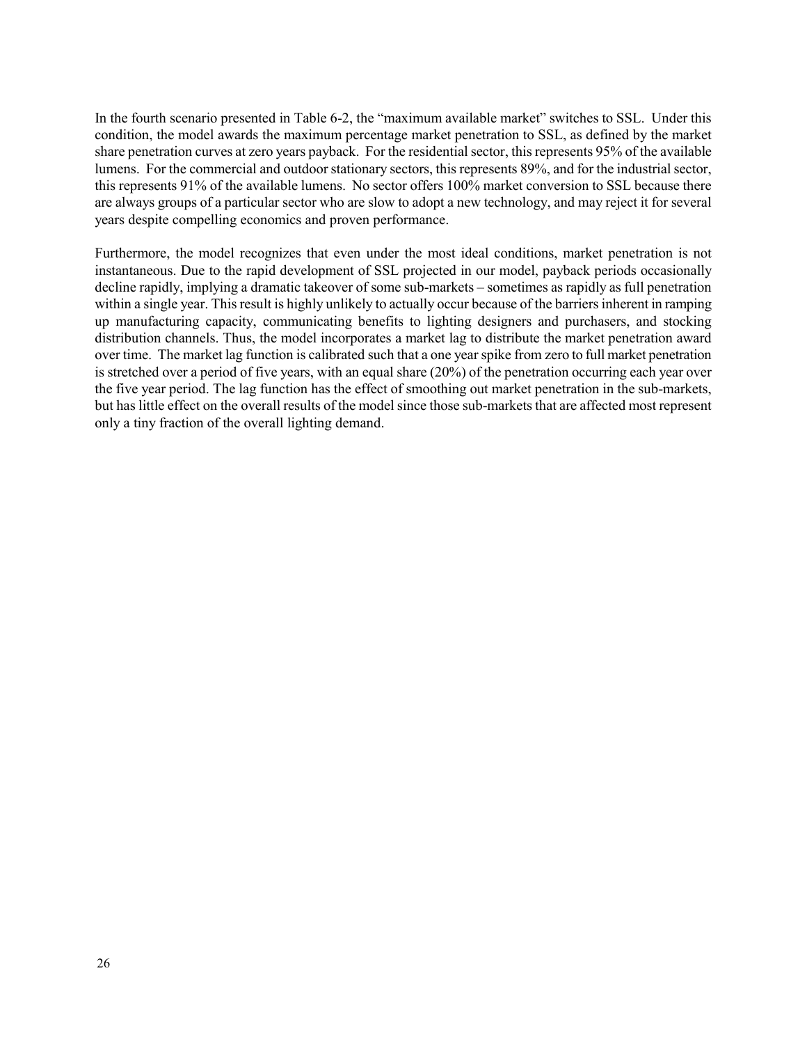In the fourth scenario presented in Table 6-2, the "maximum available market" switches to SSL. Under this condition, the model awards the maximum percentage market penetration to SSL, as defined by the market share penetration curves at zero years payback. For the residential sector, this represents 95% of the available lumens. For the commercial and outdoor stationary sectors, this represents 89%, and for the industrial sector, this represents 91% of the available lumens. No sector offers 100% market conversion to SSL because there are always groups of a particular sector who are slow to adopt a new technology, and may reject it for several years despite compelling economics and proven performance.

Furthermore, the model recognizes that even under the most ideal conditions, market penetration is not instantaneous. Due to the rapid development of SSL projected in our model, payback periods occasionally decline rapidly, implying a dramatic takeover of some sub-markets – sometimes as rapidly as full penetration within a single year. This result is highly unlikely to actually occur because of the barriers inherent in ramping up manufacturing capacity, communicating benefits to lighting designers and purchasers, and stocking distribution channels. Thus, the model incorporates a market lag to distribute the market penetration award over time. The market lag function is calibrated such that a one year spike from zero to full market penetration is stretched over a period of five years, with an equal share (20%) of the penetration occurring each year over the five year period. The lag function has the effect of smoothing out market penetration in the sub-markets, but has little effect on the overall results of the model since those sub-markets that are affected most represent only a tiny fraction of the overall lighting demand.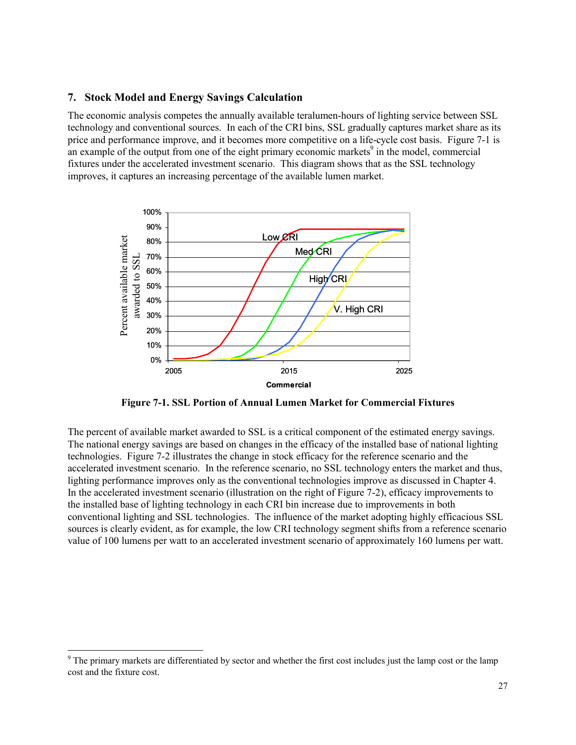## 7. Stock Model and Energy Savings Calculation

The economic analysis competes the annually available teralumen-hours of lighting service between SSL technology and conventional sources. In each of the CRI bins, SSL gradually captures market share as its price and performance improve, and it becomes more competitive on a life-cycle cost basis. Figure 7-1 is an example of the output from one of the eight primary economic markets[9] in the model, commercial fixtures under the accelerated investment scenario. This diagram shows that as the SSL technology improves, it captures an increasing percentage of the available lumen market.

**Figure 7-1. SSL Portion of Annual Lumen Market for Commercial Fixtures**

The percent of available market awarded to SSL is a critical component of the estimated energy savings. The national energy savings are based on changes in the efficacy of the installed base of national lighting technologies. Figure 7-2 illustrates the change in stock efficacy for the reference scenario and the accelerated investment scenario. In the reference scenario, no SSL technology enters the market and thus, lighting performance improves only as the conventional technologies improve as discussed in Chapter 4. In the accelerated investment scenario (illustration on the right of Figure 7-2), efficacy improvements to the installed base of lighting technology in each CRI bin increase due to improvements in both conventional lighting and SSL technologies. The influence of the market adopting highly efficacious SSL sources is clearly evident, as for example, the low CRI technology segment shifts from a reference scenario value of 100 lumens per watt to an accelerated investment scenario of approximately 160 lumens per watt.

---

[9] The primary markets are differentiated by sector and whether the first cost includes just the lamp cost or the lamp cost and the fixture cost.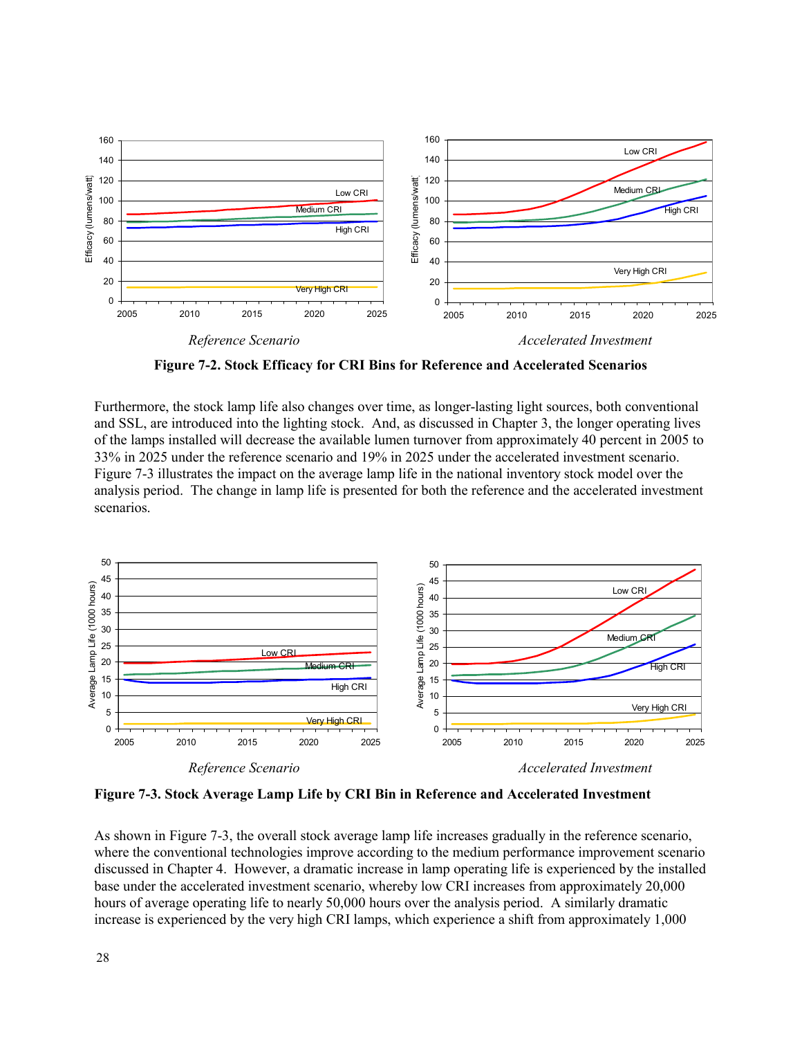*Reference Scenario* *Accelerated Investment*

**Figure 7-2. Stock Efficacy for CRI Bins for Reference and Accelerated Scenarios**

Furthermore, the stock lamp life also changes over time, as longer-lasting light sources, both conventional and SSL, are introduced into the lighting stock. And, as discussed in Chapter 3, the longer operating lives of the lamps installed will decrease the available lumen turnover from approximately 40 percent in 2005 to 33% in 2025 under the reference scenario and 19% in 2025 under the accelerated investment scenario. Figure 7-3 illustrates the impact on the average lamp life in the national inventory stock model over the analysis period. The change in lamp life is presented for both the reference and the accelerated investment scenarios.

*Reference Scenario* *Accelerated Investment*

**Figure 7-3. Stock Average Lamp Life by CRI Bin in Reference and Accelerated Investment**

As shown in Figure 7-3, the overall stock average lamp life increases gradually in the reference scenario, where the conventional technologies improve according to the medium performance improvement scenario discussed in Chapter 4. However, a dramatic increase in lamp operating life is experienced by the installed base under the accelerated investment scenario, whereby low CRI increases from approximately 20,000 hours of average operating life to nearly 50,000 hours over the analysis period. A similarly dramatic increase is experienced by the very high CRI lamps, which experience a shift from approximately 1,000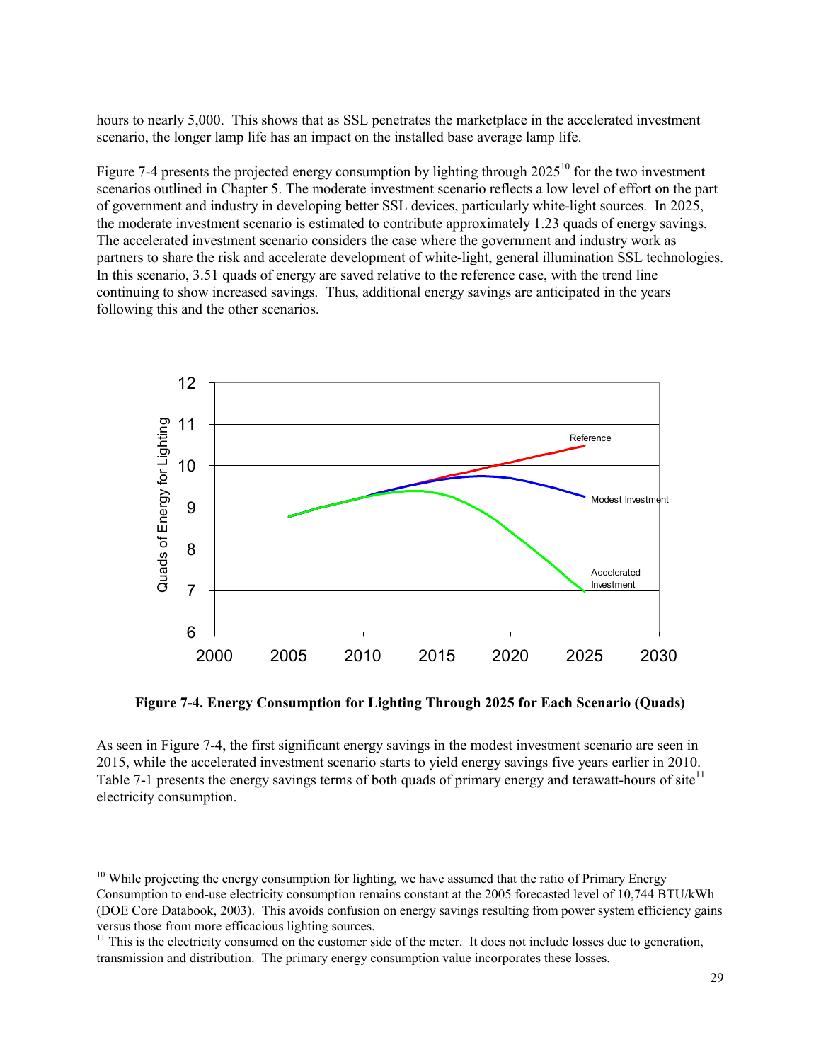hours to nearly 5,000. This shows that as SSL penetrates the marketplace in the accelerated investment scenario, the longer lamp life has an impact on the installed base average lamp life.

Figure 7-4 presents the projected energy consumption by lighting through 2025[10] for the two investment scenarios outlined in Chapter 5. The moderate investment scenario reflects a low level of effort on the part of government and industry in developing better SSL devices, particularly white-light sources. In 2025, the moderate investment scenario is estimated to contribute approximately 1.23 quads of energy savings. The accelerated investment scenario considers the case where the government and industry work as partners to share the risk and accelerate development of white-light, general illumination SSL technologies. In this scenario, 3.51 quads of energy are saved relative to the reference case, with the trend line continuing to show increased savings. Thus, additional energy savings are anticipated in the years following this and the other scenarios.

**Figure 7-4. Energy Consumption for Lighting Through 2025 for Each Scenario (Quads)**

As seen in Figure 7-4, the first significant energy savings in the modest investment scenario are seen in 2015, while the accelerated investment scenario starts to yield energy savings five years earlier in 2010. Table 7-1 presents the energy savings terms of both quads of primary energy and terawatt-hours of site[11] electricity consumption.

---

[10] While projecting the energy consumption for lighting, we have assumed that the ratio of Primary Energy Consumption to end-use electricity consumption remains constant at the 2005 forecasted level of 10,744 BTU/kWh (DOE Core Databook, 2003). This avoids confusion on energy savings resulting from power system efficiency gains versus those from more efficacious lighting sources.

[11] This is the electricity consumed on the customer side of the meter. It does not include losses due to generation, transmission and distribution. The primary energy consumption value incorporates these losses.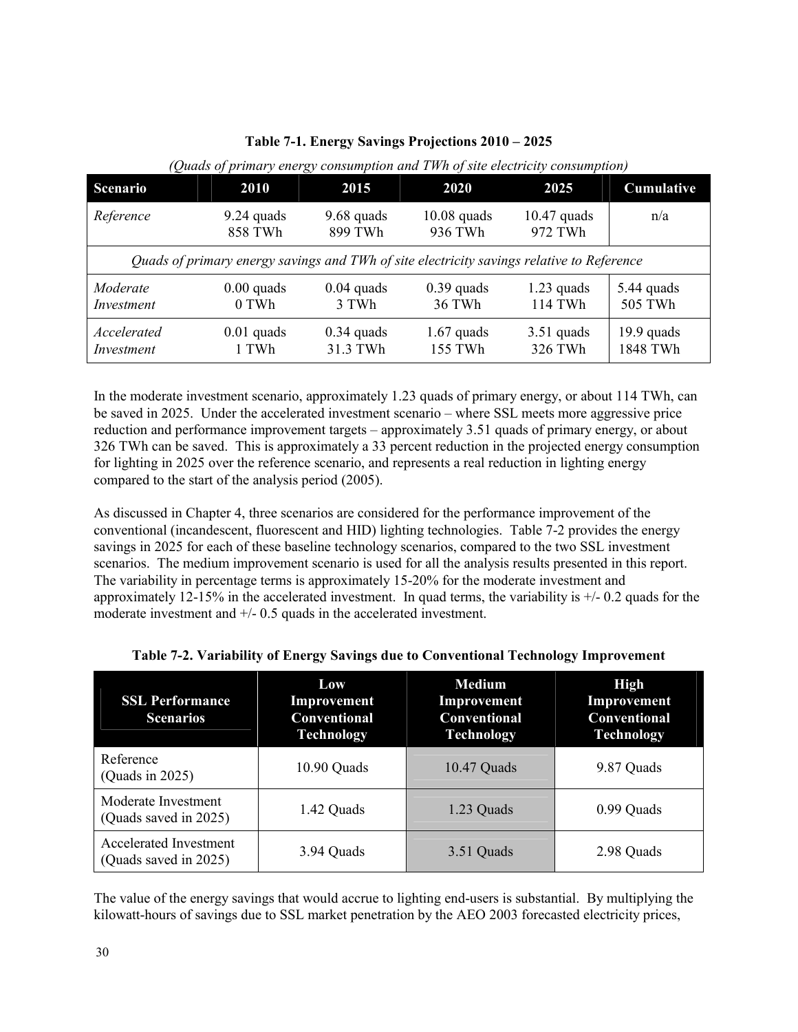**Table 7-1. Energy Savings Projections 2010 – 2025**

*(Quads of primary energy consumption and TWh of site electricity consumption)*

| Scenario | 2010 | 2015 | 2020 | 2025 | Cumulative |
|---|---|---|---|---|---|
| *Reference* | 9.24 quads 858 TWh | 9.68 quads 899 TWh | 10.08 quads 936 TWh | 10.47 quads 972 TWh | n/a |
| *Quads of primary energy savings and TWh of site electricity savings relative to Reference* | | | | | |
| *Moderate Investment* | 0.00 quads 0 TWh | 0.04 quads 3 TWh | 0.39 quads 36 TWh | 1.23 quads 114 TWh | 5.44 quads 505 TWh |
| *Accelerated Investment* | 0.01 quads 1 TWh | 0.34 quads 31.3 TWh | 1.67 quads 155 TWh | 3.51 quads 326 TWh | 19.9 quads 1848 TWh |

In the moderate investment scenario, approximately 1.23 quads of primary energy, or about 114 TWh, can be saved in 2025. Under the accelerated investment scenario – where SSL meets more aggressive price reduction and performance improvement targets – approximately 3.51 quads of primary energy, or about 326 TWh can be saved. This is approximately a 33 percent reduction in the projected energy consumption for lighting in 2025 over the reference scenario, and represents a real reduction in lighting energy compared to the start of the analysis period (2005).

As discussed in Chapter 4, three scenarios are considered for the performance improvement of the conventional (incandescent, fluorescent and HID) lighting technologies. Table 7-2 provides the energy savings in 2025 for each of these baseline technology scenarios, compared to the two SSL investment scenarios. The medium improvement scenario is used for all the analysis results presented in this report. The variability in percentage terms is approximately 15-20% for the moderate investment and approximately 12-15% in the accelerated investment. In quad terms, the variability is +/- 0.2 quads for the moderate investment and +/- 0.5 quads in the accelerated investment.

**Table 7-2. Variability of Energy Savings due to Conventional Technology Improvement**

| SSL Performance Scenarios | Low Improvement Conventional Technology | Medium Improvement Conventional Technology | High Improvement Conventional Technology |
|---|---|---|---|
| Reference (Quads in 2025) | 10.90 Quads | 10.47 Quads | 9.87 Quads |
| Moderate Investment (Quads saved in 2025) | 1.42 Quads | 1.23 Quads | 0.99 Quads |
| Accelerated Investment (Quads saved in 2025) | 3.94 Quads | 3.51 Quads | 2.98 Quads |

The value of the energy savings that would accrue to lighting end-users is substantial. By multiplying the kilowatt-hours of savings due to SSL market penetration by the AEO 2003 forecasted electricity prices,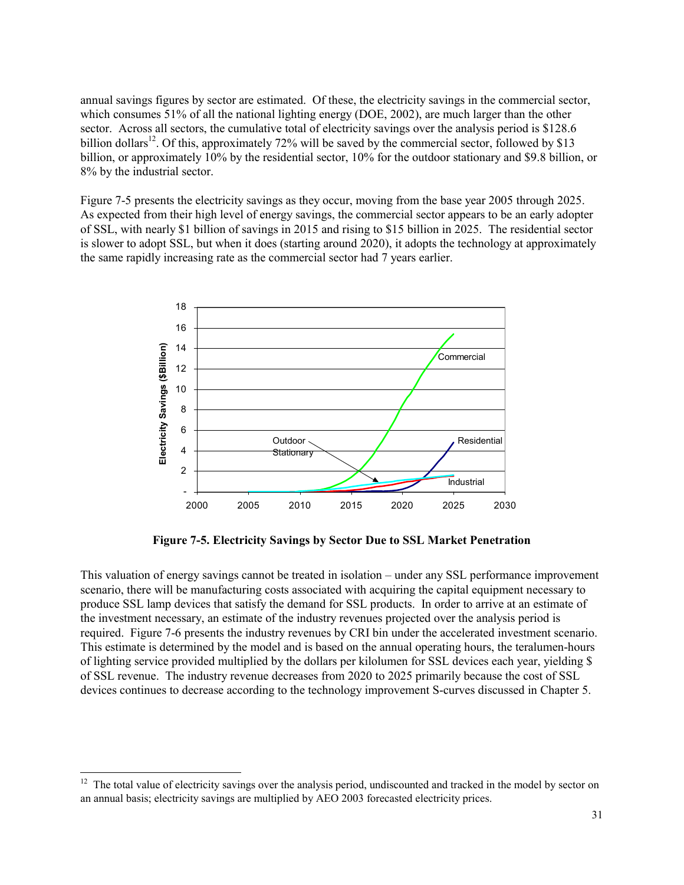annual savings figures by sector are estimated. Of these, the electricity savings in the commercial sector, which consumes 51% of all the national lighting energy (DOE, 2002), are much larger than the other sector. Across all sectors, the cumulative total of electricity savings over the analysis period is $128.6 billion dollars[12]. Of this, approximately 72% will be saved by the commercial sector, followed by $13 billion, or approximately 10% by the residential sector, 10% for the outdoor stationary and $9.8 billion, or 8% by the industrial sector.

Figure 7-5 presents the electricity savings as they occur, moving from the base year 2005 through 2025. As expected from their high level of energy savings, the commercial sector appears to be an early adopter of SSL, with nearly $1 billion of savings in 2015 and rising to $15 billion in 2025. The residential sector is slower to adopt SSL, but when it does (starting around 2020), it adopts the technology at approximately the same rapidly increasing rate as the commercial sector had 7 years earlier.

**Figure 7-5. Electricity Savings by Sector Due to SSL Market Penetration**

This valuation of energy savings cannot be treated in isolation – under any SSL performance improvement scenario, there will be manufacturing costs associated with acquiring the capital equipment necessary to produce SSL lamp devices that satisfy the demand for SSL products. In order to arrive at an estimate of the investment necessary, an estimate of the industry revenues projected over the analysis period is required. Figure 7-6 presents the industry revenues by CRI bin under the accelerated investment scenario. This estimate is determined by the model and is based on the annual operating hours, the teralumen-hours of lighting service provided multiplied by the dollars per kilolumen for SSL devices each year, yielding $ of SSL revenue. The industry revenue decreases from 2020 to 2025 primarily because the cost of SSL devices continues to decrease according to the technology improvement S-curves discussed in Chapter 5.

[12] The total value of electricity savings over the analysis period, undiscounted and tracked in the model by sector on an annual basis; electricity savings are multiplied by AEO 2003 forecasted electricity prices.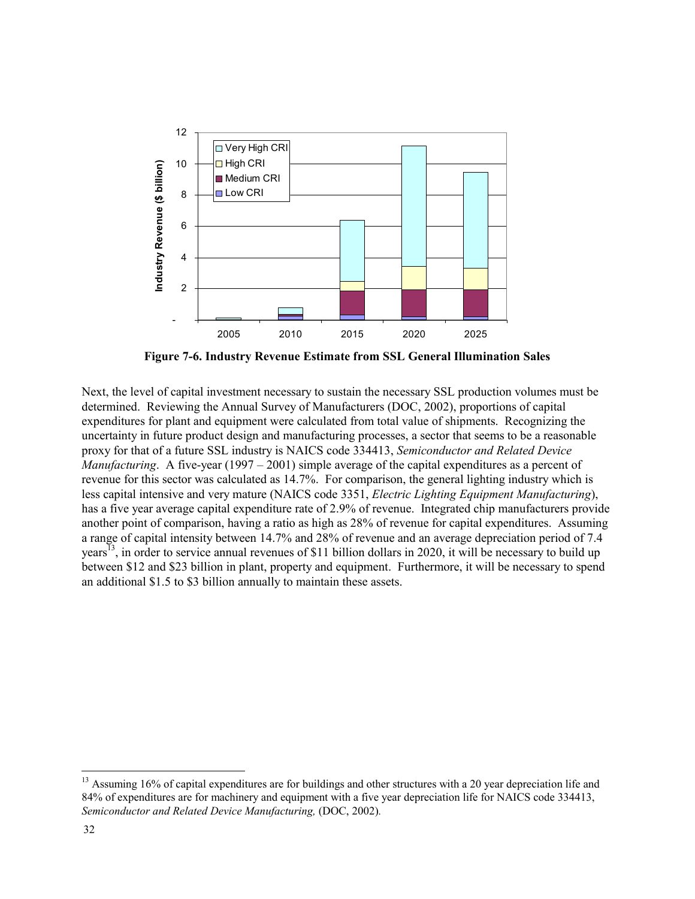**Figure 7-6. Industry Revenue Estimate from SSL General Illumination Sales**

Next, the level of capital investment necessary to sustain the necessary SSL production volumes must be determined. Reviewing the Annual Survey of Manufacturers (DOC, 2002), proportions of capital expenditures for plant and equipment were calculated from total value of shipments. Recognizing the uncertainty in future product design and manufacturing processes, a sector that seems to be a reasonable proxy for that of a future SSL industry is NAICS code 334413, *Semiconductor and Related Device Manufacturing*. A five-year (1997 – 2001) simple average of the capital expenditures as a percent of revenue for this sector was calculated as 14.7%. For comparison, the general lighting industry which is less capital intensive and very mature (NAICS code 3351, *Electric Lighting Equipment Manufacturing*), has a five year average capital expenditure rate of 2.9% of revenue. Integrated chip manufacturers provide another point of comparison, having a ratio as high as 28% of revenue for capital expenditures. Assuming a range of capital intensity between 14.7% and 28% of revenue and an average depreciation period of 7.4 years[13], in order to service annual revenues of $11 billion dollars in 2020, it will be necessary to build up between $12 and $23 billion in plant, property and equipment. Furthermore, it will be necessary to spend an additional $1.5 to $3 billion annually to maintain these assets.

---

[13] Assuming 16% of capital expenditures are for buildings and other structures with a 20 year depreciation life and 84% of expenditures are for machinery and equipment with a five year depreciation life for NAICS code 334413, *Semiconductor and Related Device Manufacturing,* (DOC, 2002).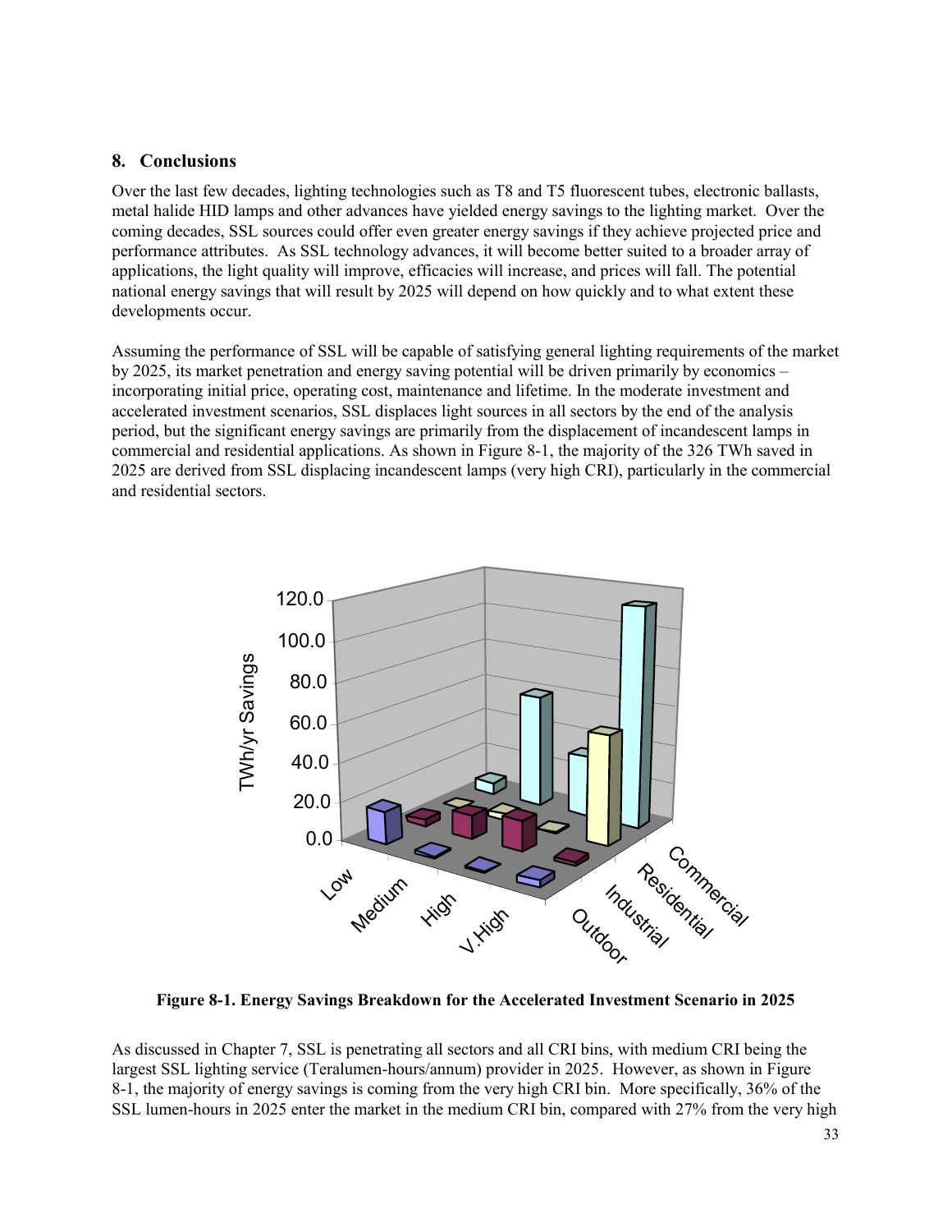## 8. Conclusions

Over the last few decades, lighting technologies such as T8 and T5 fluorescent tubes, electronic ballasts, metal halide HID lamps and other advances have yielded energy savings to the lighting market. Over the coming decades, SSL sources could offer even greater energy savings if they achieve projected price and performance attributes. As SSL technology advances, it will become better suited to a broader array of applications, the light quality will improve, efficacies will increase, and prices will fall. The potential national energy savings that will result by 2025 will depend on how quickly and to what extent these developments occur.

Assuming the performance of SSL will be capable of satisfying general lighting requirements of the market by 2025, its market penetration and energy saving potential will be driven primarily by economics – incorporating initial price, operating cost, maintenance and lifetime. In the moderate investment and accelerated investment scenarios, SSL displaces light sources in all sectors by the end of the analysis period, but the significant energy savings are primarily from the displacement of incandescent lamps in commercial and residential applications. As shown in Figure 8-1, the majority of the 326 TWh saved in 2025 are derived from SSL displacing incandescent lamps (very high CRI), particularly in the commercial and residential sectors.

**Figure 8-1. Energy Savings Breakdown for the Accelerated Investment Scenario in 2025**

As discussed in Chapter 7, SSL is penetrating all sectors and all CRI bins, with medium CRI being the largest SSL lighting service (Teralumen-hours/annum) provider in 2025. However, as shown in Figure 8-1, the majority of energy savings is coming from the very high CRI bin. More specifically, 36% of the SSL lumen-hours in 2025 enter the market in the medium CRI bin, compared with 27% from the very high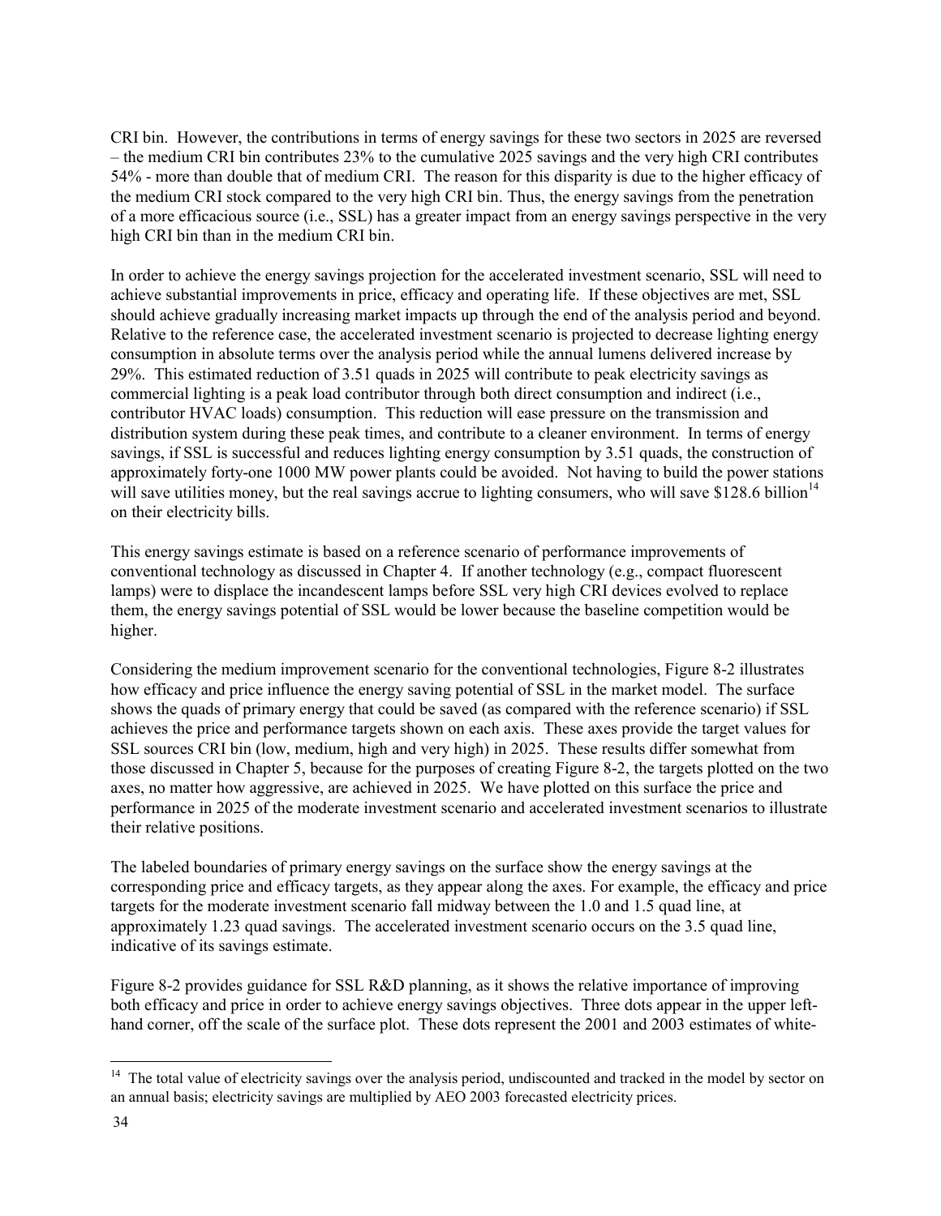CRI bin. However, the contributions in terms of energy savings for these two sectors in 2025 are reversed – the medium CRI bin contributes 23% to the cumulative 2025 savings and the very high CRI contributes 54% - more than double that of medium CRI. The reason for this disparity is due to the higher efficacy of the medium CRI stock compared to the very high CRI bin. Thus, the energy savings from the penetration of a more efficacious source (i.e., SSL) has a greater impact from an energy savings perspective in the very high CRI bin than in the medium CRI bin.

In order to achieve the energy savings projection for the accelerated investment scenario, SSL will need to achieve substantial improvements in price, efficacy and operating life. If these objectives are met, SSL should achieve gradually increasing market impacts up through the end of the analysis period and beyond. Relative to the reference case, the accelerated investment scenario is projected to decrease lighting energy consumption in absolute terms over the analysis period while the annual lumens delivered increase by 29%. This estimated reduction of 3.51 quads in 2025 will contribute to peak electricity savings as commercial lighting is a peak load contributor through both direct consumption and indirect (i.e., contributor HVAC loads) consumption. This reduction will ease pressure on the transmission and distribution system during these peak times, and contribute to a cleaner environment. In terms of energy savings, if SSL is successful and reduces lighting energy consumption by 3.51 quads, the construction of approximately forty-one 1000 MW power plants could be avoided. Not having to build the power stations will save utilities money, but the real savings accrue to lighting consumers, who will save \$128.6 billion[14] on their electricity bills.

This energy savings estimate is based on a reference scenario of performance improvements of conventional technology as discussed in Chapter 4. If another technology (e.g., compact fluorescent lamps) were to displace the incandescent lamps before SSL very high CRI devices evolved to replace them, the energy savings potential of SSL would be lower because the baseline competition would be higher.

Considering the medium improvement scenario for the conventional technologies, Figure 8-2 illustrates how efficacy and price influence the energy saving potential of SSL in the market model. The surface shows the quads of primary energy that could be saved (as compared with the reference scenario) if SSL achieves the price and performance targets shown on each axis. These axes provide the target values for SSL sources CRI bin (low, medium, high and very high) in 2025. These results differ somewhat from those discussed in Chapter 5, because for the purposes of creating Figure 8-2, the targets plotted on the two axes, no matter how aggressive, are achieved in 2025. We have plotted on this surface the price and performance in 2025 of the moderate investment scenario and accelerated investment scenarios to illustrate their relative positions.

The labeled boundaries of primary energy savings on the surface show the energy savings at the corresponding price and efficacy targets, as they appear along the axes. For example, the efficacy and price targets for the moderate investment scenario fall midway between the 1.0 and 1.5 quad line, at approximately 1.23 quad savings. The accelerated investment scenario occurs on the 3.5 quad line, indicative of its savings estimate.

Figure 8-2 provides guidance for SSL R&D planning, as it shows the relative importance of improving both efficacy and price in order to achieve energy savings objectives. Three dots appear in the upper left-hand corner, off the scale of the surface plot. These dots represent the 2001 and 2003 estimates of white-

[14] The total value of electricity savings over the analysis period, undiscounted and tracked in the model by sector on an annual basis; electricity savings are multiplied by AEO 2003 forecasted electricity prices.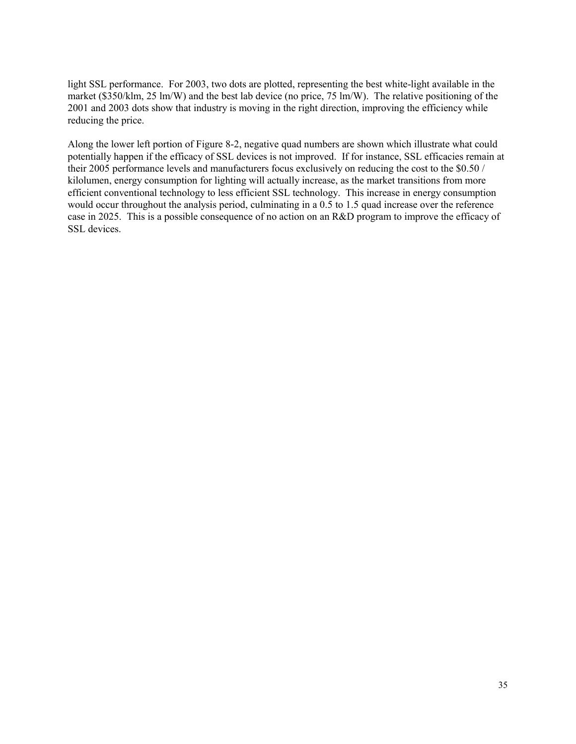light SSL performance. For 2003, two dots are plotted, representing the best white-light available in the market ($350/klm, 25 lm/W) and the best lab device (no price, 75 lm/W). The relative positioning of the 2001 and 2003 dots show that industry is moving in the right direction, improving the efficiency while reducing the price.

Along the lower left portion of Figure 8-2, negative quad numbers are shown which illustrate what could potentially happen if the efficacy of SSL devices is not improved. If for instance, SSL efficacies remain at their 2005 performance levels and manufacturers focus exclusively on reducing the cost to the $0.50 / kilolumen, energy consumption for lighting will actually increase, as the market transitions from more efficient conventional technology to less efficient SSL technology. This increase in energy consumption would occur throughout the analysis period, culminating in a 0.5 to 1.5 quad increase over the reference case in 2025. This is a possible consequence of no action on an R&D program to improve the efficacy of SSL devices.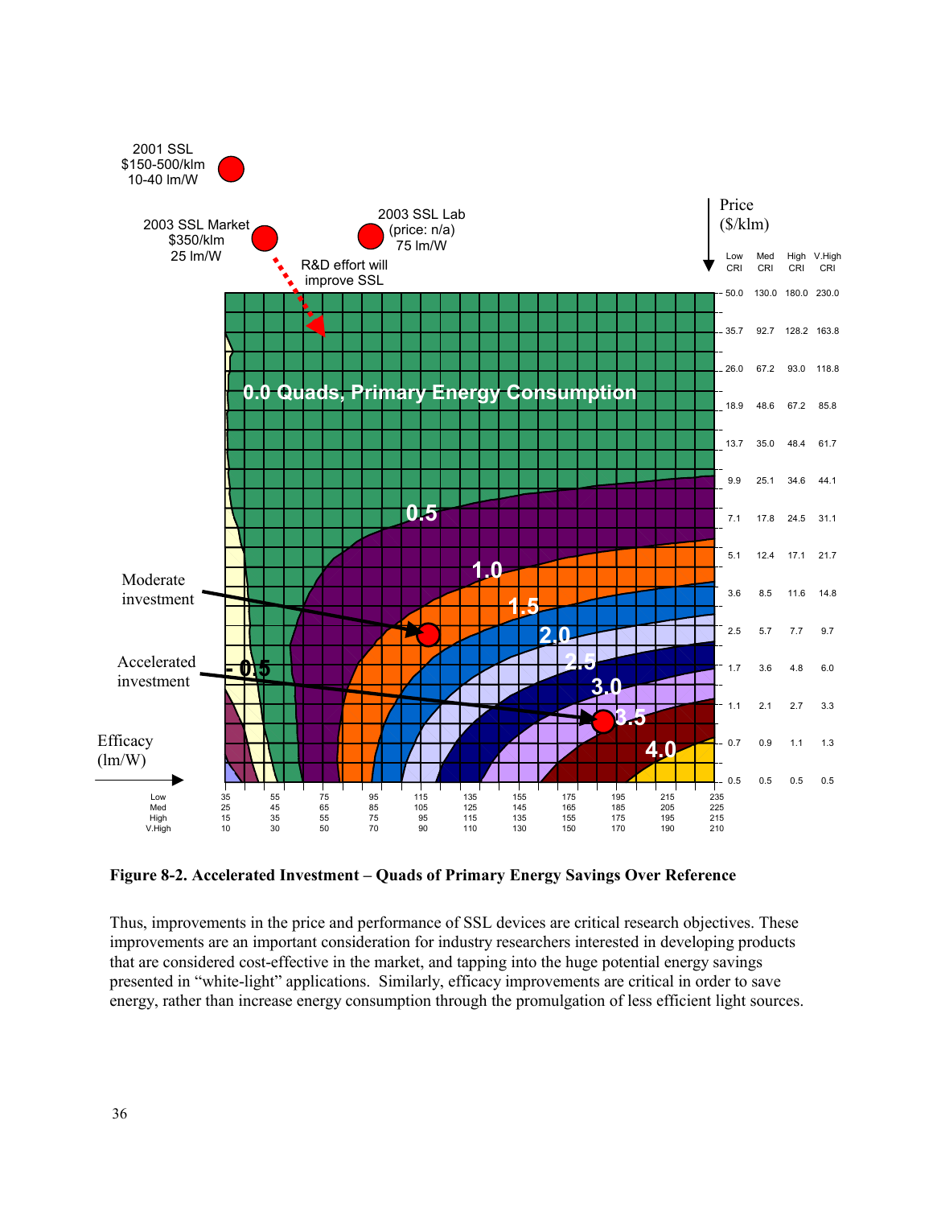**Figure 8-2. Accelerated Investment – Quads of Primary Energy Savings Over Reference**

Thus, improvements in the price and performance of SSL devices are critical research objectives. These improvements are an important consideration for industry researchers interested in developing products that are considered cost-effective in the market, and tapping into the huge potential energy savings presented in "white-light" applications. Similarly, efficacy improvements are critical in order to save energy, rather than increase energy consumption through the promulgation of less efficient light sources.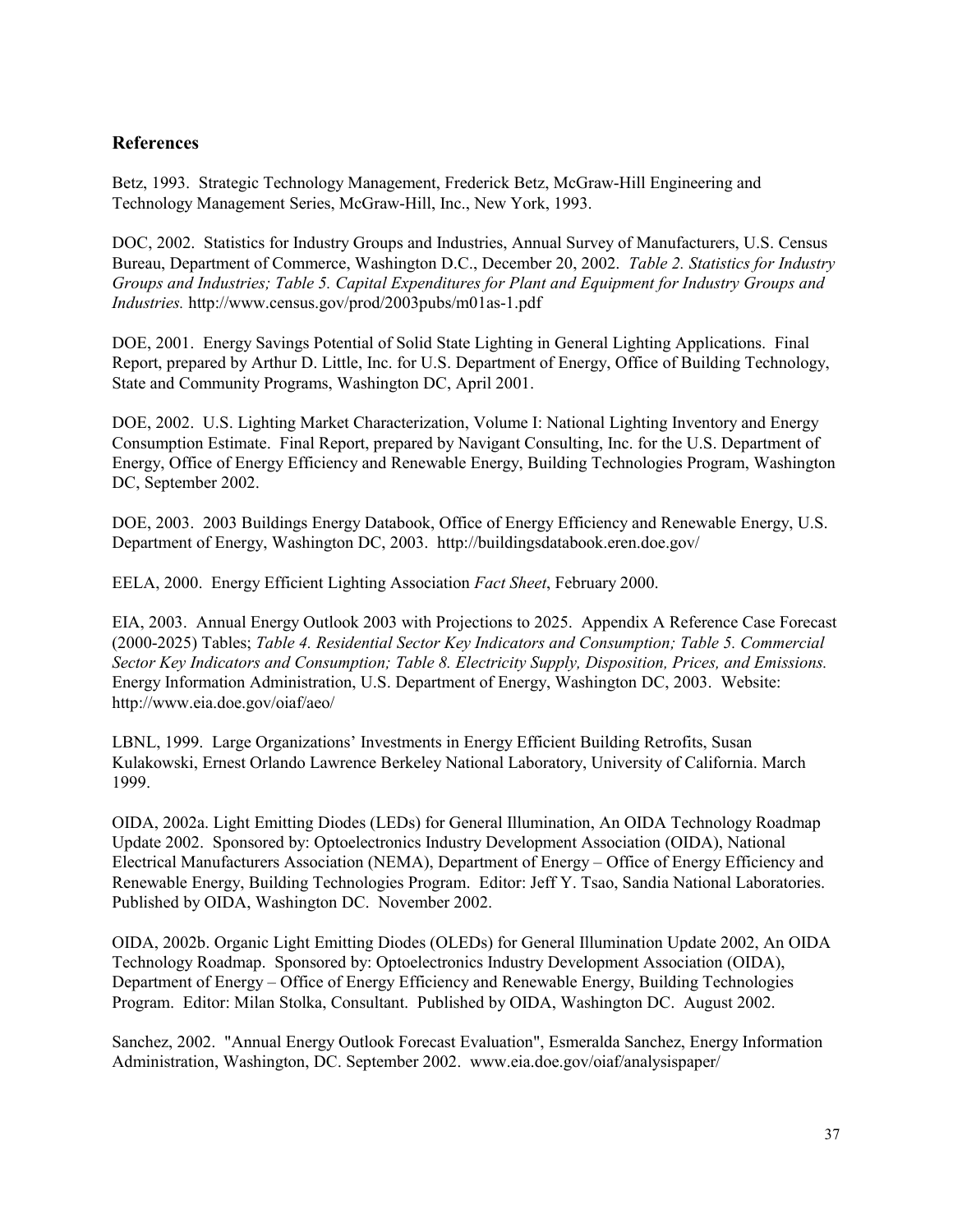## References

Betz, 1993. Strategic Technology Management, Frederick Betz, McGraw-Hill Engineering and Technology Management Series, McGraw-Hill, Inc., New York, 1993.

DOC, 2002. Statistics for Industry Groups and Industries, Annual Survey of Manufacturers, U.S. Census Bureau, Department of Commerce, Washington D.C., December 20, 2002. *Table 2. Statistics for Industry Groups and Industries; Table 5. Capital Expenditures for Plant and Equipment for Industry Groups and Industries.* http://www.census.gov/prod/2003pubs/m01as-1.pdf

DOE, 2001. Energy Savings Potential of Solid State Lighting in General Lighting Applications. Final Report, prepared by Arthur D. Little, Inc. for U.S. Department of Energy, Office of Building Technology, State and Community Programs, Washington DC, April 2001.

DOE, 2002. U.S. Lighting Market Characterization, Volume I: National Lighting Inventory and Energy Consumption Estimate. Final Report, prepared by Navigant Consulting, Inc. for the U.S. Department of Energy, Office of Energy Efficiency and Renewable Energy, Building Technologies Program, Washington DC, September 2002.

DOE, 2003. 2003 Buildings Energy Databook, Office of Energy Efficiency and Renewable Energy, U.S. Department of Energy, Washington DC, 2003. http://buildingsdatabook.eren.doe.gov/

EELA, 2000. Energy Efficient Lighting Association *Fact Sheet*, February 2000.

EIA, 2003. Annual Energy Outlook 2003 with Projections to 2025. Appendix A Reference Case Forecast (2000-2025) Tables; *Table 4. Residential Sector Key Indicators and Consumption; Table 5. Commercial Sector Key Indicators and Consumption; Table 8. Electricity Supply, Disposition, Prices, and Emissions.* Energy Information Administration, U.S. Department of Energy, Washington DC, 2003. Website: http://www.eia.doe.gov/oiaf/aeo/

LBNL, 1999. Large Organizations' Investments in Energy Efficient Building Retrofits, Susan Kulakowski, Ernest Orlando Lawrence Berkeley National Laboratory, University of California. March 1999.

OIDA, 2002a. Light Emitting Diodes (LEDs) for General Illumination, An OIDA Technology Roadmap Update 2002. Sponsored by: Optoelectronics Industry Development Association (OIDA), National Electrical Manufacturers Association (NEMA), Department of Energy – Office of Energy Efficiency and Renewable Energy, Building Technologies Program. Editor: Jeff Y. Tsao, Sandia National Laboratories. Published by OIDA, Washington DC. November 2002.

OIDA, 2002b. Organic Light Emitting Diodes (OLEDs) for General Illumination Update 2002, An OIDA Technology Roadmap. Sponsored by: Optoelectronics Industry Development Association (OIDA), Department of Energy – Office of Energy Efficiency and Renewable Energy, Building Technologies Program. Editor: Milan Stolka, Consultant. Published by OIDA, Washington DC. August 2002.

Sanchez, 2002. "Annual Energy Outlook Forecast Evaluation", Esmeralda Sanchez, Energy Information Administration, Washington, DC. September 2002. www.eia.doe.gov/oiaf/analysispaper/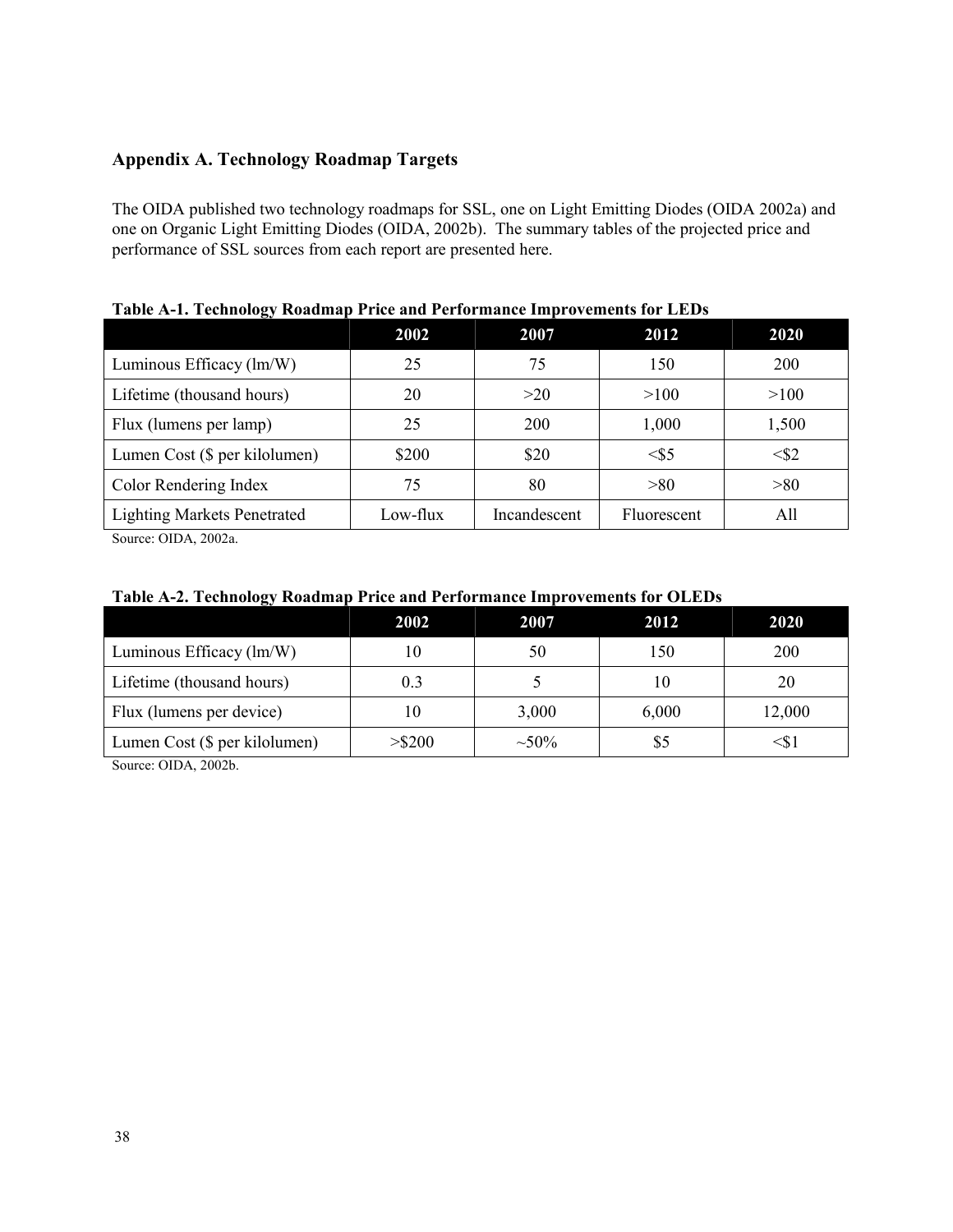## Appendix A. Technology Roadmap Targets

The OIDA published two technology roadmaps for SSL, one on Light Emitting Diodes (OIDA 2002a) and one on Organic Light Emitting Diodes (OIDA, 2002b). The summary tables of the projected price and performance of SSL sources from each report are presented here.

**Table A-1. Technology Roadmap Price and Performance Improvements for LEDs**

| | 2002 | 2007 | 2012 | 2020 |
|---|---|---|---|---|
| Luminous Efficacy (lm/W) | 25 | 75 | 150 | 200 |
| Lifetime (thousand hours) | 20 | >20 | >100 | >100 |
| Flux (lumens per lamp) | 25 | 200 | 1,000 | 1,500 |
| Lumen Cost ($ per kilolumen) | $200 | $20 | <$5 | <$2 |
| Color Rendering Index | 75 | 80 | >80 | >80 |
| Lighting Markets Penetrated | Low-flux | Incandescent | Fluorescent | All |

Source: OIDA, 2002a.

**Table A-2. Technology Roadmap Price and Performance Improvements for OLEDs**

| | 2002 | 2007 | 2012 | 2020 |
|---|---|---|---|---|
| Luminous Efficacy (lm/W) | 10 | 50 | 150 | 200 |
| Lifetime (thousand hours) | 0.3 | 5 | 10 | 20 |
| Flux (lumens per device) | 10 | 3,000 | 6,000 | 12,000 |
| Lumen Cost ($ per kilolumen) | >$200 | ~50% | $5 | <$1 |

Source: OIDA, 2002b.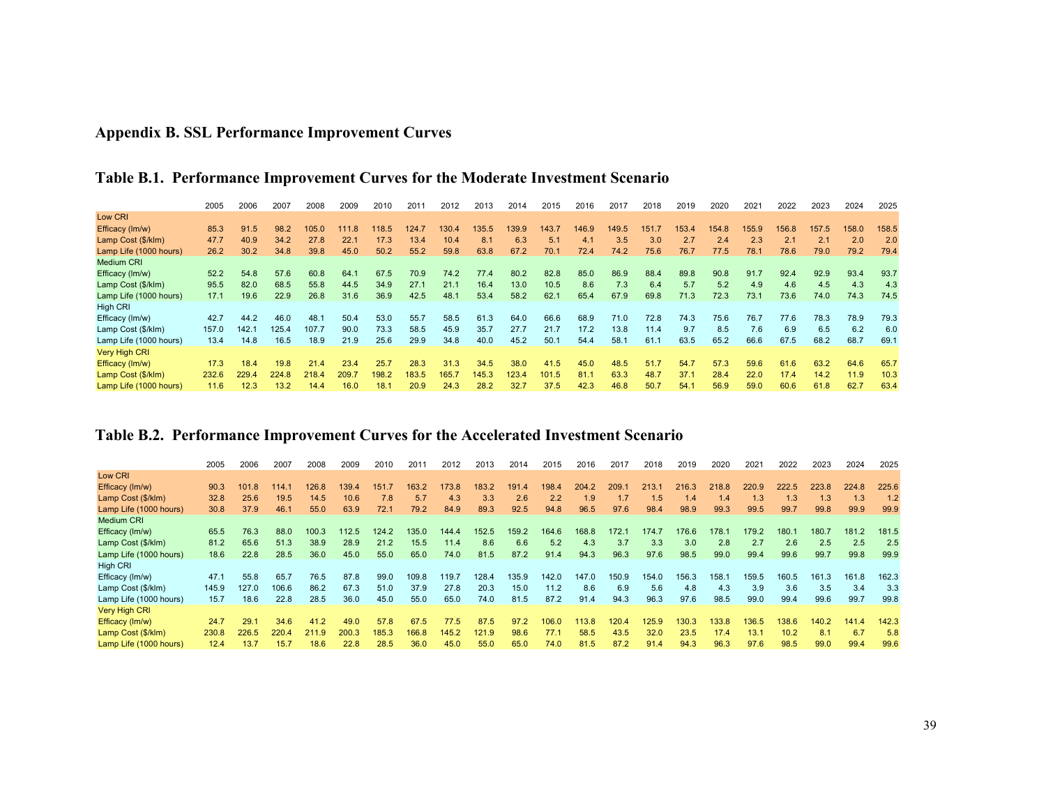# Appendix B. SSL Performance Improvement Curves

## Table B.1. Performance Improvement Curves for the Moderate Investment Scenario

| | 2005 | 2006 | 2007 | 2008 | 2009 | 2010 | 2011 | 2012 | 2013 | 2014 | 2015 | 2016 | 2017 | 2018 | 2019 | 2020 | 2021 | 2022 | 2023 | 2024 | 2025 |
|---|---|---|---|---|---|---|---|---|---|---|---|---|---|---|---|---|---|---|---|---|---|
| Low CRI | | | | | | | | | | | | | | | | | | | | | |
| Efficacy (lm/w) | 85.3 | 91.5 | 98.2 | 105.0 | 111.8 | 118.5 | 124.7 | 130.4 | 135.5 | 139.9 | 143.7 | 146.9 | 149.5 | 151.7 | 153.4 | 154.8 | 155.9 | 156.8 | 157.5 | 158.0 | 158.5 |
| Lamp Cost ($/klm) | 47.7 | 40.9 | 34.2 | 27.8 | 22.1 | 17.3 | 13.4 | 10.4 | 8.1 | 6.3 | 5.1 | 4.1 | 3.5 | 3.0 | 2.7 | 2.4 | 2.3 | 2.1 | 2.1 | 2.0 | 2.0 |
| Lamp Life (1000 hours) | 26.2 | 30.2 | 34.8 | 39.8 | 45.0 | 50.2 | 55.2 | 59.8 | 63.8 | 67.2 | 70.1 | 72.4 | 74.2 | 75.6 | 76.7 | 77.5 | 78.1 | 78.6 | 79.0 | 79.2 | 79.4 |
| Medium CRI | | | | | | | | | | | | | | | | | | | | | |
| Efficacy (lm/w) | 52.2 | 54.8 | 57.6 | 60.8 | 64.1 | 67.5 | 70.9 | 74.2 | 77.4 | 80.2 | 82.8 | 85.0 | 86.9 | 88.4 | 89.8 | 90.8 | 91.7 | 92.4 | 92.9 | 93.4 | 93.7 |
| Lamp Cost ($/klm) | 95.5 | 82.0 | 68.5 | 55.8 | 44.5 | 34.9 | 27.1 | 21.1 | 16.4 | 13.0 | 10.5 | 8.6 | 7.3 | 6.4 | 5.7 | 5.2 | 4.9 | 4.6 | 4.5 | 4.3 | 4.3 |
| Lamp Life (1000 hours) | 17.1 | 19.6 | 22.9 | 26.8 | 31.6 | 36.9 | 42.5 | 48.1 | 53.4 | 58.2 | 62.1 | 65.4 | 67.9 | 69.8 | 71.3 | 72.3 | 73.1 | 73.6 | 74.0 | 74.3 | 74.5 |
| High CRI | | | | | | | | | | | | | | | | | | | | | |
| Efficacy (lm/w) | 42.7 | 44.2 | 46.0 | 48.1 | 50.4 | 53.0 | 55.7 | 58.5 | 61.3 | 64.0 | 66.6 | 68.9 | 71.0 | 72.8 | 74.3 | 75.6 | 76.7 | 77.6 | 78.3 | 78.9 | 79.3 |
| Lamp Cost ($/klm) | 157.0 | 142.1 | 125.4 | 107.7 | 90.0 | 73.3 | 58.5 | 45.9 | 35.7 | 27.7 | 21.7 | 17.2 | 13.8 | 11.4 | 9.7 | 8.5 | 7.6 | 6.9 | 6.5 | 6.2 | 6.0 |
| Lamp Life (1000 hours) | 13.4 | 14.8 | 16.5 | 18.9 | 21.9 | 25.6 | 29.9 | 34.8 | 40.0 | 45.2 | 50.1 | 54.4 | 58.1 | 61.1 | 63.5 | 65.2 | 66.6 | 67.5 | 68.2 | 68.7 | 69.1 |
| Very High CRI | | | | | | | | | | | | | | | | | | | | | |
| Efficacy (lm/w) | 17.3 | 18.4 | 19.8 | 21.4 | 23.4 | 25.7 | 28.3 | 31.3 | 34.5 | 38.0 | 41.5 | 45.0 | 48.5 | 51.7 | 54.7 | 57.3 | 59.6 | 61.6 | 63.2 | 64.6 | 65.7 |
| Lamp Cost ($/klm) | 232.6 | 229.4 | 224.8 | 218.4 | 209.7 | 198.2 | 183.5 | 165.7 | 145.3 | 123.4 | 101.5 | 81.1 | 63.3 | 48.7 | 37.1 | 28.4 | 22.0 | 17.4 | 14.2 | 11.9 | 10.3 |
| Lamp Life (1000 hours) | 11.6 | 12.3 | 13.2 | 14.4 | 16.0 | 18.1 | 20.9 | 24.3 | 28.2 | 32.7 | 37.5 | 42.3 | 46.8 | 50.7 | 54.1 | 56.9 | 59.0 | 60.6 | 61.8 | 62.7 | 63.4 |

## Table B.2. Performance Improvement Curves for the Accelerated Investment Scenario

| | 2005 | 2006 | 2007 | 2008 | 2009 | 2010 | 2011 | 2012 | 2013 | 2014 | 2015 | 2016 | 2017 | 2018 | 2019 | 2020 | 2021 | 2022 | 2023 | 2024 | 2025 |
|---|---|---|---|---|---|---|---|---|---|---|---|---|---|---|---|---|---|---|---|---|---|
| Low CRI | | | | | | | | | | | | | | | | | | | | | |
| Efficacy (lm/w) | 90.3 | 101.8 | 114.1 | 126.8 | 139.4 | 151.7 | 163.2 | 173.8 | 183.2 | 191.4 | 198.4 | 204.2 | 209.1 | 213.1 | 216.3 | 218.8 | 220.9 | 222.5 | 223.8 | 224.8 | 225.6 |
| Lamp Cost ($/klm) | 32.8 | 25.6 | 19.5 | 14.5 | 10.6 | 7.8 | 5.7 | 4.3 | 3.3 | 2.6 | 2.2 | 1.9 | 1.7 | 1.5 | 1.4 | 1.4 | 1.3 | 1.3 | 1.3 | 1.3 | 1.2 |
| Lamp Life (1000 hours) | 30.8 | 37.9 | 46.1 | 55.0 | 63.9 | 72.1 | 79.2 | 84.9 | 89.3 | 92.5 | 94.8 | 96.5 | 97.6 | 98.4 | 98.9 | 99.3 | 99.5 | 99.7 | 99.8 | 99.9 | 99.9 |
| Medium CRI | | | | | | | | | | | | | | | | | | | | | |
| Efficacy (lm/w) | 65.5 | 76.3 | 88.0 | 100.3 | 112.5 | 124.2 | 135.0 | 144.4 | 152.5 | 159.2 | 164.6 | 168.8 | 172.1 | 174.7 | 176.6 | 178.1 | 179.2 | 180.1 | 180.7 | 181.2 | 181.5 |
| Lamp Cost ($/klm) | 81.2 | 65.6 | 51.3 | 38.9 | 28.9 | 21.2 | 15.5 | 11.4 | 8.6 | 6.6 | 5.2 | 4.3 | 3.7 | 3.3 | 3.0 | 2.8 | 2.7 | 2.6 | 2.5 | 2.5 | 2.5 |
| Lamp Life (1000 hours) | 18.6 | 22.8 | 28.5 | 36.0 | 45.0 | 55.0 | 65.0 | 74.0 | 81.5 | 87.2 | 91.4 | 94.3 | 96.3 | 97.6 | 98.5 | 99.0 | 99.4 | 99.6 | 99.7 | 99.8 | 99.9 |
| High CRI | | | | | | | | | | | | | | | | | | | | | |
| Efficacy (lm/w) | 47.1 | 55.8 | 65.7 | 76.5 | 87.8 | 99.0 | 109.8 | 119.7 | 128.4 | 135.9 | 142.0 | 147.0 | 150.9 | 154.0 | 156.3 | 158.1 | 159.5 | 160.5 | 161.3 | 161.8 | 162.3 |
| Lamp Cost ($/klm) | 145.9 | 127.0 | 106.6 | 86.2 | 67.3 | 51.0 | 37.9 | 27.8 | 20.3 | 15.0 | 11.2 | 8.6 | 6.9 | 5.6 | 4.8 | 4.3 | 3.9 | 3.6 | 3.5 | 3.4 | 3.3 |
| Lamp Life (1000 hours) | 15.7 | 18.6 | 22.8 | 28.5 | 36.0 | 45.0 | 55.0 | 65.0 | 74.0 | 81.5 | 87.2 | 91.4 | 94.3 | 96.3 | 97.6 | 98.5 | 99.0 | 99.4 | 99.6 | 99.7 | 99.8 |
| Very High CRI | | | | | | | | | | | | | | | | | | | | | |
| Efficacy (lm/w) | 24.7 | 29.1 | 34.6 | 41.2 | 49.0 | 57.8 | 67.5 | 77.5 | 87.5 | 97.2 | 106.0 | 113.8 | 120.4 | 125.9 | 130.3 | 133.8 | 136.5 | 138.6 | 140.2 | 141.4 | 142.3 |
| Lamp Cost ($/klm) | 230.8 | 226.5 | 220.4 | 211.9 | 200.3 | 185.3 | 166.8 | 145.2 | 121.9 | 98.6 | 77.1 | 58.5 | 43.5 | 32.0 | 23.5 | 17.4 | 13.1 | 10.2 | 8.1 | 6.7 | 5.8 |
| Lamp Life (1000 hours) | 12.4 | 13.7 | 15.7 | 18.6 | 22.8 | 28.5 | 36.0 | 45.0 | 55.0 | 65.0 | 74.0 | 81.5 | 87.2 | 91.4 | 94.3 | 96.3 | 97.6 | 98.5 | 99.0 | 99.4 | 99.6 |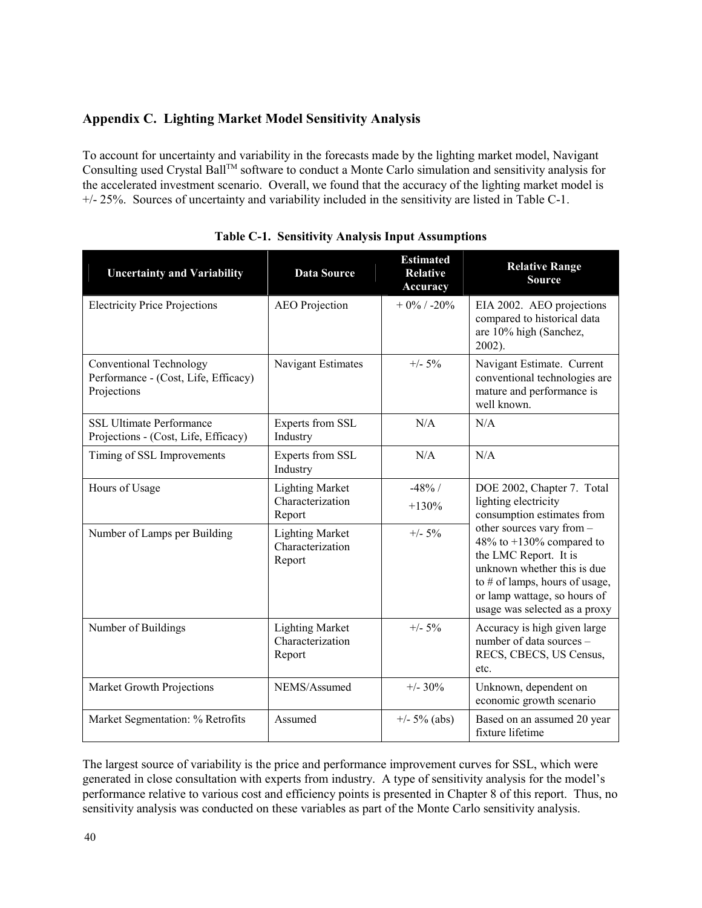## Appendix C. Lighting Market Model Sensitivity Analysis

To account for uncertainty and variability in the forecasts made by the lighting market model, Navigant Consulting used Crystal Ball™ software to conduct a Monte Carlo simulation and sensitivity analysis for the accelerated investment scenario. Overall, we found that the accuracy of the lighting market model is +/- 25%. Sources of uncertainty and variability included in the sensitivity are listed in Table C-1.

**Table C-1. Sensitivity Analysis Input Assumptions**

| Uncertainty and Variability | Data Source | Estimated Relative Accuracy | Relative Range Source |
|---|---|---|---|
| Electricity Price Projections | AEO Projection | + 0% / -20% | EIA 2002. AEO projections compared to historical data are 10% high (Sanchez, 2002). |
| Conventional Technology Performance - (Cost, Life, Efficacy) Projections | Navigant Estimates | +/- 5% | Navigant Estimate. Current conventional technologies are mature and performance is well known. |
| SSL Ultimate Performance Projections - (Cost, Life, Efficacy) | Experts from SSL Industry | N/A | N/A |
| Timing of SSL Improvements | Experts from SSL Industry | N/A | N/A |
| Hours of Usage | Lighting Market Characterization Report | -48% / +130% | DOE 2002, Chapter 7. Total lighting electricity consumption estimates from other sources vary from –48% to +130% compared to the LMC Report. It is unknown whether this is due to # of lamps, hours of usage, or lamp wattage, so hours of usage was selected as a proxy |
| Number of Lamps per Building | Lighting Market Characterization Report | +/- 5% | |
| Number of Buildings | Lighting Market Characterization Report | +/- 5% | Accuracy is high given large number of data sources – RECS, CBECS, US Census, etc. |
| Market Growth Projections | NEMS/Assumed | +/- 30% | Unknown, dependent on economic growth scenario |
| Market Segmentation: % Retrofits | Assumed | +/- 5% (abs) | Based on an assumed 20 year fixture lifetime |

The largest source of variability is the price and performance improvement curves for SSL, which were generated in close consultation with experts from industry. A type of sensitivity analysis for the model's performance relative to various cost and efficiency points is presented in Chapter 8 of this report. Thus, no sensitivity analysis was conducted on these variables as part of the Monte Carlo sensitivity analysis.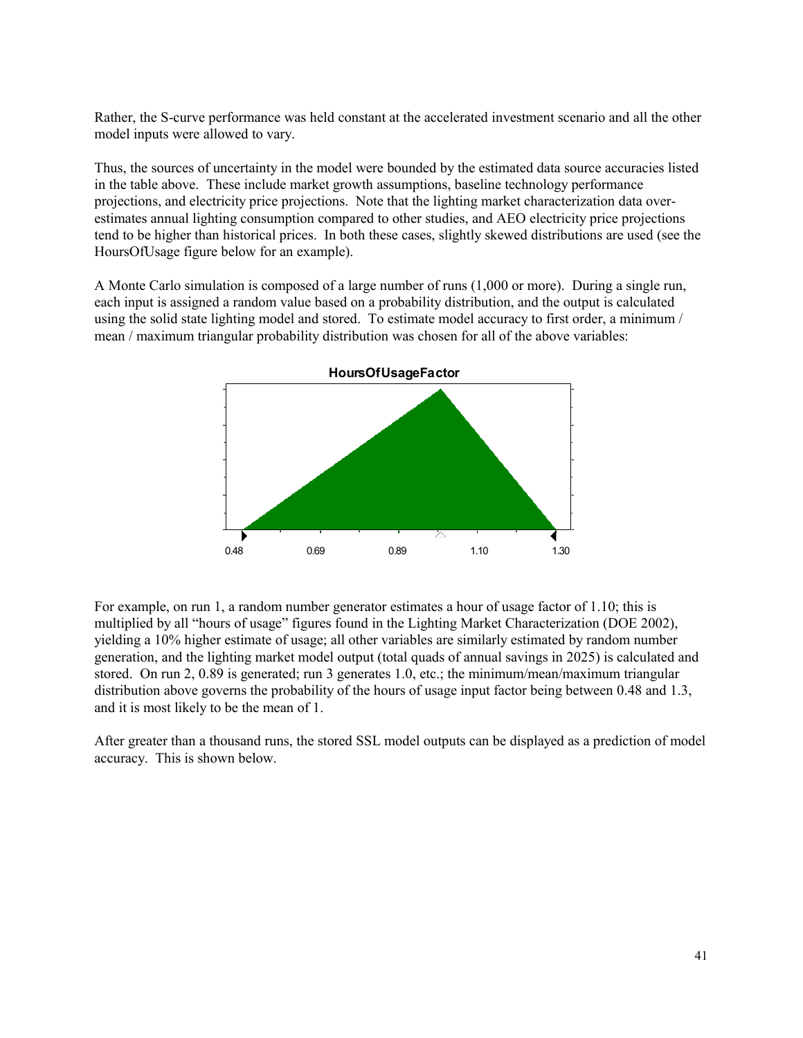Rather, the S-curve performance was held constant at the accelerated investment scenario and all the other model inputs were allowed to vary.

Thus, the sources of uncertainty in the model were bounded by the estimated data source accuracies listed in the table above. These include market growth assumptions, baseline technology performance projections, and electricity price projections. Note that the lighting market characterization data over-estimates annual lighting consumption compared to other studies, and AEO electricity price projections tend to be higher than historical prices. In both these cases, slightly skewed distributions are used (see the HoursOfUsage figure below for an example).

A Monte Carlo simulation is composed of a large number of runs (1,000 or more). During a single run, each input is assigned a random value based on a probability distribution, and the output is calculated using the solid state lighting model and stored. To estimate model accuracy to first order, a minimum / mean / maximum triangular probability distribution was chosen for all of the above variables:

**HoursOfUsageFactor**

0.48 0.69 0.89 1.10 1.30

For example, on run 1, a random number generator estimates a hour of usage factor of 1.10; this is multiplied by all "hours of usage" figures found in the Lighting Market Characterization (DOE 2002), yielding a 10% higher estimate of usage; all other variables are similarly estimated by random number generation, and the lighting market model output (total quads of annual savings in 2025) is calculated and stored. On run 2, 0.89 is generated; run 3 generates 1.0, etc.; the minimum/mean/maximum triangular distribution above governs the probability of the hours of usage input factor being between 0.48 and 1.3, and it is most likely to be the mean of 1.

After greater than a thousand runs, the stored SSL model outputs can be displayed as a prediction of model accuracy. This is shown below.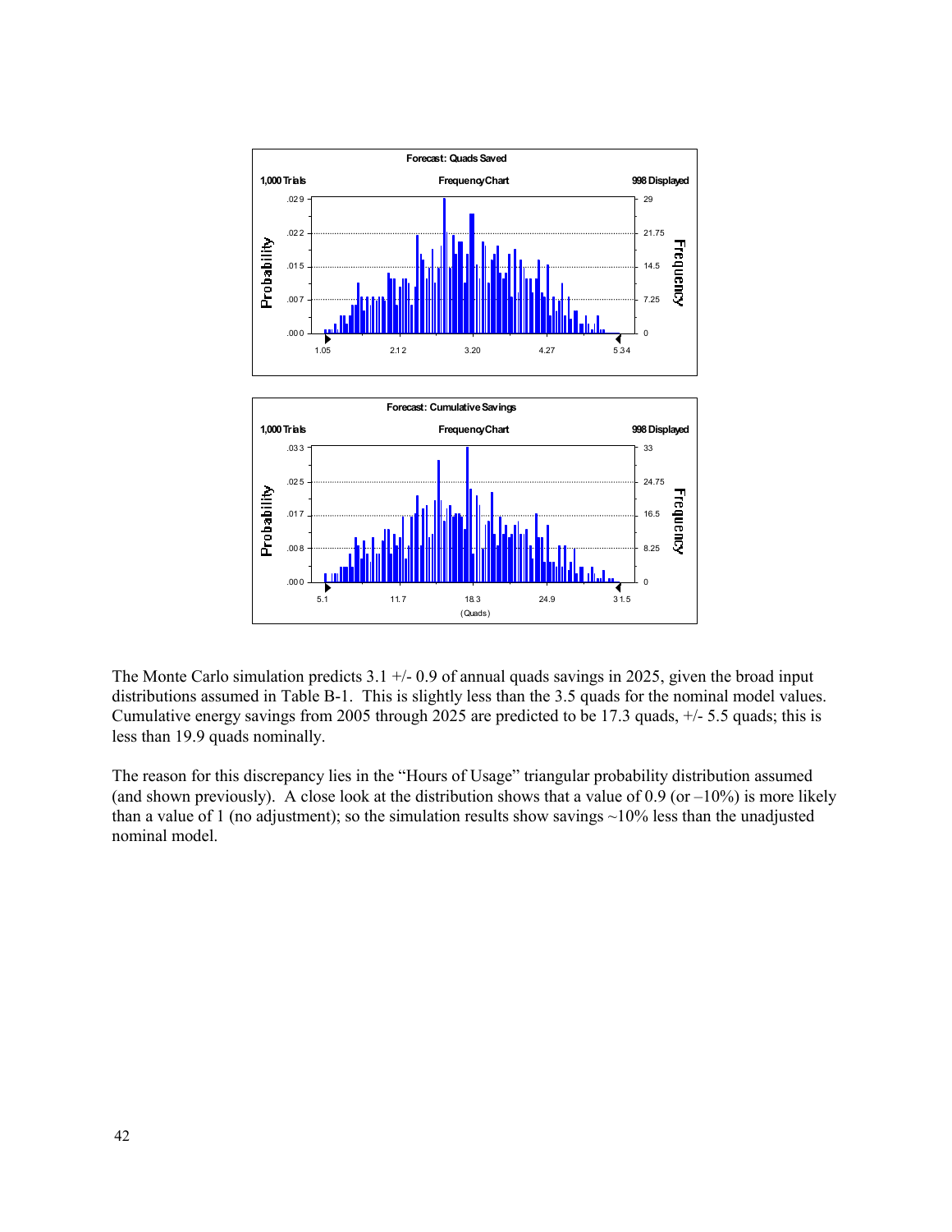**Forecast: Quads Saved**

1,000 Trials — Frequency Chart — 998 Displayed

**Forecast: Cumulative Savings**

1,000 Trials — Frequency Chart — 998 Displayed

(Quads)

The Monte Carlo simulation predicts 3.1 +/- 0.9 of annual quads savings in 2025, given the broad input distributions assumed in Table B-1. This is slightly less than the 3.5 quads for the nominal model values. Cumulative energy savings from 2005 through 2025 are predicted to be 17.3 quads, +/- 5.5 quads; this is less than 19.9 quads nominally.

The reason for this discrepancy lies in the "Hours of Usage" triangular probability distribution assumed (and shown previously). A close look at the distribution shows that a value of 0.9 (or –10%) is more likely than a value of 1 (no adjustment); so the simulation results show savings ~10% less than the unadjusted nominal model.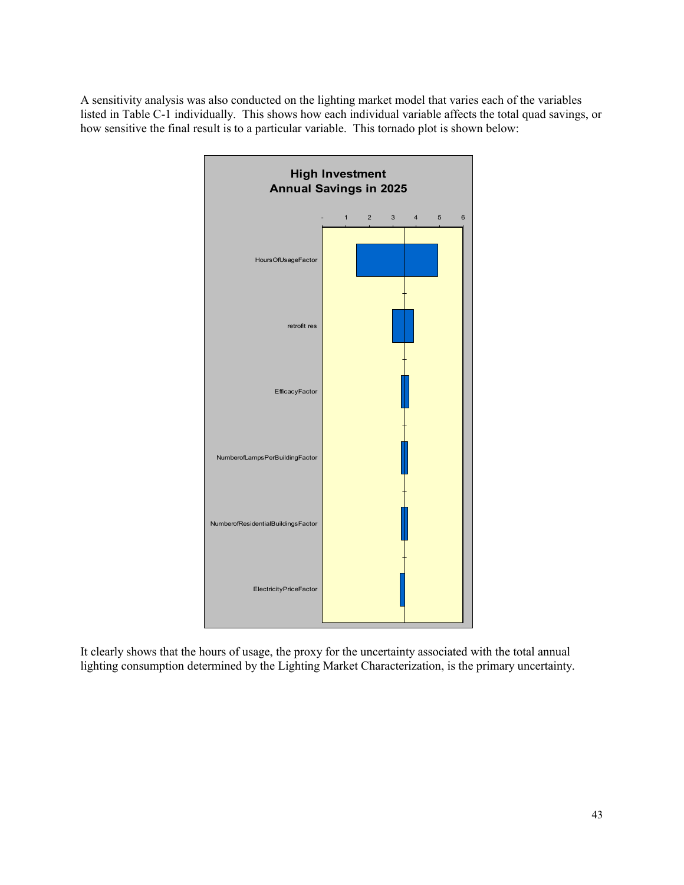A sensitivity analysis was also conducted on the lighting market model that varies each of the variables listed in Table C-1 individually. This shows how each individual variable affects the total quad savings, or how sensitive the final result is to a particular variable. This tornado plot is shown below:

**High Investment**
**Annual Savings in 2025**

- 1 2 3 4 5 6

HoursOfUsageFactor

retrofit res

EfficacyFactor

NumberofLampsPerBuildingFactor

NumberofResidentialBuildingsFactor

ElectricityPriceFactor

It clearly shows that the hours of usage, the proxy for the uncertainty associated with the total annual lighting consumption determined by the Lighting Market Characterization, is the primary uncertainty.